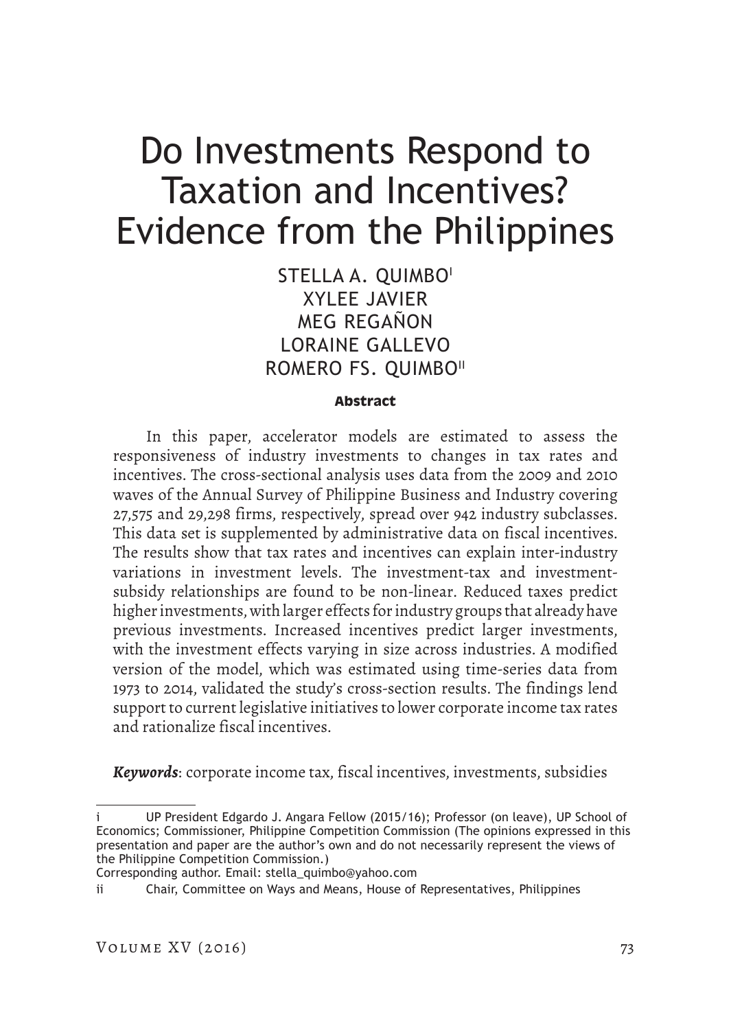# Do Investments Respond to Taxation and Incentives? Evidence from the Philippines

STELLA A. QUIMBO[i]
XYLEE JAVIER
MEG REGAÑON
LORAINE GALLEVO
ROMERO FS. QUIMBO[ii]

**Abstract**

In this paper, accelerator models are estimated to assess the responsiveness of industry investments to changes in tax rates and incentives. The cross-sectional analysis uses data from the 2009 and 2010 waves of the Annual Survey of Philippine Business and Industry covering 27,575 and 29,298 firms, respectively, spread over 942 industry subclasses. This data set is supplemented by administrative data on fiscal incentives. The results show that tax rates and incentives can explain inter-industry variations in investment levels. The investment-tax and investment-subsidy relationships are found to be non-linear. Reduced taxes predict higher investments, with larger effects for industry groups that already have previous investments. Increased incentives predict larger investments, with the investment effects varying in size across industries. A modified version of the model, which was estimated using time-series data from 1973 to 2014, validated the study's cross-section results. The findings lend support to current legislative initiatives to lower corporate income tax rates and rationalize fiscal incentives.

***Keywords***: corporate income tax, fiscal incentives, investments, subsidies

---

i UP President Edgardo J. Angara Fellow (2015/16); Professor (on leave), UP School of Economics; Commissioner, Philippine Competition Commission (The opinions expressed in this presentation and paper are the author's own and do not necessarily represent the views of the Philippine Competition Commission.)
Corresponding author. Email: stella_quimbo@yahoo.com

ii Chair, Committee on Ways and Means, House of Representatives, Philippines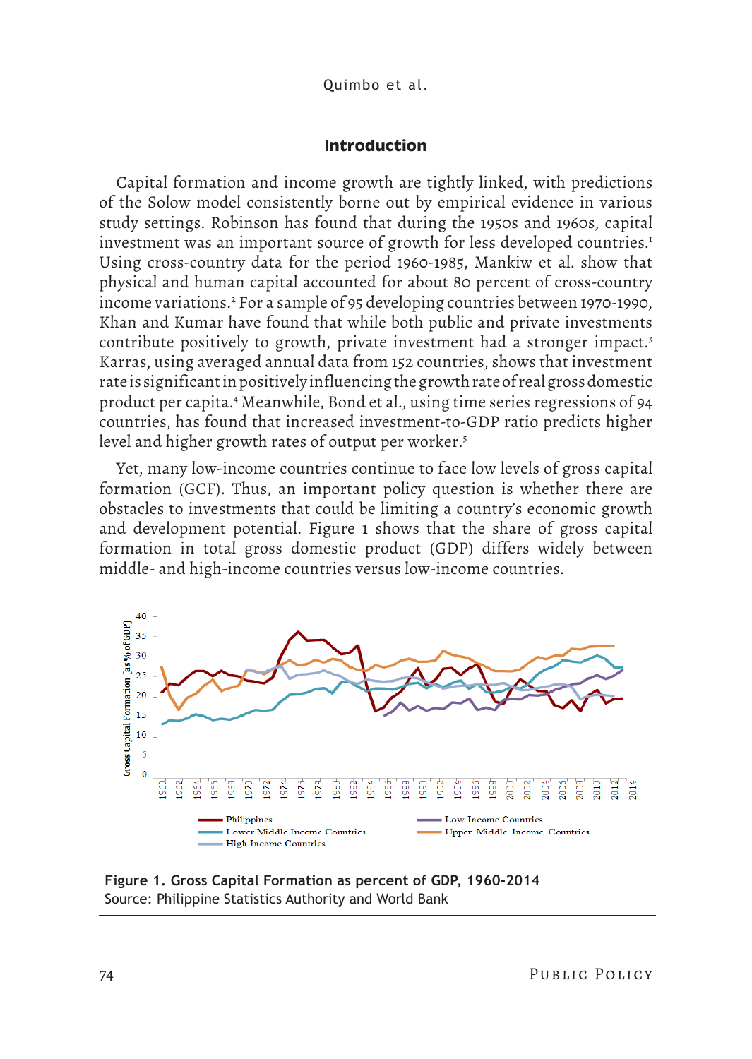## Introduction

Capital formation and income growth are tightly linked, with predictions of the Solow model consistently borne out by empirical evidence in various study settings. Robinson has found that during the 1950s and 1960s, capital investment was an important source of growth for less developed countries.[1] Using cross-country data for the period 1960-1985, Mankiw et al. show that physical and human capital accounted for about 80 percent of cross-country income variations.[2] For a sample of 95 developing countries between 1970-1990, Khan and Kumar have found that while both public and private investments contribute positively to growth, private investment had a stronger impact.[3] Karras, using averaged annual data from 152 countries, shows that investment rate is significant in positively influencing the growth rate of real gross domestic product per capita.[4] Meanwhile, Bond et al., using time series regressions of 94 countries, has found that increased investment-to-GDP ratio predicts higher level and higher growth rates of output per worker.[5]

Yet, many low-income countries continue to face low levels of gross capital formation (GCF). Thus, an important policy question is whether there are obstacles to investments that could be limiting a country's economic growth and development potential. Figure 1 shows that the share of gross capital formation in total gross domestic product (GDP) differs widely between middle- and high-income countries versus low-income countries.

**Figure 1. Gross Capital Formation as percent of GDP, 1960-2014**
Source: Philippine Statistics Authority and World Bank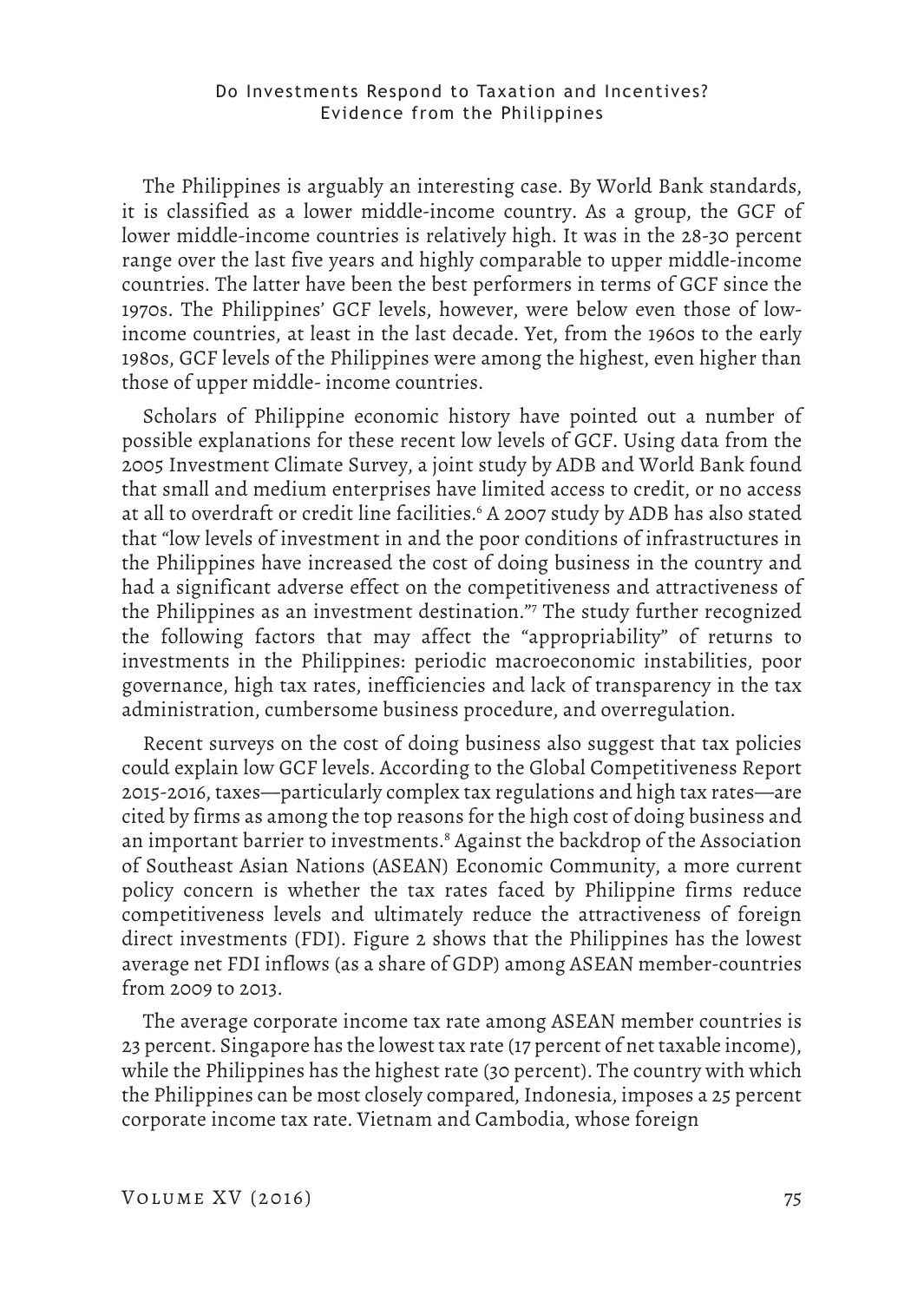The Philippines is arguably an interesting case. By World Bank standards, it is classified as a lower middle-income country. As a group, the GCF of lower middle-income countries is relatively high. It was in the 28-30 percent range over the last five years and highly comparable to upper middle-income countries. The latter have been the best performers in terms of GCF since the 1970s. The Philippines' GCF levels, however, were below even those of low-income countries, at least in the last decade. Yet, from the 1960s to the early 1980s, GCF levels of the Philippines were among the highest, even higher than those of upper middle- income countries.

Scholars of Philippine economic history have pointed out a number of possible explanations for these recent low levels of GCF. Using data from the 2005 Investment Climate Survey, a joint study by ADB and World Bank found that small and medium enterprises have limited access to credit, or no access at all to overdraft or credit line facilities.[6] A 2007 study by ADB has also stated that "low levels of investment in and the poor conditions of infrastructures in the Philippines have increased the cost of doing business in the country and had a significant adverse effect on the competitiveness and attractiveness of the Philippines as an investment destination."[7] The study further recognized the following factors that may affect the "appropriability" of returns to investments in the Philippines: periodic macroeconomic instabilities, poor governance, high tax rates, inefficiencies and lack of transparency in the tax administration, cumbersome business procedure, and overregulation.

Recent surveys on the cost of doing business also suggest that tax policies could explain low GCF levels. According to the Global Competitiveness Report 2015-2016, taxes—particularly complex tax regulations and high tax rates—are cited by firms as among the top reasons for the high cost of doing business and an important barrier to investments.[8] Against the backdrop of the Association of Southeast Asian Nations (ASEAN) Economic Community, a more current policy concern is whether the tax rates faced by Philippine firms reduce competitiveness levels and ultimately reduce the attractiveness of foreign direct investments (FDI). Figure 2 shows that the Philippines has the lowest average net FDI inflows (as a share of GDP) among ASEAN member-countries from 2009 to 2013.

The average corporate income tax rate among ASEAN member countries is 23 percent. Singapore has the lowest tax rate (17 percent of net taxable income), while the Philippines has the highest rate (30 percent). The country with which the Philippines can be most closely compared, Indonesia, imposes a 25 percent corporate income tax rate. Vietnam and Cambodia, whose foreign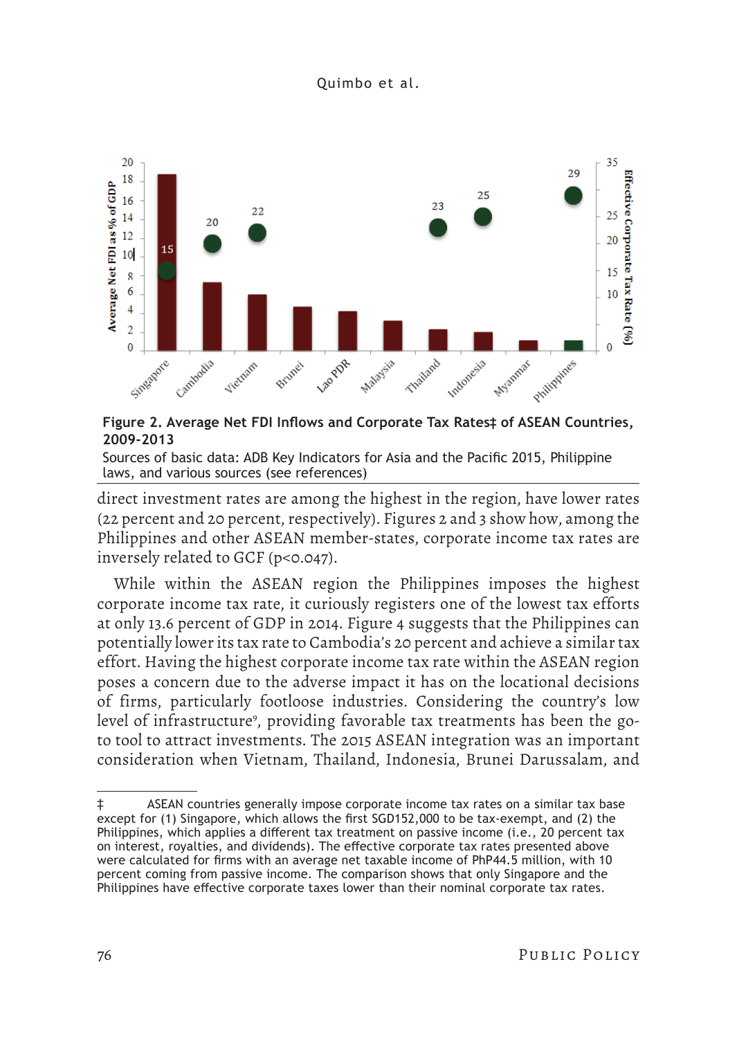**Figure 2. Average Net FDI Inflows and Corporate Tax Rates‡ of ASEAN Countries, 2009-2013**

Sources of basic data: ADB Key Indicators for Asia and the Pacific 2015, Philippine laws, and various sources (see references)

direct investment rates are among the highest in the region, have lower rates (22 percent and 20 percent, respectively). Figures 2 and 3 show how, among the Philippines and other ASEAN member-states, corporate income tax rates are inversely related to GCF ($p<0.047$).

While within the ASEAN region the Philippines imposes the highest corporate income tax rate, it curiously registers one of the lowest tax efforts at only 13.6 percent of GDP in 2014. Figure 4 suggests that the Philippines can potentially lower its tax rate to Cambodia's 20 percent and achieve a similar tax effort. Having the highest corporate income tax rate within the ASEAN region poses a concern due to the adverse impact it has on the locational decisions of firms, particularly footloose industries. Considering the country's low level of infrastructure[9], providing favorable tax treatments has been the go-to tool to attract investments. The 2015 ASEAN integration was an important consideration when Vietnam, Thailand, Indonesia, Brunei Darussalam, and

‡ ASEAN countries generally impose corporate income tax rates on a similar tax base except for (1) Singapore, which allows the first SGD152,000 to be tax-exempt, and (2) the Philippines, which applies a different tax treatment on passive income (i.e., 20 percent tax on interest, royalties, and dividends). The effective corporate tax rates presented above were calculated for firms with an average net taxable income of PhP44.5 million, with 10 percent coming from passive income. The comparison shows that only Singapore and the Philippines have effective corporate taxes lower than their nominal corporate tax rates.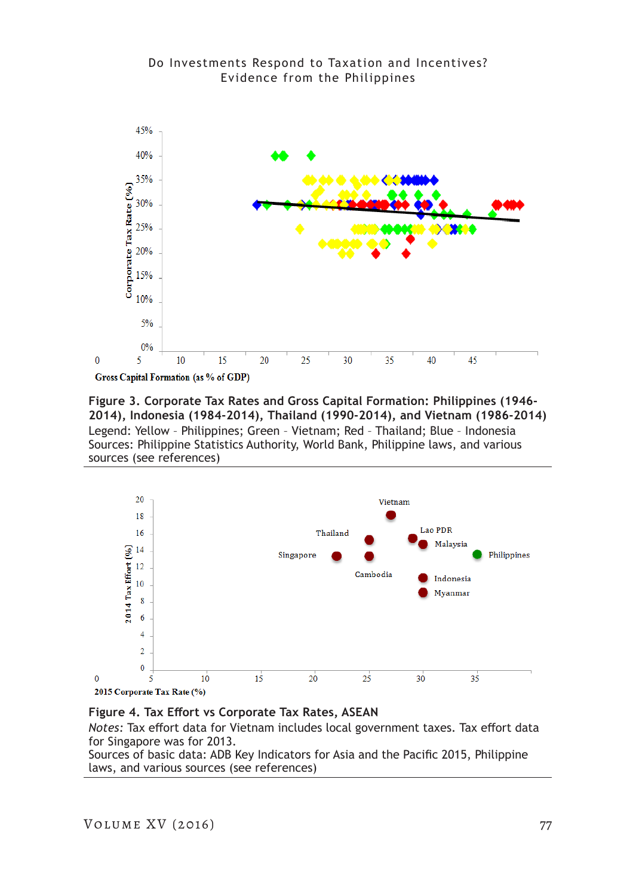**Figure 3. Corporate Tax Rates and Gross Capital Formation: Philippines (1946-2014), Indonesia (1984-2014), Thailand (1990-2014), and Vietnam (1986-2014)**

Legend: Yellow – Philippines; Green – Vietnam; Red – Thailand; Blue – Indonesia

Sources: Philippine Statistics Authority, World Bank, Philippine laws, and various sources (see references)

**Figure 4. Tax Effort vs Corporate Tax Rates, ASEAN**

*Notes:* Tax effort data for Vietnam includes local government taxes. Tax effort data for Singapore was for 2013.

Sources of basic data: ADB Key Indicators for Asia and the Pacific 2015, Philippine laws, and various sources (see references)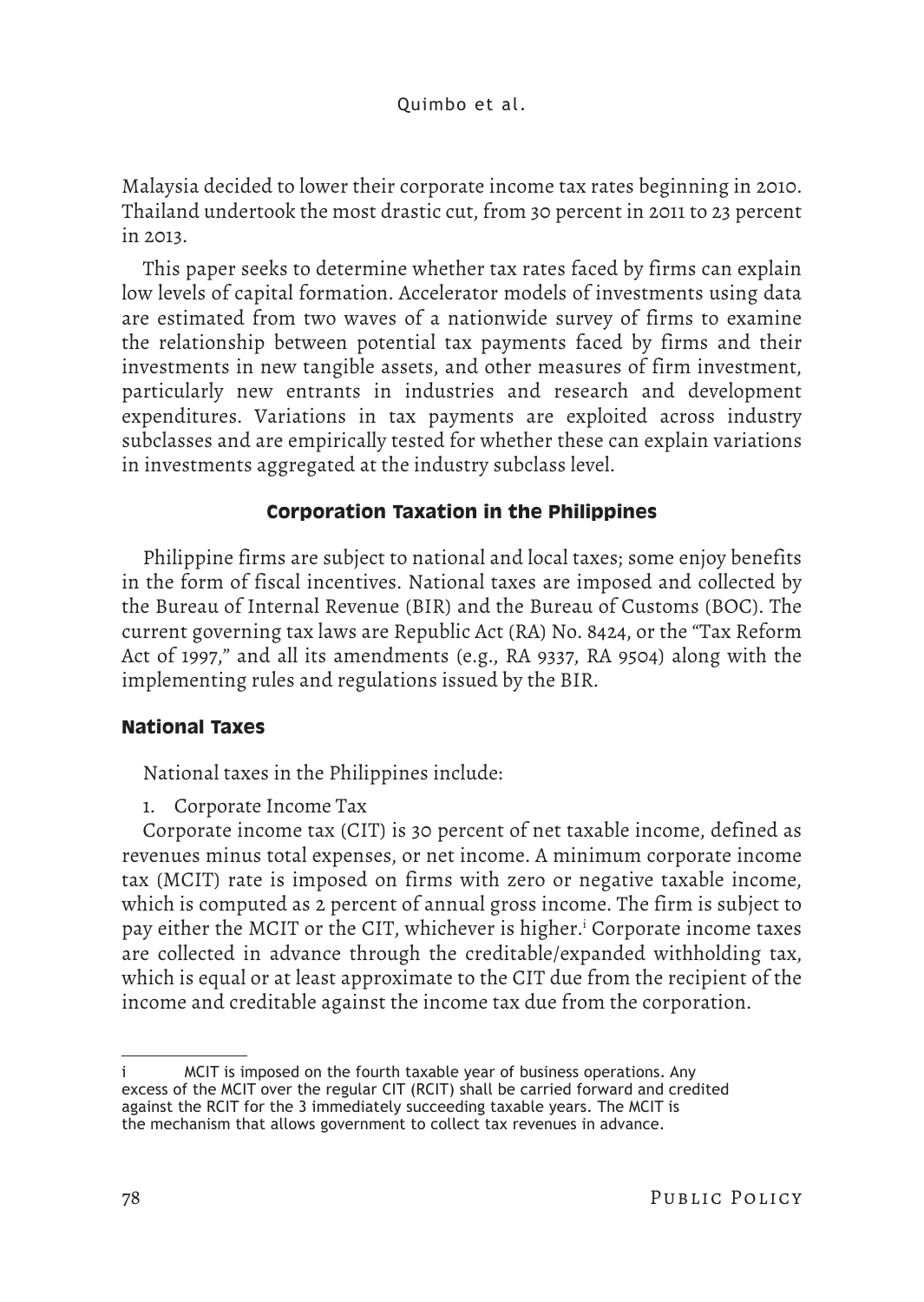Malaysia decided to lower their corporate income tax rates beginning in 2010. Thailand undertook the most drastic cut, from 30 percent in 2011 to 23 percent in 2013.

This paper seeks to determine whether tax rates faced by firms can explain low levels of capital formation. Accelerator models of investments using data are estimated from two waves of a nationwide survey of firms to examine the relationship between potential tax payments faced by firms and their investments in new tangible assets, and other measures of firm investment, particularly new entrants in industries and research and development expenditures. Variations in tax payments are exploited across industry subclasses and are empirically tested for whether these can explain variations in investments aggregated at the industry subclass level.

## Corporation Taxation in the Philippines

Philippine firms are subject to national and local taxes; some enjoy benefits in the form of fiscal incentives. National taxes are imposed and collected by the Bureau of Internal Revenue (BIR) and the Bureau of Customs (BOC). The current governing tax laws are Republic Act (RA) No. 8424, or the "Tax Reform Act of 1997," and all its amendments (e.g., RA 9337, RA 9504) along with the implementing rules and regulations issued by the BIR.

### National Taxes

National taxes in the Philippines include:

1. Corporate Income Tax

Corporate income tax (CIT) is 30 percent of net taxable income, defined as revenues minus total expenses, or net income. A minimum corporate income tax (MCIT) rate is imposed on firms with zero or negative taxable income, which is computed as 2 percent of annual gross income. The firm is subject to pay either the MCIT or the CIT, whichever is higher.[i] Corporate income taxes are collected in advance through the creditable/expanded withholding tax, which is equal or at least approximate to the CIT due from the recipient of the income and creditable against the income tax due from the corporation.

---

i MCIT is imposed on the fourth taxable year of business operations. Any excess of the MCIT over the regular CIT (RCIT) shall be carried forward and credited against the RCIT for the 3 immediately succeeding taxable years. The MCIT is the mechanism that allows government to collect tax revenues in advance.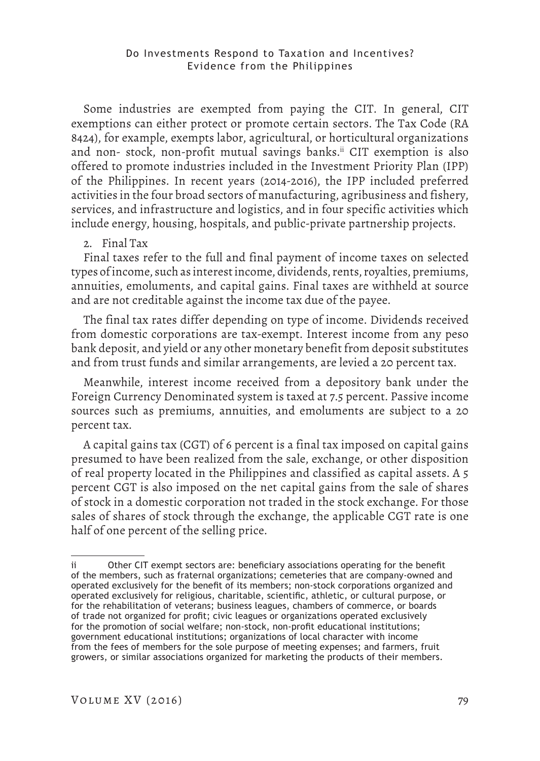Some industries are exempted from paying the CIT. In general, CIT exemptions can either protect or promote certain sectors. The Tax Code (RA 8424), for example, exempts labor, agricultural, or horticultural organizations and non- stock, non-profit mutual savings banks.[ii] CIT exemption is also offered to promote industries included in the Investment Priority Plan (IPP) of the Philippines. In recent years (2014-2016), the IPP included preferred activities in the four broad sectors of manufacturing, agribusiness and fishery, services, and infrastructure and logistics, and in four specific activities which include energy, housing, hospitals, and public-private partnership projects.

2. Final Tax

Final taxes refer to the full and final payment of income taxes on selected types of income, such as interest income, dividends, rents, royalties, premiums, annuities, emoluments, and capital gains. Final taxes are withheld at source and are not creditable against the income tax due of the payee.

The final tax rates differ depending on type of income. Dividends received from domestic corporations are tax-exempt. Interest income from any peso bank deposit, and yield or any other monetary benefit from deposit substitutes and from trust funds and similar arrangements, are levied a 20 percent tax.

Meanwhile, interest income received from a depository bank under the Foreign Currency Denominated system is taxed at 7.5 percent. Passive income sources such as premiums, annuities, and emoluments are subject to a 20 percent tax.

A capital gains tax (CGT) of 6 percent is a final tax imposed on capital gains presumed to have been realized from the sale, exchange, or other disposition of real property located in the Philippines and classified as capital assets. A 5 percent CGT is also imposed on the net capital gains from the sale of shares of stock in a domestic corporation not traded in the stock exchange. For those sales of shares of stock through the exchange, the applicable CGT rate is one half of one percent of the selling price.

---

ii Other CIT exempt sectors are: beneficiary associations operating for the benefit of the members, such as fraternal organizations; cemeteries that are company-owned and operated exclusively for the benefit of its members; non-stock corporations organized and operated exclusively for religious, charitable, scientific, athletic, or cultural purpose, or for the rehabilitation of veterans; business leagues, chambers of commerce, or boards of trade not organized for profit; civic leagues or organizations operated exclusively for the promotion of social welfare; non-stock, non-profit educational institutions; government educational institutions; organizations of local character with income from the fees of members for the sole purpose of meeting expenses; and farmers, fruit growers, or similar associations organized for marketing the products of their members.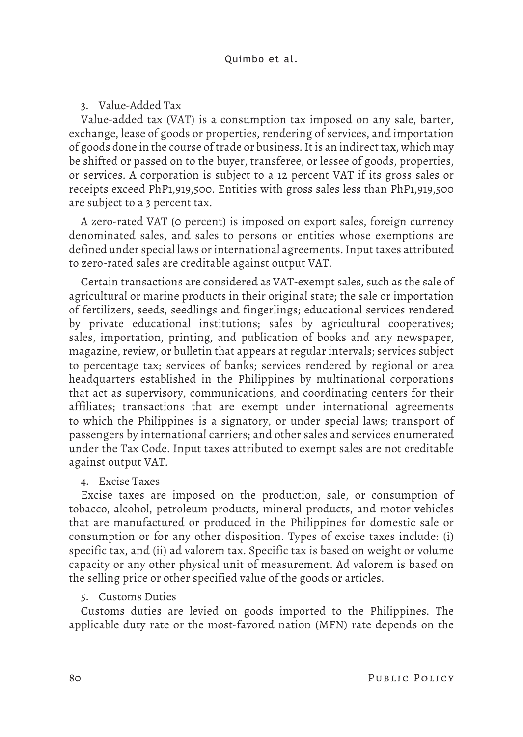3. Value-Added Tax

Value-added tax (VAT) is a consumption tax imposed on any sale, barter, exchange, lease of goods or properties, rendering of services, and importation of goods done in the course of trade or business. It is an indirect tax, which may be shifted or passed on to the buyer, transferee, or lessee of goods, properties, or services. A corporation is subject to a 12 percent VAT if its gross sales or receipts exceed PhP1,919,500. Entities with gross sales less than PhP1,919,500 are subject to a 3 percent tax.

A zero-rated VAT (0 percent) is imposed on export sales, foreign currency denominated sales, and sales to persons or entities whose exemptions are defined under special laws or international agreements. Input taxes attributed to zero-rated sales are creditable against output VAT.

Certain transactions are considered as VAT-exempt sales, such as the sale of agricultural or marine products in their original state; the sale or importation of fertilizers, seeds, seedlings and fingerlings; educational services rendered by private educational institutions; sales by agricultural cooperatives; sales, importation, printing, and publication of books and any newspaper, magazine, review, or bulletin that appears at regular intervals; services subject to percentage tax; services of banks; services rendered by regional or area headquarters established in the Philippines by multinational corporations that act as supervisory, communications, and coordinating centers for their affiliates; transactions that are exempt under international agreements to which the Philippines is a signatory, or under special laws; transport of passengers by international carriers; and other sales and services enumerated under the Tax Code. Input taxes attributed to exempt sales are not creditable against output VAT.

4. Excise Taxes

Excise taxes are imposed on the production, sale, or consumption of tobacco, alcohol, petroleum products, mineral products, and motor vehicles that are manufactured or produced in the Philippines for domestic sale or consumption or for any other disposition. Types of excise taxes include: (i) specific tax, and (ii) ad valorem tax. Specific tax is based on weight or volume capacity or any other physical unit of measurement. Ad valorem is based on the selling price or other specified value of the goods or articles.

5. Customs Duties

Customs duties are levied on goods imported to the Philippines. The applicable duty rate or the most-favored nation (MFN) rate depends on the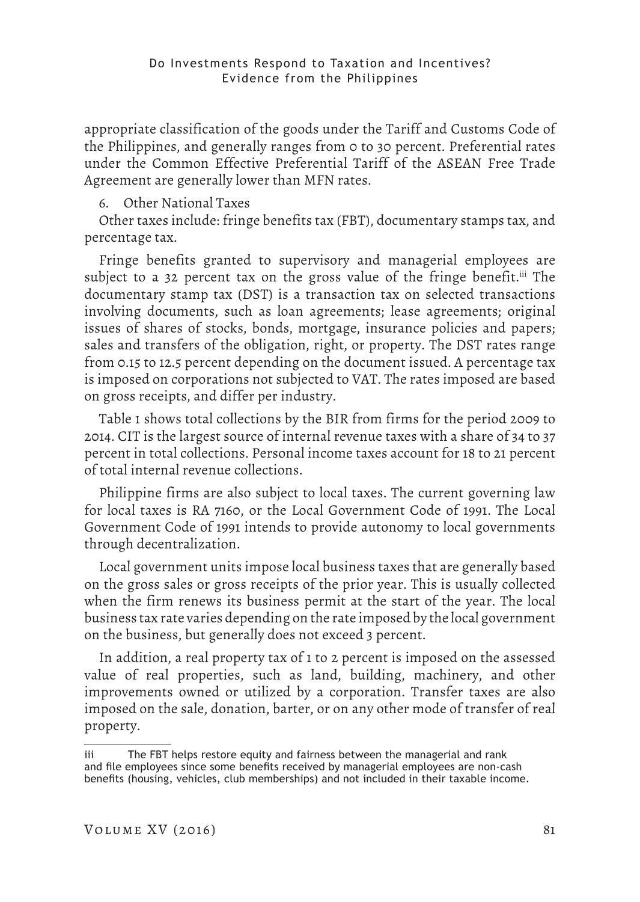appropriate classification of the goods under the Tariff and Customs Code of the Philippines, and generally ranges from 0 to 30 percent. Preferential rates under the Common Effective Preferential Tariff of the ASEAN Free Trade Agreement are generally lower than MFN rates.

6. Other National Taxes

Other taxes include: fringe benefits tax (FBT), documentary stamps tax, and percentage tax.

Fringe benefits granted to supervisory and managerial employees are subject to a 32 percent tax on the gross value of the fringe benefit.[iii] The documentary stamp tax (DST) is a transaction tax on selected transactions involving documents, such as loan agreements; lease agreements; original issues of shares of stocks, bonds, mortgage, insurance policies and papers; sales and transfers of the obligation, right, or property. The DST rates range from 0.15 to 12.5 percent depending on the document issued. A percentage tax is imposed on corporations not subjected to VAT. The rates imposed are based on gross receipts, and differ per industry.

Table 1 shows total collections by the BIR from firms for the period 2009 to 2014. CIT is the largest source of internal revenue taxes with a share of 34 to 37 percent in total collections. Personal income taxes account for 18 to 21 percent of total internal revenue collections.

Philippine firms are also subject to local taxes. The current governing law for local taxes is RA 7160, or the Local Government Code of 1991. The Local Government Code of 1991 intends to provide autonomy to local governments through decentralization.

Local government units impose local business taxes that are generally based on the gross sales or gross receipts of the prior year. This is usually collected when the firm renews its business permit at the start of the year. The local business tax rate varies depending on the rate imposed by the local government on the business, but generally does not exceed 3 percent.

In addition, a real property tax of 1 to 2 percent is imposed on the assessed value of real properties, such as land, building, machinery, and other improvements owned or utilized by a corporation. Transfer taxes are also imposed on the sale, donation, barter, or on any other mode of transfer of real property.

---

iii The FBT helps restore equity and fairness between the managerial and rank and file employees since some benefits received by managerial employees are non-cash benefits (housing, vehicles, club memberships) and not included in their taxable income.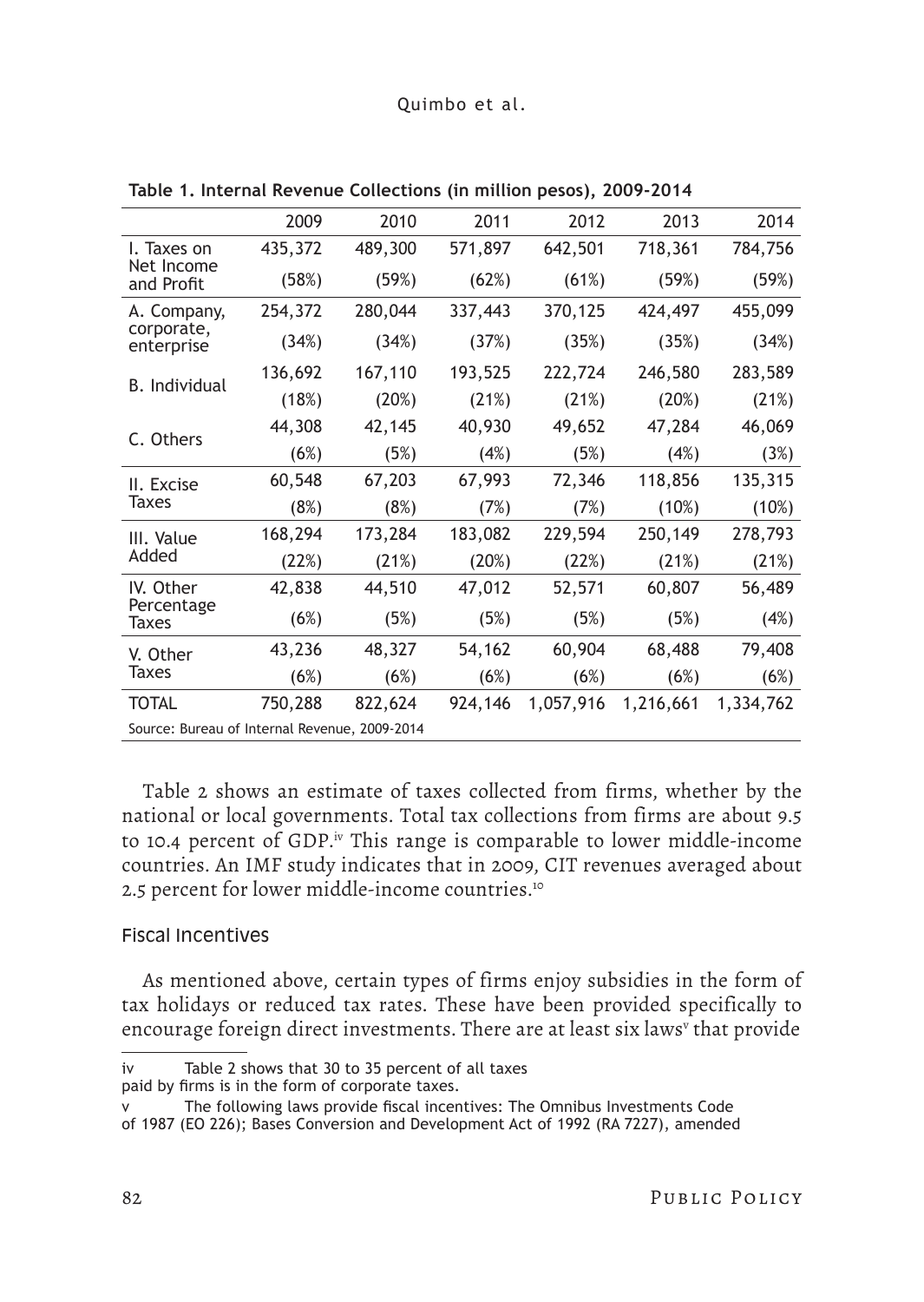**Table 1. Internal Revenue Collections (in million pesos), 2009-2014**

| | 2009 | 2010 | 2011 | 2012 | 2013 | 2014 |
|---|---|---|---|---|---|---|
| I. Taxes on Net Income and Profit | 435,372 | 489,300 | 571,897 | 642,501 | 718,361 | 784,756 |
| | (58%) | (59%) | (62%) | (61%) | (59%) | (59%) |
| A. Company, corporate, enterprise | 254,372 | 280,044 | 337,443 | 370,125 | 424,497 | 455,099 |
| | (34%) | (34%) | (37%) | (35%) | (35%) | (34%) |
| B. Individual | 136,692 | 167,110 | 193,525 | 222,724 | 246,580 | 283,589 |
| | (18%) | (20%) | (21%) | (21%) | (20%) | (21%) |
| C. Others | 44,308 | 42,145 | 40,930 | 49,652 | 47,284 | 46,069 |
| | (6%) | (5%) | (4%) | (5%) | (4%) | (3%) |
| II. Excise Taxes | 60,548 | 67,203 | 67,993 | 72,346 | 118,856 | 135,315 |
| | (8%) | (8%) | (7%) | (7%) | (10%) | (10%) |
| III. Value Added | 168,294 | 173,284 | 183,082 | 229,594 | 250,149 | 278,793 |
| | (22%) | (21%) | (20%) | (22%) | (21%) | (21%) |
| IV. Other Percentage Taxes | 42,838 | 44,510 | 47,012 | 52,571 | 60,807 | 56,489 |
| | (6%) | (5%) | (5%) | (5%) | (5%) | (4%) |
| V. Other Taxes | 43,236 | 48,327 | 54,162 | 60,904 | 68,488 | 79,408 |
| | (6%) | (6%) | (6%) | (6%) | (6%) | (6%) |
| TOTAL | 750,288 | 822,624 | 924,146 | 1,057,916 | 1,216,661 | 1,334,762 |

Source: Bureau of Internal Revenue, 2009-2014

Table 2 shows an estimate of taxes collected from firms, whether by the national or local governments. Total tax collections from firms are about 9.5 to 10.4 percent of GDP.[iv] This range is comparable to lower middle-income countries. An IMF study indicates that in 2009, CIT revenues averaged about 2.5 percent for lower middle-income countries.[10]

### Fiscal Incentives

As mentioned above, certain types of firms enjoy subsidies in the form of tax holidays or reduced tax rates. These have been provided specifically to encourage foreign direct investments. There are at least six laws[v] that provide

---

iv Table 2 shows that 30 to 35 percent of all taxes paid by firms is in the form of corporate taxes.

v The following laws provide fiscal incentives: The Omnibus Investments Code of 1987 (EO 226); Bases Conversion and Development Act of 1992 (RA 7227), amended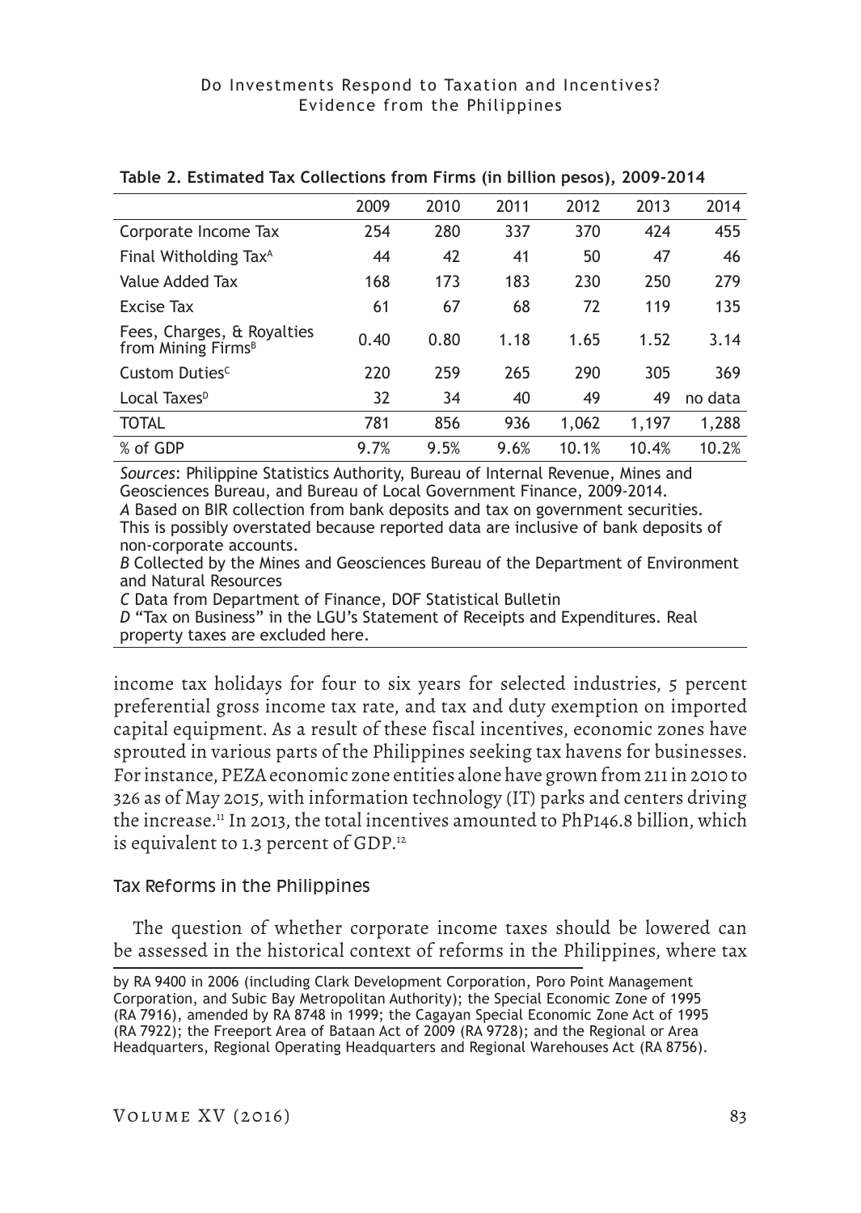**Table 2. Estimated Tax Collections from Firms (in billion pesos), 2009-2014**

| | 2009 | 2010 | 2011 | 2012 | 2013 | 2014 |
|---|---|---|---|---|---|---|
| Corporate Income Tax | 254 | 280 | 337 | 370 | 424 | 455 |
| Final Witholding Tax[A] | 44 | 42 | 41 | 50 | 47 | 46 |
| Value Added Tax | 168 | 173 | 183 | 230 | 250 | 279 |
| Excise Tax | 61 | 67 | 68 | 72 | 119 | 135 |
| Fees, Charges, & Royalties from Mining Firms[B] | 0.40 | 0.80 | 1.18 | 1.65 | 1.52 | 3.14 |
| Custom Duties[C] | 220 | 259 | 265 | 290 | 305 | 369 |
| Local Taxes[D] | 32 | 34 | 40 | 49 | 49 | no data |
| TOTAL | 781 | 856 | 936 | 1,062 | 1,197 | 1,288 |
| % of GDP | 9.7% | 9.5% | 9.6% | 10.1% | 10.4% | 10.2% |

*Sources*: Philippine Statistics Authority, Bureau of Internal Revenue, Mines and Geosciences Bureau, and Bureau of Local Government Finance, 2009-2014.
*A* Based on BIR collection from bank deposits and tax on government securities. This is possibly overstated because reported data are inclusive of bank deposits of non-corporate accounts.
*B* Collected by the Mines and Geosciences Bureau of the Department of Environment and Natural Resources
*C* Data from Department of Finance, DOF Statistical Bulletin
*D* "Tax on Business" in the LGU's Statement of Receipts and Expenditures. Real property taxes are excluded here.

income tax holidays for four to six years for selected industries, 5 percent preferential gross income tax rate, and tax and duty exemption on imported capital equipment. As a result of these fiscal incentives, economic zones have sprouted in various parts of the Philippines seeking tax havens for businesses. For instance, PEZA economic zone entities alone have grown from 211 in 2010 to 326 as of May 2015, with information technology (IT) parks and centers driving the increase.[11] In 2013, the total incentives amounted to PhP146.8 billion, which is equivalent to 1.3 percent of GDP.[12]

### Tax Reforms in the Philippines

The question of whether corporate income taxes should be lowered can be assessed in the historical context of reforms in the Philippines, where tax

by RA 9400 in 2006 (including Clark Development Corporation, Poro Point Management Corporation, and Subic Bay Metropolitan Authority); the Special Economic Zone of 1995 (RA 7916), amended by RA 8748 in 1999; the Cagayan Special Economic Zone Act of 1995 (RA 7922); the Freeport Area of Bataan Act of 2009 (RA 9728); and the Regional or Area Headquarters, Regional Operating Headquarters and Regional Warehouses Act (RA 8756).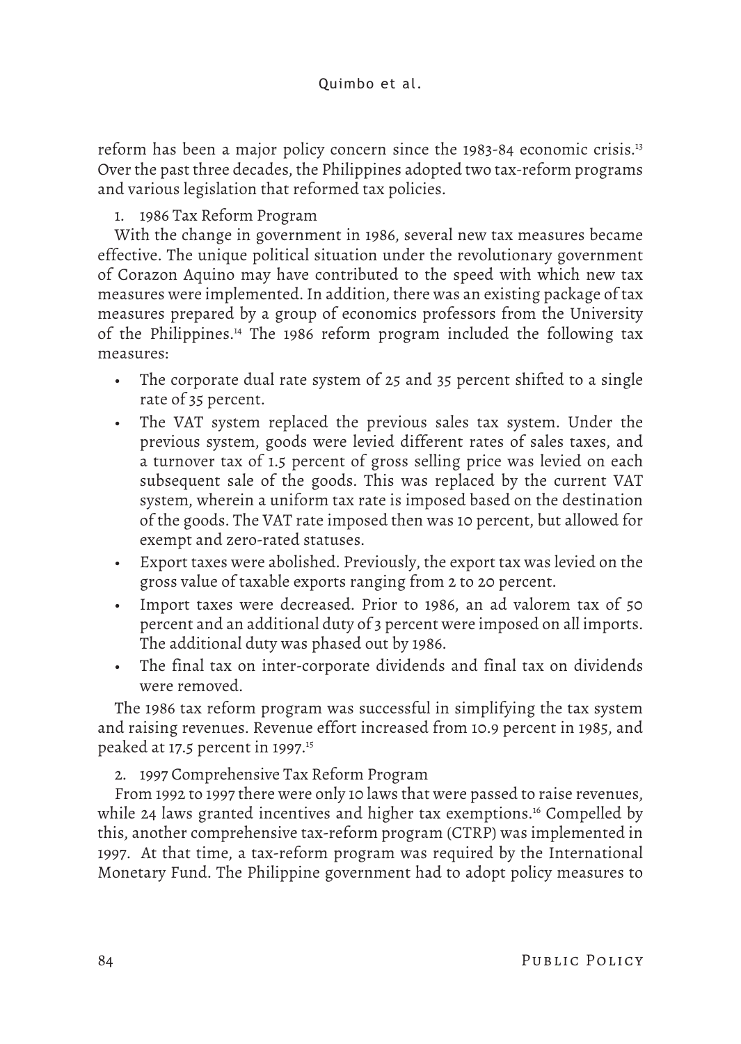reform has been a major policy concern since the 1983-84 economic crisis.[13] Over the past three decades, the Philippines adopted two tax-reform programs and various legislation that reformed tax policies.

1. 1986 Tax Reform Program

With the change in government in 1986, several new tax measures became effective. The unique political situation under the revolutionary government of Corazon Aquino may have contributed to the speed with which new tax measures were implemented. In addition, there was an existing package of tax measures prepared by a group of economics professors from the University of the Philippines.[14] The 1986 reform program included the following tax measures:

- The corporate dual rate system of 25 and 35 percent shifted to a single rate of 35 percent.
- The VAT system replaced the previous sales tax system. Under the previous system, goods were levied different rates of sales taxes, and a turnover tax of 1.5 percent of gross selling price was levied on each subsequent sale of the goods. This was replaced by the current VAT system, wherein a uniform tax rate is imposed based on the destination of the goods. The VAT rate imposed then was 10 percent, but allowed for exempt and zero-rated statuses.
- Export taxes were abolished. Previously, the export tax was levied on the gross value of taxable exports ranging from 2 to 20 percent.
- Import taxes were decreased. Prior to 1986, an ad valorem tax of 50 percent and an additional duty of 3 percent were imposed on all imports. The additional duty was phased out by 1986.
- The final tax on inter-corporate dividends and final tax on dividends were removed.

The 1986 tax reform program was successful in simplifying the tax system and raising revenues. Revenue effort increased from 10.9 percent in 1985, and peaked at 17.5 percent in 1997.[15]

2. 1997 Comprehensive Tax Reform Program

From 1992 to 1997 there were only 10 laws that were passed to raise revenues, while 24 laws granted incentives and higher tax exemptions.[16] Compelled by this, another comprehensive tax-reform program (CTRP) was implemented in 1997. At that time, a tax-reform program was required by the International Monetary Fund. The Philippine government had to adopt policy measures to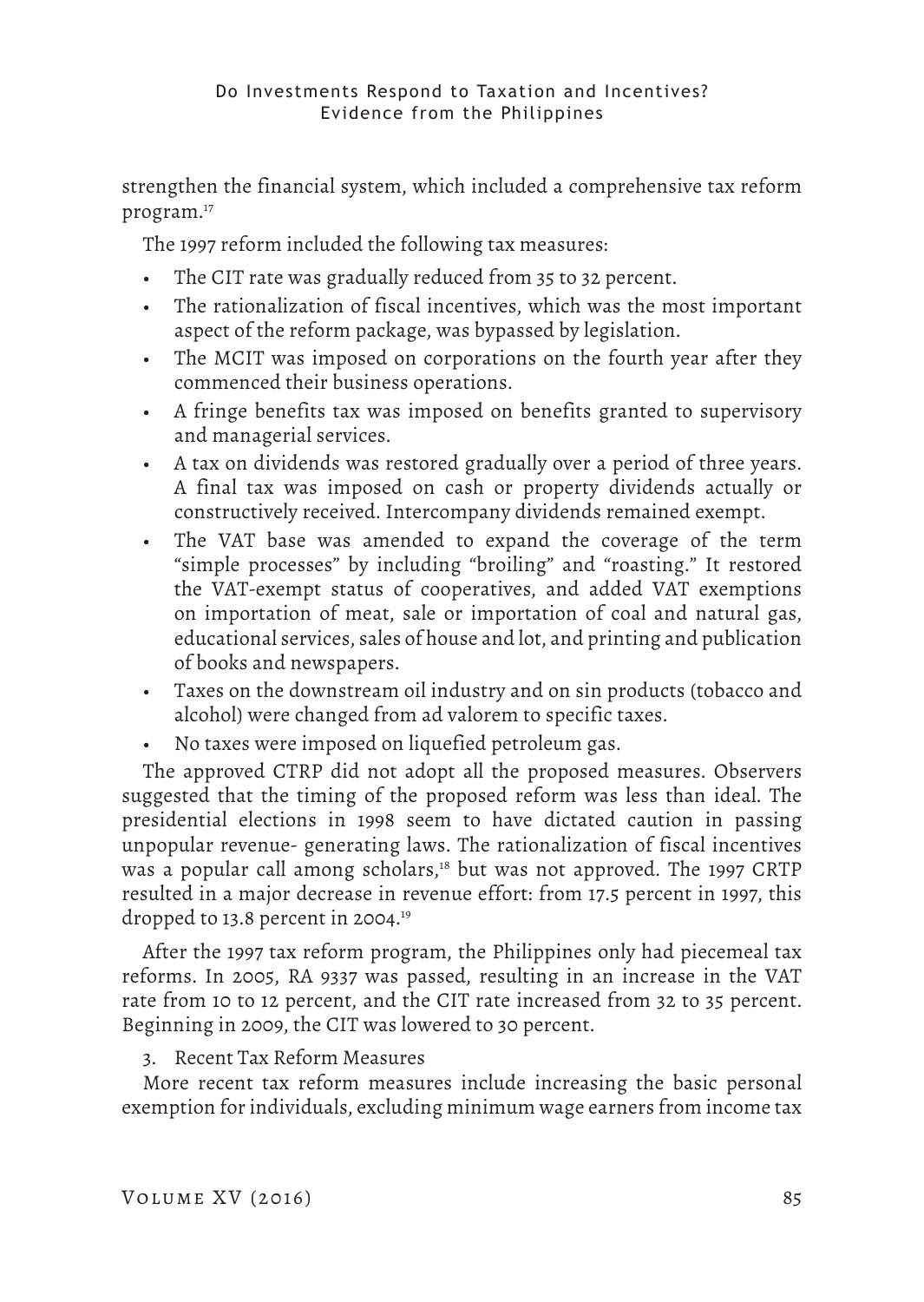strengthen the financial system, which included a comprehensive tax reform program.[17]

The 1997 reform included the following tax measures:

- The CIT rate was gradually reduced from 35 to 32 percent.
- The rationalization of fiscal incentives, which was the most important aspect of the reform package, was bypassed by legislation.
- The MCIT was imposed on corporations on the fourth year after they commenced their business operations.
- A fringe benefits tax was imposed on benefits granted to supervisory and managerial services.
- A tax on dividends was restored gradually over a period of three years. A final tax was imposed on cash or property dividends actually or constructively received. Intercompany dividends remained exempt.
- The VAT base was amended to expand the coverage of the term "simple processes" by including "broiling" and "roasting." It restored the VAT-exempt status of cooperatives, and added VAT exemptions on importation of meat, sale or importation of coal and natural gas, educational services, sales of house and lot, and printing and publication of books and newspapers.
- Taxes on the downstream oil industry and on sin products (tobacco and alcohol) were changed from ad valorem to specific taxes.
- No taxes were imposed on liquefied petroleum gas.

The approved CTRP did not adopt all the proposed measures. Observers suggested that the timing of the proposed reform was less than ideal. The presidential elections in 1998 seem to have dictated caution in passing unpopular revenue- generating laws. The rationalization of fiscal incentives was a popular call among scholars,[18] but was not approved. The 1997 CRTP resulted in a major decrease in revenue effort: from 17.5 percent in 1997, this dropped to 13.8 percent in 2004.[19]

After the 1997 tax reform program, the Philippines only had piecemeal tax reforms. In 2005, RA 9337 was passed, resulting in an increase in the VAT rate from 10 to 12 percent, and the CIT rate increased from 32 to 35 percent. Beginning in 2009, the CIT was lowered to 30 percent.

3. Recent Tax Reform Measures

More recent tax reform measures include increasing the basic personal exemption for individuals, excluding minimum wage earners from income tax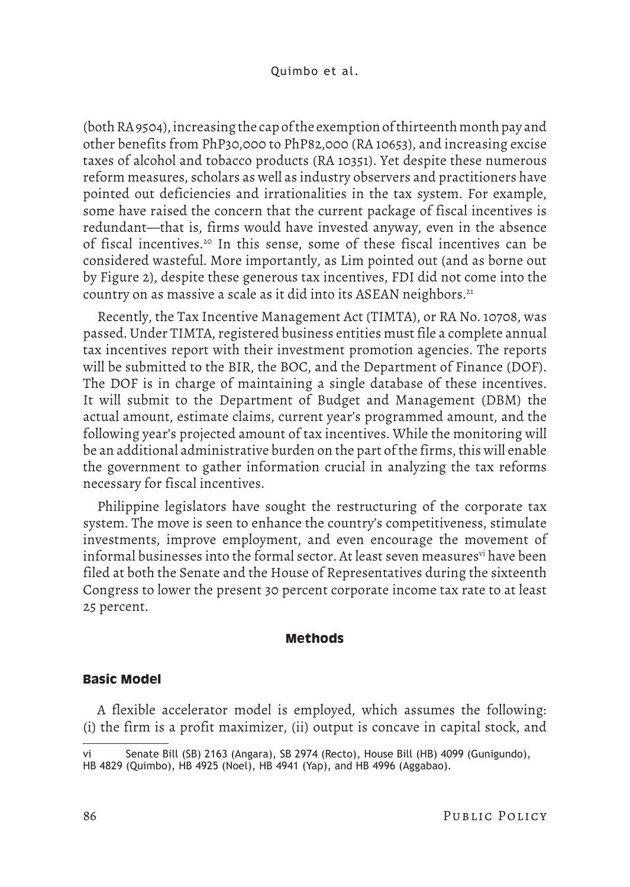(both RA 9504), increasing the cap of the exemption of thirteenth month pay and other benefits from PhP30,000 to PhP82,000 (RA 10653), and increasing excise taxes of alcohol and tobacco products (RA 10351). Yet despite these numerous reform measures, scholars as well as industry observers and practitioners have pointed out deficiencies and irrationalities in the tax system. For example, some have raised the concern that the current package of fiscal incentives is redundant—that is, firms would have invested anyway, even in the absence of fiscal incentives.[20] In this sense, some of these fiscal incentives can be considered wasteful. More importantly, as Lim pointed out (and as borne out by Figure 2), despite these generous tax incentives, FDI did not come into the country on as massive a scale as it did into its ASEAN neighbors.[21]

Recently, the Tax Incentive Management Act (TIMTA), or RA No. 10708, was passed. Under TIMTA, registered business entities must file a complete annual tax incentives report with their investment promotion agencies. The reports will be submitted to the BIR, the BOC, and the Department of Finance (DOF). The DOF is in charge of maintaining a single database of these incentives. It will submit to the Department of Budget and Management (DBM) the actual amount, estimate claims, current year's programmed amount, and the following year's projected amount of tax incentives. While the monitoring will be an additional administrative burden on the part of the firms, this will enable the government to gather information crucial in analyzing the tax reforms necessary for fiscal incentives.

Philippine legislators have sought the restructuring of the corporate tax system. The move is seen to enhance the country's competitiveness, stimulate investments, improve employment, and even encourage the movement of informal businesses into the formal sector. At least seven measures[vi] have been filed at both the Senate and the House of Representatives during the sixteenth Congress to lower the present 30 percent corporate income tax rate to at least 25 percent.

## Methods

### Basic Model

A flexible accelerator model is employed, which assumes the following: (i) the firm is a profit maximizer, (ii) output is concave in capital stock, and

---

vi Senate Bill (SB) 2163 (Angara), SB 2974 (Recto), House Bill (HB) 4099 (Gunigundo), HB 4829 (Quimbo), HB 4925 (Noel), HB 4941 (Yap), and HB 4996 (Aggabao).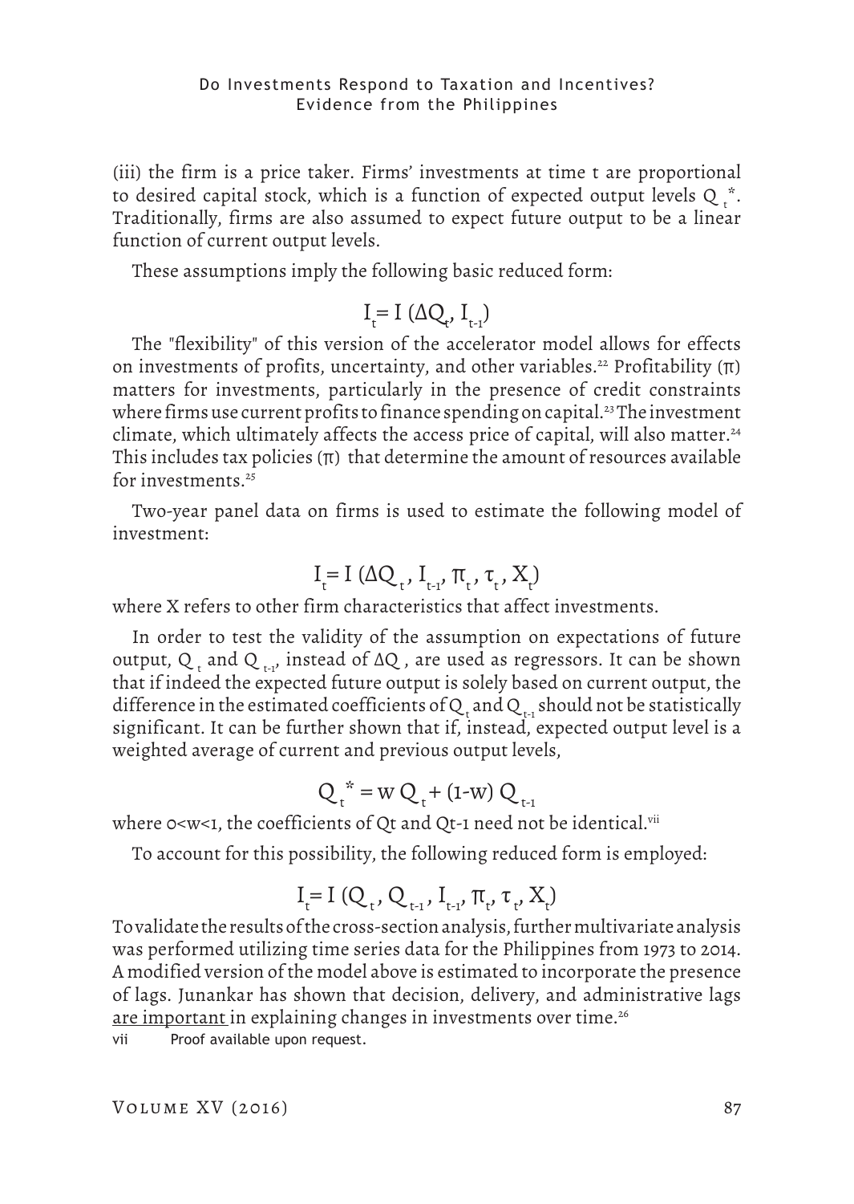(iii) the firm is a price taker. Firms' investments at time t are proportional to desired capital stock, which is a function of expected output levels $Q_t^*$. Traditionally, firms are also assumed to expect future output to be a linear function of current output levels.

These assumptions imply the following basic reduced form:

$$I_t = I\,(\Delta Q_t, I_{t-1})$$

The "flexibility" of this version of the accelerator model allows for effects on investments of profits, uncertainty, and other variables.[22] Profitability (π) matters for investments, particularly in the presence of credit constraints where firms use current profits to finance spending on capital.[23] The investment climate, which ultimately affects the access price of capital, will also matter.[24] This includes tax policies (π) that determine the amount of resources available for investments.[25]

Two-year panel data on firms is used to estimate the following model of investment:

$$I_t = I\,(\Delta Q_t, I_{t-1}, \pi_t, \tau_t, X_t)$$

where X refers to other firm characteristics that affect investments.

In order to test the validity of the assumption on expectations of future output, $Q_t$ and $Q_{t-1}$, instead of $\Delta Q$, are used as regressors. It can be shown that if indeed the expected future output is solely based on current output, the difference in the estimated coefficients of $Q_t$ and $Q_{t-1}$ should not be statistically significant. It can be further shown that if, instead, expected output level is a weighted average of current and previous output levels,

$$Q_t^* = w\,Q_t + (1-w)\,Q_{t-1}$$

where $0<w<1$, the coefficients of Qt and Qt-1 need not be identical.[vii]

To account for this possibility, the following reduced form is employed:

$$I_t = I\,(Q_t, Q_{t-1}, I_{t-1}, \pi_t, \tau_t, X_t)$$

To validate the results of the cross-section analysis, further multivariate analysis was performed utilizing time series data for the Philippines from 1973 to 2014. A modified version of the model above is estimated to incorporate the presence of lags. Junankar has shown that decision, delivery, and administrative lags are important in explaining changes in investments over time.[26]

vii Proof available upon request.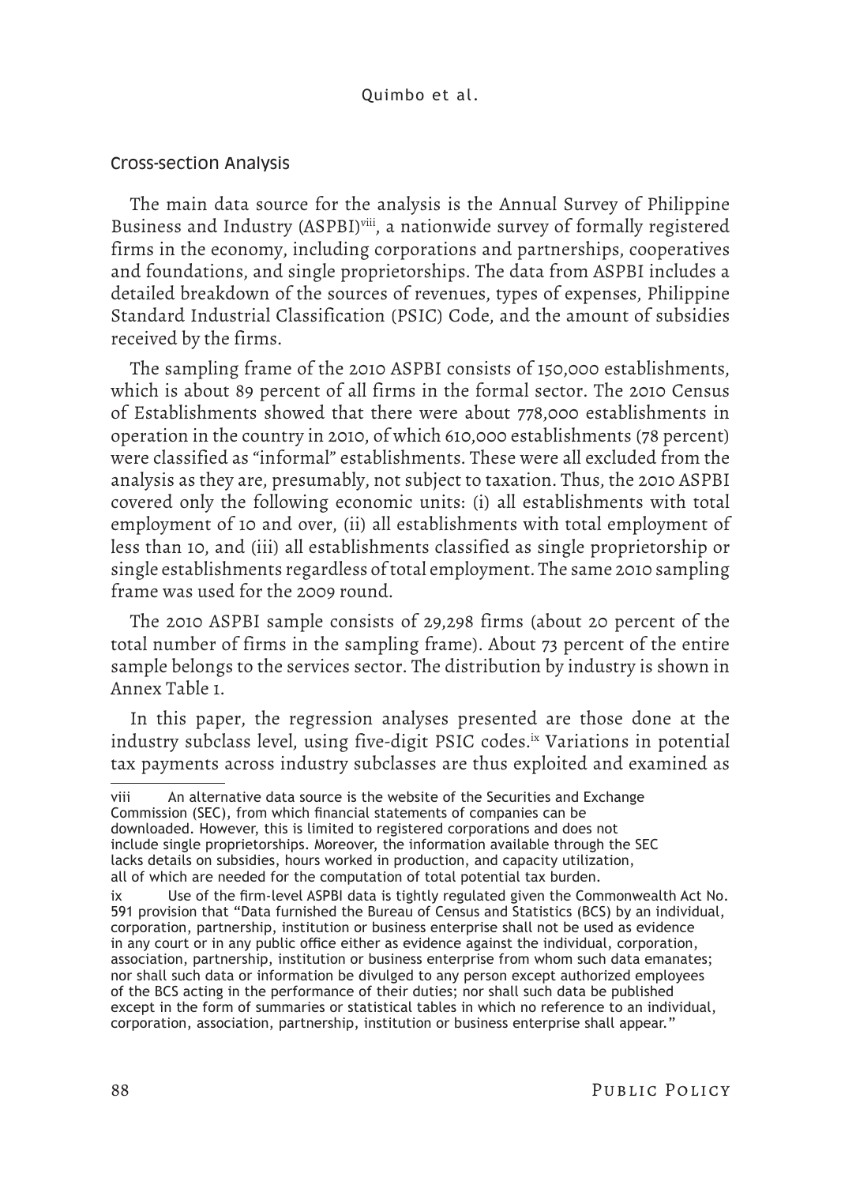### Cross-section Analysis

The main data source for the analysis is the Annual Survey of Philippine Business and Industry (ASPBI)[viii], a nationwide survey of formally registered firms in the economy, including corporations and partnerships, cooperatives and foundations, and single proprietorships. The data from ASPBI includes a detailed breakdown of the sources of revenues, types of expenses, Philippine Standard Industrial Classification (PSIC) Code, and the amount of subsidies received by the firms.

The sampling frame of the 2010 ASPBI consists of 150,000 establishments, which is about 89 percent of all firms in the formal sector. The 2010 Census of Establishments showed that there were about 778,000 establishments in operation in the country in 2010, of which 610,000 establishments (78 percent) were classified as "informal" establishments. These were all excluded from the analysis as they are, presumably, not subject to taxation. Thus, the 2010 ASPBI covered only the following economic units: (i) all establishments with total employment of 10 and over, (ii) all establishments with total employment of less than 10, and (iii) all establishments classified as single proprietorship or single establishments regardless of total employment. The same 2010 sampling frame was used for the 2009 round.

The 2010 ASPBI sample consists of 29,298 firms (about 20 percent of the total number of firms in the sampling frame). About 73 percent of the entire sample belongs to the services sector. The distribution by industry is shown in Annex Table 1.

In this paper, the regression analyses presented are those done at the industry subclass level, using five-digit PSIC codes.[ix] Variations in potential tax payments across industry subclasses are thus exploited and examined as

---

viii An alternative data source is the website of the Securities and Exchange Commission (SEC), from which financial statements of companies can be downloaded. However, this is limited to registered corporations and does not include single proprietorships. Moreover, the information available through the SEC lacks details on subsidies, hours worked in production, and capacity utilization, all of which are needed for the computation of total potential tax burden.

ix Use of the firm-level ASPBI data is tightly regulated given the Commonwealth Act No. 591 provision that "Data furnished the Bureau of Census and Statistics (BCS) by an individual, corporation, partnership, institution or business enterprise shall not be used as evidence in any court or in any public office either as evidence against the individual, corporation, association, partnership, institution or business enterprise from whom such data emanates; nor shall such data or information be divulged to any person except authorized employees of the BCS acting in the performance of their duties; nor shall such data be published except in the form of summaries or statistical tables in which no reference to an individual, corporation, association, partnership, institution or business enterprise shall appear."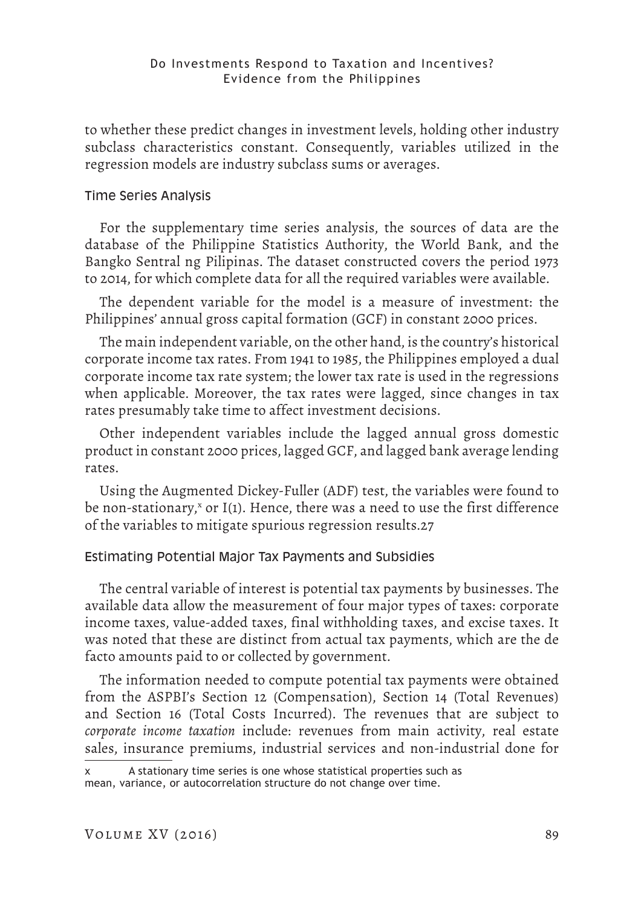to whether these predict changes in investment levels, holding other industry subclass characteristics constant. Consequently, variables utilized in the regression models are industry subclass sums or averages.

### Time Series Analysis

For the supplementary time series analysis, the sources of data are the database of the Philippine Statistics Authority, the World Bank, and the Bangko Sentral ng Pilipinas. The dataset constructed covers the period 1973 to 2014, for which complete data for all the required variables were available.

The dependent variable for the model is a measure of investment: the Philippines' annual gross capital formation (GCF) in constant 2000 prices.

The main independent variable, on the other hand, is the country's historical corporate income tax rates. From 1941 to 1985, the Philippines employed a dual corporate income tax rate system; the lower tax rate is used in the regressions when applicable. Moreover, the tax rates were lagged, since changes in tax rates presumably take time to affect investment decisions.

Other independent variables include the lagged annual gross domestic product in constant 2000 prices, lagged GCF, and lagged bank average lending rates.

Using the Augmented Dickey-Fuller (ADF) test, the variables were found to be non-stationary,[x] or I(1). Hence, there was a need to use the first difference of the variables to mitigate spurious regression results.27

### Estimating Potential Major Tax Payments and Subsidies

The central variable of interest is potential tax payments by businesses. The available data allow the measurement of four major types of taxes: corporate income taxes, value-added taxes, final withholding taxes, and excise taxes. It was noted that these are distinct from actual tax payments, which are the de facto amounts paid to or collected by government.

The information needed to compute potential tax payments were obtained from the ASPBI's Section 12 (Compensation), Section 14 (Total Revenues) and Section 16 (Total Costs Incurred). The revenues that are subject to *corporate income taxation* include: revenues from main activity, real estate sales, insurance premiums, industrial services and non-industrial done for

x A stationary time series is one whose statistical properties such as mean, variance, or autocorrelation structure do not change over time.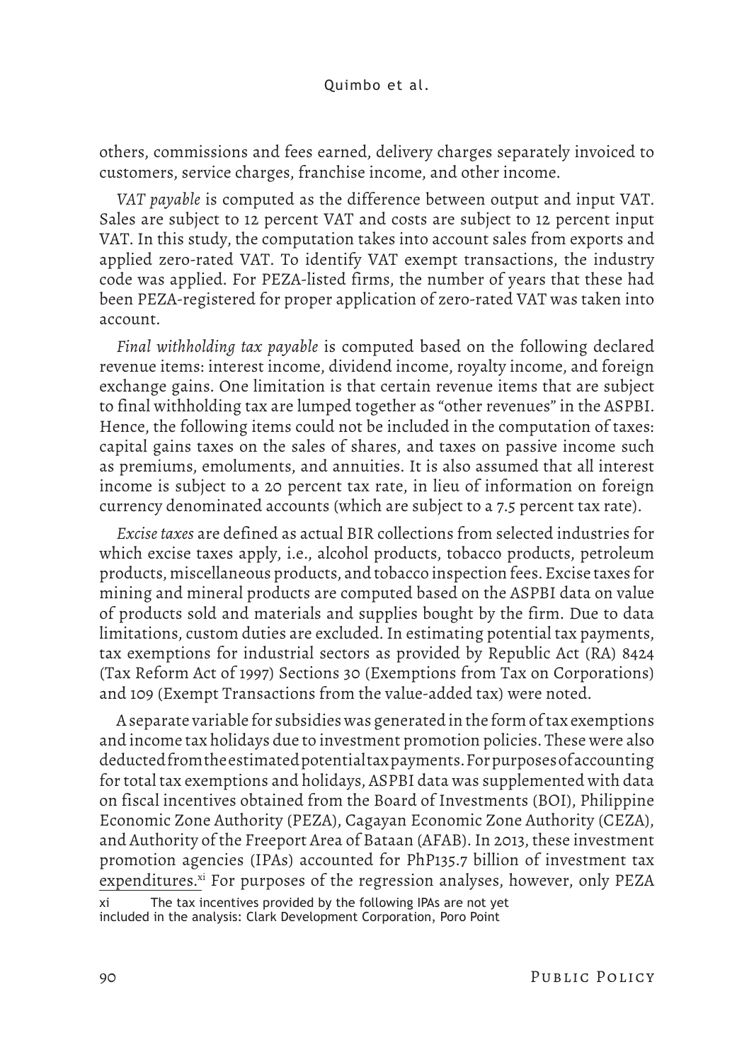others, commissions and fees earned, delivery charges separately invoiced to customers, service charges, franchise income, and other income.

*VAT payable* is computed as the difference between output and input VAT. Sales are subject to 12 percent VAT and costs are subject to 12 percent input VAT. In this study, the computation takes into account sales from exports and applied zero-rated VAT. To identify VAT exempt transactions, the industry code was applied. For PEZA-listed firms, the number of years that these had been PEZA-registered for proper application of zero-rated VAT was taken into account.

*Final withholding tax payable* is computed based on the following declared revenue items: interest income, dividend income, royalty income, and foreign exchange gains. One limitation is that certain revenue items that are subject to final withholding tax are lumped together as "other revenues" in the ASPBI. Hence, the following items could not be included in the computation of taxes: capital gains taxes on the sales of shares, and taxes on passive income such as premiums, emoluments, and annuities. It is also assumed that all interest income is subject to a 20 percent tax rate, in lieu of information on foreign currency denominated accounts (which are subject to a 7.5 percent tax rate).

*Excise taxes* are defined as actual BIR collections from selected industries for which excise taxes apply, i.e., alcohol products, tobacco products, petroleum products, miscellaneous products, and tobacco inspection fees. Excise taxes for mining and mineral products are computed based on the ASPBI data on value of products sold and materials and supplies bought by the firm. Due to data limitations, custom duties are excluded. In estimating potential tax payments, tax exemptions for industrial sectors as provided by Republic Act (RA) 8424 (Tax Reform Act of 1997) Sections 30 (Exemptions from Tax on Corporations) and 109 (Exempt Transactions from the value-added tax) were noted.

A separate variable for subsidies was generated in the form of tax exemptions and income tax holidays due to investment promotion policies. These were also deducted from the estimated potential tax payments. For purposes of accounting for total tax exemptions and holidays, ASPBI data was supplemented with data on fiscal incentives obtained from the Board of Investments (BOI), Philippine Economic Zone Authority (PEZA), Cagayan Economic Zone Authority (CEZA), and Authority of the Freeport Area of Bataan (AFAB). In 2013, these investment promotion agencies (IPAs) accounted for PhP135.7 billion of investment tax expenditures.[xi] For purposes of the regression analyses, however, only PEZA

xi The tax incentives provided by the following IPAs are not yet included in the analysis: Clark Development Corporation, Poro Point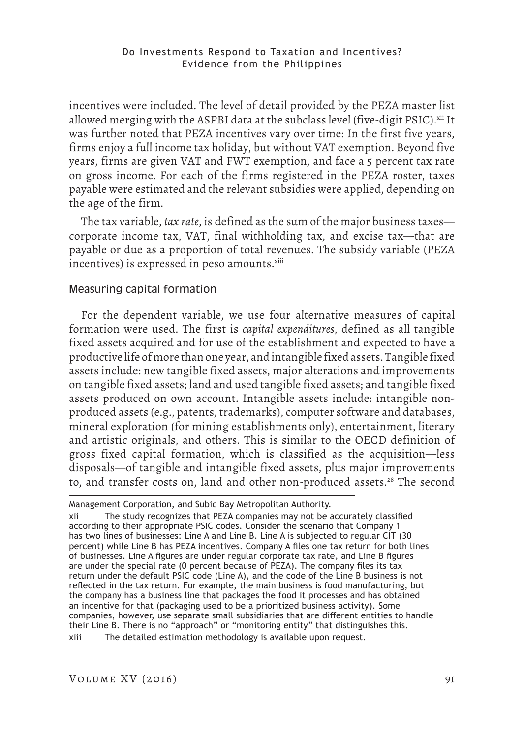incentives were included. The level of detail provided by the PEZA master list allowed merging with the ASPBI data at the subclass level (five-digit PSIC).[xii] It was further noted that PEZA incentives vary over time: In the first five years, firms enjoy a full income tax holiday, but without VAT exemption. Beyond five years, firms are given VAT and FWT exemption, and face a 5 percent tax rate on gross income. For each of the firms registered in the PEZA roster, taxes payable were estimated and the relevant subsidies were applied, depending on the age of the firm.

The tax variable, *tax rate*, is defined as the sum of the major business taxes—corporate income tax, VAT, final withholding tax, and excise tax—that are payable or due as a proportion of total revenues. The subsidy variable (PEZA incentives) is expressed in peso amounts.[xiii]

### Measuring capital formation

For the dependent variable, we use four alternative measures of capital formation were used. The first is *capital expenditures*, defined as all tangible fixed assets acquired and for use of the establishment and expected to have a productive life of more than one year, and intangible fixed assets. Tangible fixed assets include: new tangible fixed assets, major alterations and improvements on tangible fixed assets; land and used tangible fixed assets; and tangible fixed assets produced on own account. Intangible assets include: intangible non-produced assets (e.g., patents, trademarks), computer software and databases, mineral exploration (for mining establishments only), entertainment, literary and artistic originals, and others. This is similar to the OECD definition of gross fixed capital formation, which is classified as the acquisition—less disposals—of tangible and intangible fixed assets, plus major improvements to, and transfer costs on, land and other non-produced assets.[28] The second

---

Management Corporation, and Subic Bay Metropolitan Authority.

xii The study recognizes that PEZA companies may not be accurately classified according to their appropriate PSIC codes. Consider the scenario that Company 1 has two lines of businesses: Line A and Line B. Line A is subjected to regular CIT (30 percent) while Line B has PEZA incentives. Company A files one tax return for both lines of businesses. Line A figures are under regular corporate tax rate, and Line B figures are under the special rate (0 percent because of PEZA). The company files its tax return under the default PSIC code (Line A), and the code of the Line B business is not reflected in the tax return. For example, the main business is food manufacturing, but the company has a business line that packages the food it processes and has obtained an incentive for that (packaging used to be a prioritized business activity). Some companies, however, use separate small subsidiaries that are different entities to handle their Line B. There is no "approach" or "monitoring entity" that distinguishes this.

xiii The detailed estimation methodology is available upon request.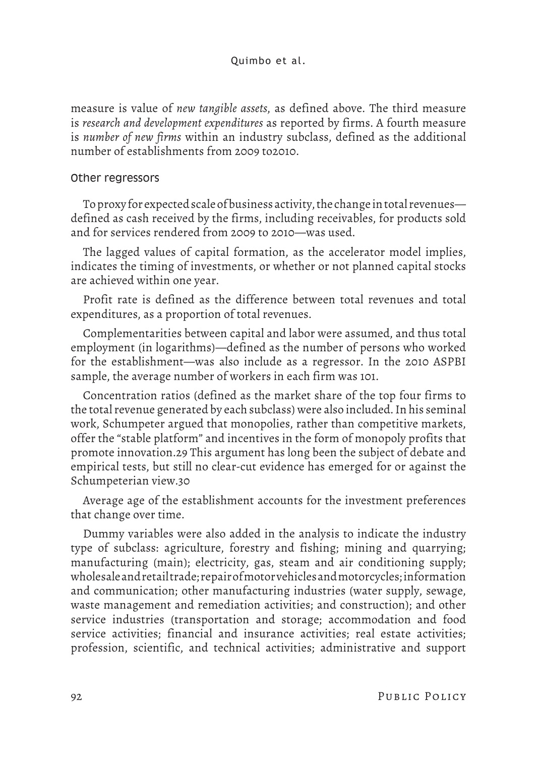measure is value of *new tangible assets*, as defined above. The third measure is *research and development expenditures* as reported by firms. A fourth measure is *number of new firms* within an industry subclass, defined as the additional number of establishments from 2009 to2010.

### Other regressors

To proxy for expected scale of business activity, the change in total revenues—defined as cash received by the firms, including receivables, for products sold and for services rendered from 2009 to 2010—was used.

The lagged values of capital formation, as the accelerator model implies, indicates the timing of investments, or whether or not planned capital stocks are achieved within one year.

Profit rate is defined as the difference between total revenues and total expenditures, as a proportion of total revenues.

Complementarities between capital and labor were assumed, and thus total employment (in logarithms)—defined as the number of persons who worked for the establishment—was also include as a regressor. In the 2010 ASPBI sample, the average number of workers in each firm was 101.

Concentration ratios (defined as the market share of the top four firms to the total revenue generated by each subclass) were also included. In his seminal work, Schumpeter argued that monopolies, rather than competitive markets, offer the "stable platform" and incentives in the form of monopoly profits that promote innovation.[29] This argument has long been the subject of debate and empirical tests, but still no clear-cut evidence has emerged for or against the Schumpeterian view.[30]

Average age of the establishment accounts for the investment preferences that change over time.

Dummy variables were also added in the analysis to indicate the industry type of subclass: agriculture, forestry and fishing; mining and quarrying; manufacturing (main); electricity, gas, steam and air conditioning supply; wholesale and retail trade; repair of motor vehicles and motorcycles; information and communication; other manufacturing industries (water supply, sewage, waste management and remediation activities; and construction); and other service industries (transportation and storage; accommodation and food service activities; financial and insurance activities; real estate activities; profession, scientific, and technical activities; administrative and support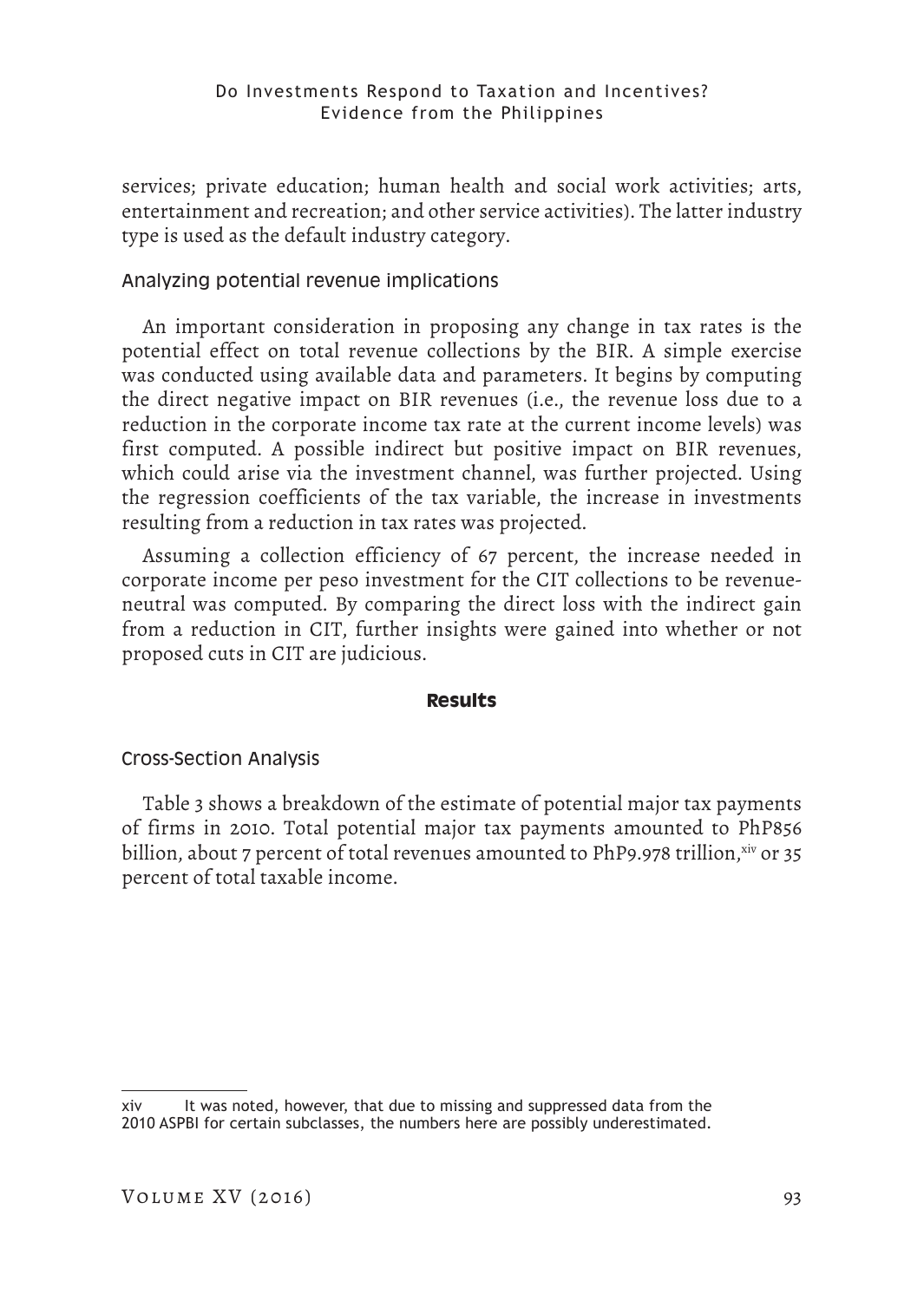services; private education; human health and social work activities; arts, entertainment and recreation; and other service activities). The latter industry type is used as the default industry category.

### Analyzing potential revenue implications

An important consideration in proposing any change in tax rates is the potential effect on total revenue collections by the BIR. A simple exercise was conducted using available data and parameters. It begins by computing the direct negative impact on BIR revenues (i.e., the revenue loss due to a reduction in the corporate income tax rate at the current income levels) was first computed. A possible indirect but positive impact on BIR revenues, which could arise via the investment channel, was further projected. Using the regression coefficients of the tax variable, the increase in investments resulting from a reduction in tax rates was projected.

Assuming a collection efficiency of 67 percent, the increase needed in corporate income per peso investment for the CIT collections to be revenue-neutral was computed. By comparing the direct loss with the indirect gain from a reduction in CIT, further insights were gained into whether or not proposed cuts in CIT are judicious.

## Results

### Cross-Section Analysis

Table 3 shows a breakdown of the estimate of potential major tax payments of firms in 2010. Total potential major tax payments amounted to PhP856 billion, about 7 percent of total revenues amounted to PhP9.978 trillion,[xiv] or 35 percent of total taxable income.

---

xiv It was noted, however, that due to missing and suppressed data from the 2010 ASPBI for certain subclasses, the numbers here are possibly underestimated.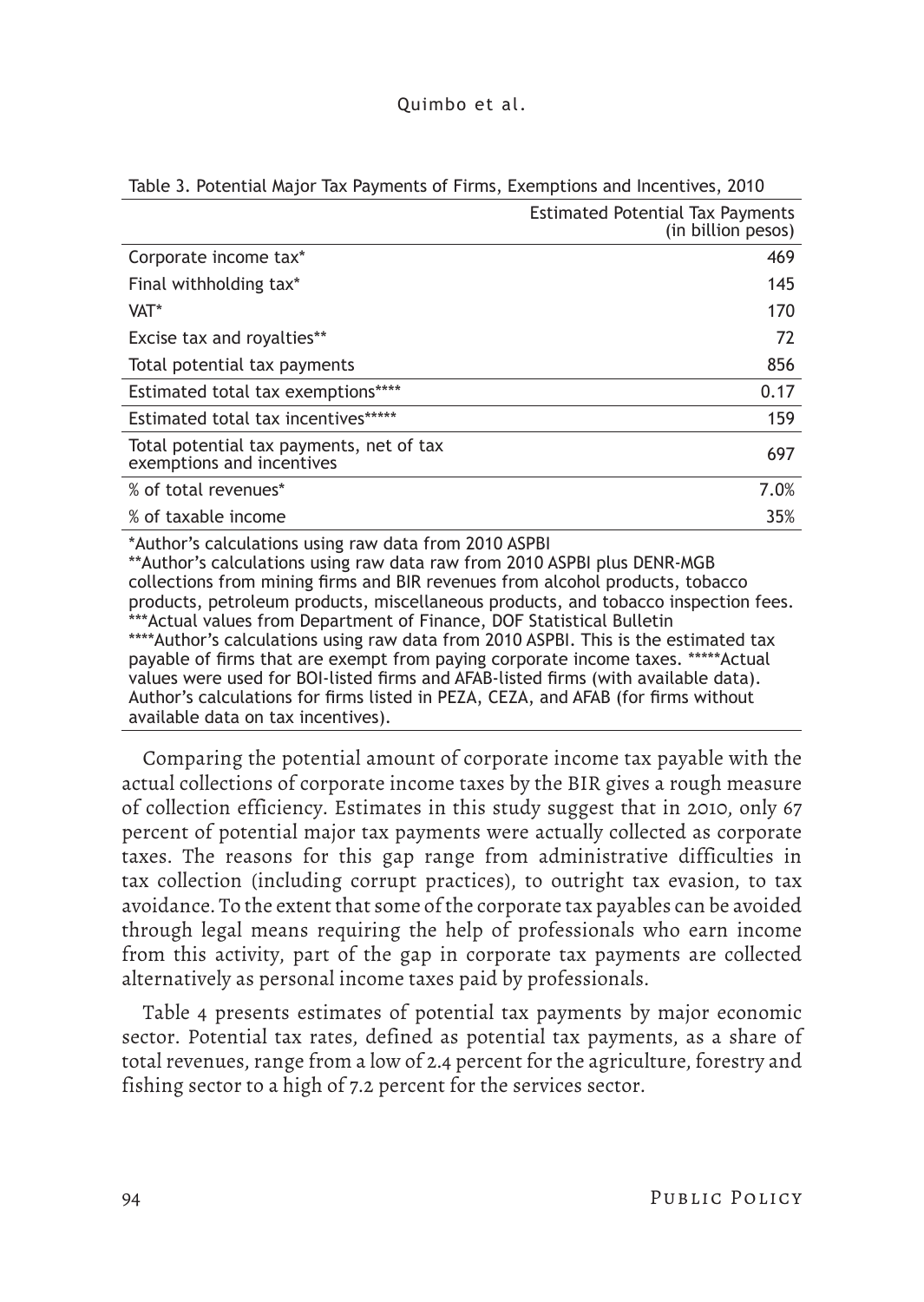Table 3. Potential Major Tax Payments of Firms, Exemptions and Incentives, 2010

| | Estimated Potential Tax Payments (in billion pesos) |
|---|---|
| Corporate income tax* | 469 |
| Final withholding tax* | 145 |
| VAT* | 170 |
| Excise tax and royalties** | 72 |
| Total potential tax payments | 856 |
| Estimated total tax exemptions**** | 0.17 |
| Estimated total tax incentives***** | 159 |
| Total potential tax payments, net of tax exemptions and incentives | 697 |
| % of total revenues* | 7.0% |
| % of taxable income | 35% |

*Author's calculations using raw data from 2010 ASPBI
**Author's calculations using raw data raw from 2010 ASPBI plus DENR-MGB collections from mining firms and BIR revenues from alcohol products, tobacco products, petroleum products, miscellaneous products, and tobacco inspection fees.
***Actual values from Department of Finance, DOF Statistical Bulletin
****Author's calculations using raw data from 2010 ASPBI. This is the estimated tax payable of firms that are exempt from paying corporate income taxes. *****Actual values were used for BOI-listed firms and AFAB-listed firms (with available data). Author's calculations for firms listed in PEZA, CEZA, and AFAB (for firms without available data on tax incentives).

Comparing the potential amount of corporate income tax payable with the actual collections of corporate income taxes by the BIR gives a rough measure of collection efficiency. Estimates in this study suggest that in 2010, only 67 percent of potential major tax payments were actually collected as corporate taxes. The reasons for this gap range from administrative difficulties in tax collection (including corrupt practices), to outright tax evasion, to tax avoidance. To the extent that some of the corporate tax payables can be avoided through legal means requiring the help of professionals who earn income from this activity, part of the gap in corporate tax payments are collected alternatively as personal income taxes paid by professionals.

Table 4 presents estimates of potential tax payments by major economic sector. Potential tax rates, defined as potential tax payments, as a share of total revenues, range from a low of 2.4 percent for the agriculture, forestry and fishing sector to a high of 7.2 percent for the services sector.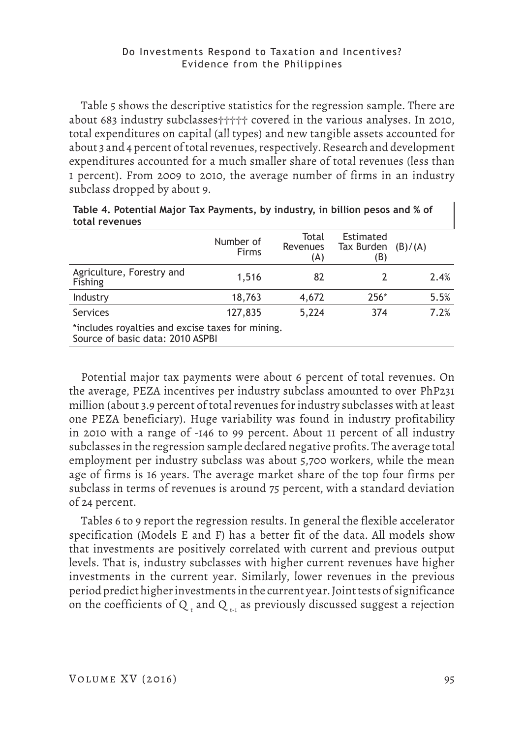Table 5 shows the descriptive statistics for the regression sample. There are about 683 industry subclasses††††† covered in the various analyses. In 2010, total expenditures on capital (all types) and new tangible assets accounted for about 3 and 4 percent of total revenues, respectively. Research and development expenditures accounted for a much smaller share of total revenues (less than 1 percent). From 2009 to 2010, the average number of firms in an industry subclass dropped by about 9.

**Table 4. Potential Major Tax Payments, by industry, in billion pesos and % of total revenues**

| | Number of Firms | Total Revenues (A) | Estimated Tax Burden (B) | (B)/(A) |
|---|---|---|---|---|
| Agriculture, Forestry and Fishing | 1,516 | 82 | 2 | 2.4% |
| Industry | 18,763 | 4,672 | 256* | 5.5% |
| Services | 127,835 | 5,224 | 374 | 7.2% |

*includes royalties and excise taxes for mining.
Source of basic data: 2010 ASPBI

Potential major tax payments were about 6 percent of total revenues. On the average, PEZA incentives per industry subclass amounted to over PhP231 million (about 3.9 percent of total revenues for industry subclasses with at least one PEZA beneficiary). Huge variability was found in industry profitability in 2010 with a range of -146 to 99 percent. About 11 percent of all industry subclasses in the regression sample declared negative profits. The average total employment per industry subclass was about 5,700 workers, while the mean age of firms is 16 years. The average market share of the top four firms per subclass in terms of revenues is around 75 percent, with a standard deviation of 24 percent.

Tables 6 to 9 report the regression results. In general the flexible accelerator specification (Models E and F) has a better fit of the data. All models show that investments are positively correlated with current and previous output levels. That is, industry subclasses with higher current revenues have higher investments in the current year. Similarly, lower revenues in the previous period predict higher investments in the current year. Joint tests of significance on the coefficients of $Q_t$ and $Q_{t-1}$ as previously discussed suggest a rejection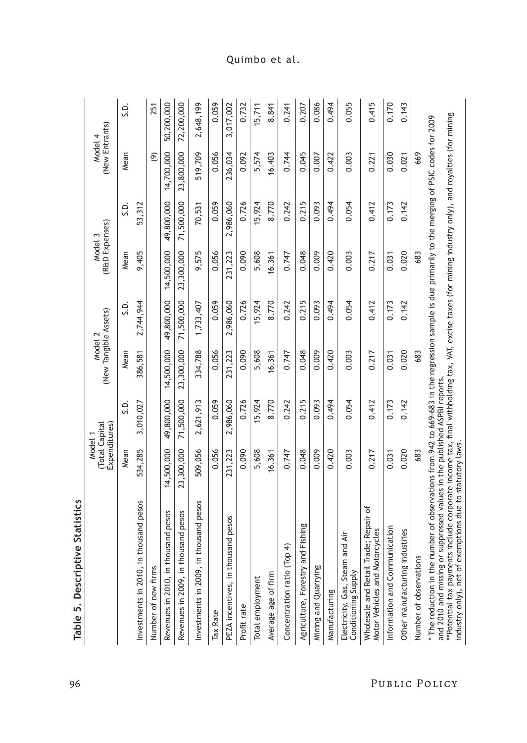**Table 5. Descriptive Statistics**

| | Model 1 (Total Capital Expenditures) | | Model 2 (New Tangible Assets) | | Model 3 (R&D Expenses) | | Model 4 (New Entrants) | |
|---|---|---|---|---|---|---|---|---|
| | Mean | S.D. | Mean | S.D. | Mean | S.D. | Mean | S.D. |
| Investments in 2010, in thousand pesos | 534,285 | 3,010,027 | 386,581 | 2,744,944 | 9,405 | 53,312 | | |
| Number of new firms | | | | | | | (9) | 251 |
| Revenues in 2010, in thousand pesos | 14,500,000 | 49,800,000 | 14,500,000 | 49,800,000 | 14,500,000 | 49,800,000 | 14,700,000 | 50,200,000 |
| Revenues in 2009, in thousand pesos | 23,300,000 | 71,500,000 | 23,300,000 | 71,500,000 | 23,300,000 | 71,500,000 | 23,800,000 | 72,200,000 |
| Investments in 2009, in thousand pesos | 509,056 | 2,621,913 | 334,788 | 1,733,407 | 9,575 | 70,531 | 519,709 | 2,648,199 |
| Tax Rate | 0.056 | 0.059 | 0.056 | 0.059 | 0.056 | 0.059 | 0.056 | 0.059 |
| PEZA incentives, in thousand pesos | 231,223 | 2,986,060 | 231,223 | 2,986,060 | 231,223 | 2,986,060 | 236,034 | 3,017,002 |
| Profit rate | 0.090 | 0.726 | 0.090 | 0.726 | 0.090 | 0.726 | 0.092 | 0.732 |
| Total employment | 5,608 | 15,924 | 5,608 | 15,924 | 5,608 | 15,924 | 5,574 | 15,711 |
| Average age of firm | 16.361 | 8.770 | 16.361 | 8.770 | 16.361 | 8.770 | 16.403 | 8.841 |
| Concentration ratio (Top 4) | 0.747 | 0.242 | 0.747 | 0.242 | 0.747 | 0.242 | 0.744 | 0.241 |
| Agriculture, Forestry and Fishing | 0.048 | 0.215 | 0.048 | 0.215 | 0.048 | 0.215 | 0.045 | 0.207 |
| Mining and Quarrying | 0.009 | 0.093 | 0.009 | 0.093 | 0.009 | 0.093 | 0.007 | 0.086 |
| Manufacturing | 0.420 | 0.494 | 0.420 | 0.494 | 0.420 | 0.494 | 0.422 | 0.494 |
| Electricity, Gas, Steam and Air Conditioning Supply | 0.003 | 0.054 | 0.003 | 0.054 | 0.003 | 0.054 | 0.003 | 0.055 |
| Wholesale and Retail Trade; Repair of Motor Vehicles and Motorcycles | 0.217 | 0.412 | 0.217 | 0.412 | 0.217 | 0.412 | 0.221 | 0.415 |
| Information and Communication | 0.031 | 0.173 | 0.031 | 0.173 | 0.031 | 0.173 | 0.030 | 0.170 |
| Other manufacturing industries | 0.020 | 0.142 | 0.020 | 0.142 | 0.020 | 0.142 | 0.021 | 0.143 |
| Number of observations | 683 | | 683 | | 683 | | 669 | |

\* The reduction in the number of observations from 942 to 669-683 in the regression sample is due primarily to the merging of PSIC codes for 2009 and 2010 and missing or suppressed values in the published ASPBI reports.

\*\*Potential tax payments include corporate income tax, final withholding tax, VAT, excise taxes (for mining industry only), and royalties (for mining industry only), net of exemptions due to statutory laws.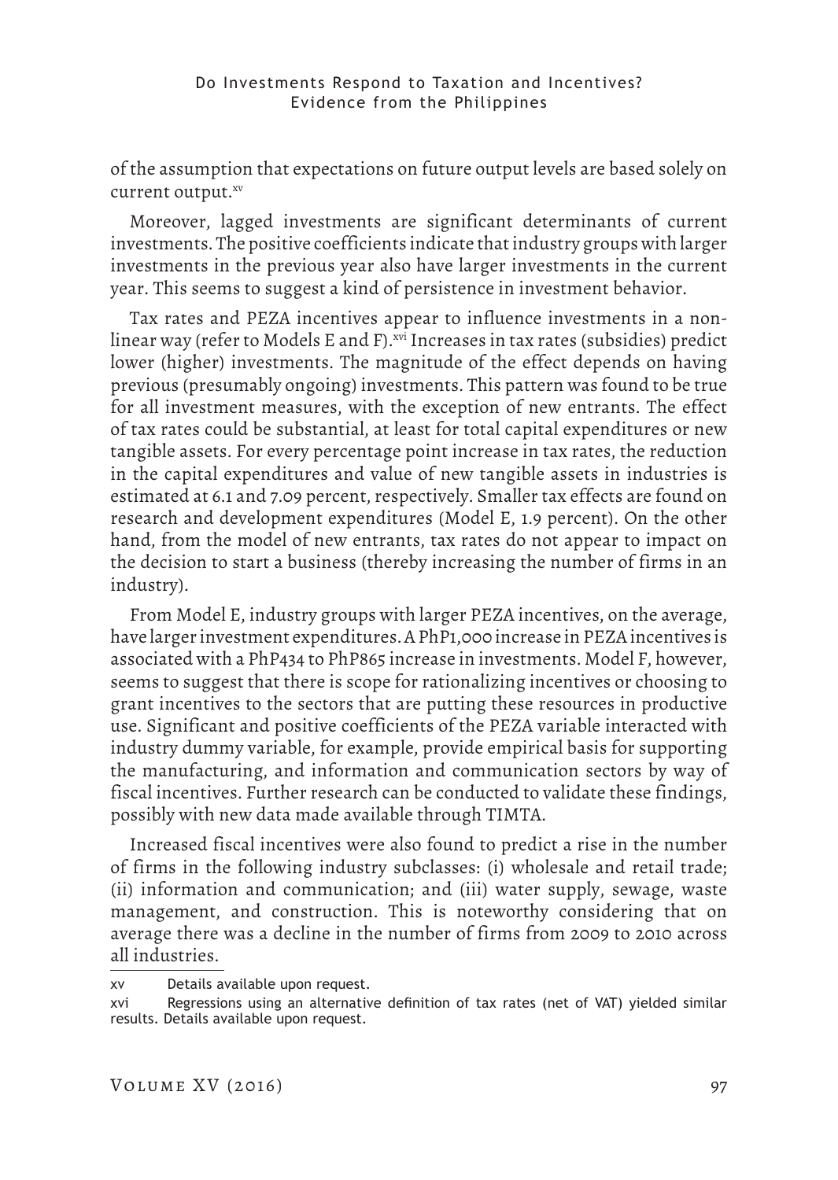of the assumption that expectations on future output levels are based solely on current output.[xv]

Moreover, lagged investments are significant determinants of current investments. The positive coefficients indicate that industry groups with larger investments in the previous year also have larger investments in the current year. This seems to suggest a kind of persistence in investment behavior.

Tax rates and PEZA incentives appear to influence investments in a non-linear way (refer to Models E and F).[xvi] Increases in tax rates (subsidies) predict lower (higher) investments. The magnitude of the effect depends on having previous (presumably ongoing) investments. This pattern was found to be true for all investment measures, with the exception of new entrants. The effect of tax rates could be substantial, at least for total capital expenditures or new tangible assets. For every percentage point increase in tax rates, the reduction in the capital expenditures and value of new tangible assets in industries is estimated at 6.1 and 7.09 percent, respectively. Smaller tax effects are found on research and development expenditures (Model E, 1.9 percent). On the other hand, from the model of new entrants, tax rates do not appear to impact on the decision to start a business (thereby increasing the number of firms in an industry).

From Model E, industry groups with larger PEZA incentives, on the average, have larger investment expenditures. A PhP1,000 increase in PEZA incentives is associated with a PhP434 to PhP865 increase in investments. Model F, however, seems to suggest that there is scope for rationalizing incentives or choosing to grant incentives to the sectors that are putting these resources in productive use. Significant and positive coefficients of the PEZA variable interacted with industry dummy variable, for example, provide empirical basis for supporting the manufacturing, and information and communication sectors by way of fiscal incentives. Further research can be conducted to validate these findings, possibly with new data made available through TIMTA.

Increased fiscal incentives were also found to predict a rise in the number of firms in the following industry subclasses: (i) wholesale and retail trade; (ii) information and communication; and (iii) water supply, sewage, waste management, and construction. This is noteworthy considering that on average there was a decline in the number of firms from 2009 to 2010 across all industries.

---

xv Details available upon request.

xvi Regressions using an alternative definition of tax rates (net of VAT) yielded similar results. Details available upon request.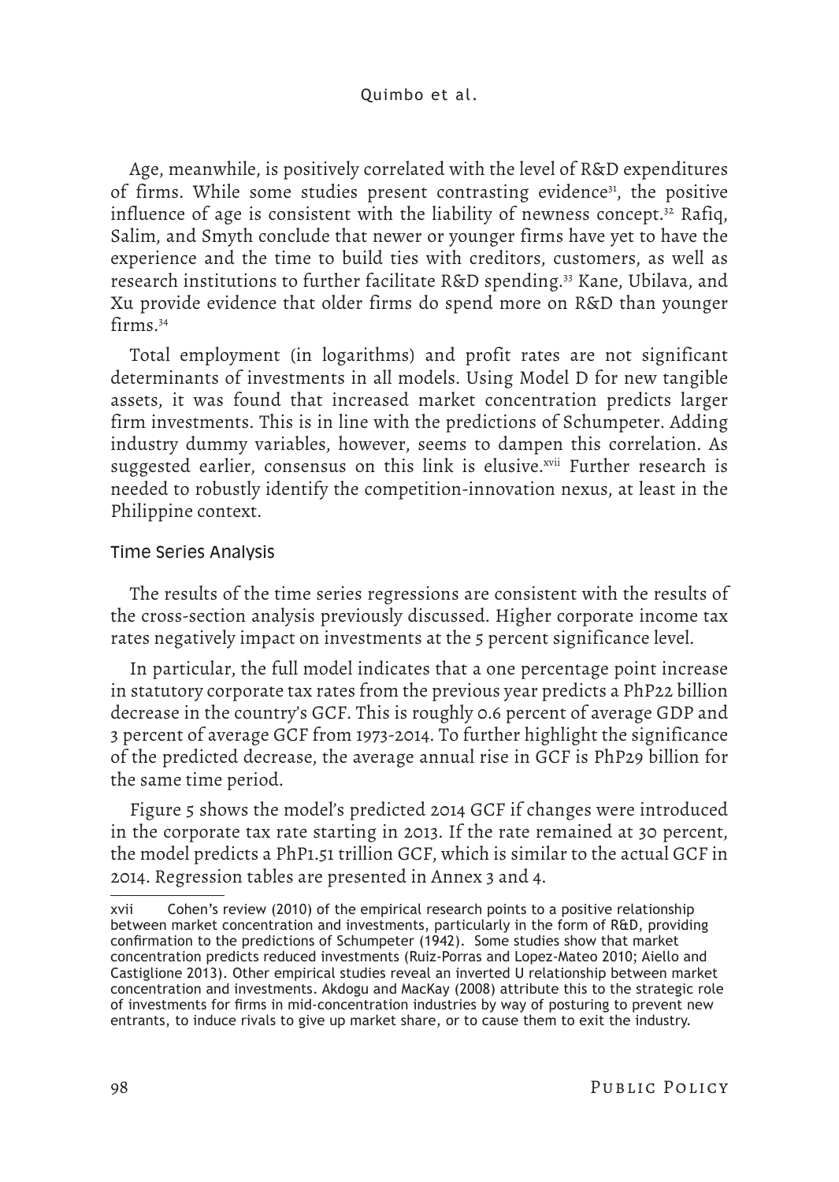Age, meanwhile, is positively correlated with the level of R&D expenditures of firms. While some studies present contrasting evidence[31], the positive influence of age is consistent with the liability of newness concept.[32] Rafiq, Salim, and Smyth conclude that newer or younger firms have yet to have the experience and the time to build ties with creditors, customers, as well as research institutions to further facilitate R&D spending.[33] Kane, Ubilava, and Xu provide evidence that older firms do spend more on R&D than younger firms.[34]

Total employment (in logarithms) and profit rates are not significant determinants of investments in all models. Using Model D for new tangible assets, it was found that increased market concentration predicts larger firm investments. This is in line with the predictions of Schumpeter. Adding industry dummy variables, however, seems to dampen this correlation. As suggested earlier, consensus on this link is elusive.[xvii] Further research is needed to robustly identify the competition-innovation nexus, at least in the Philippine context.

### Time Series Analysis

The results of the time series regressions are consistent with the results of the cross-section analysis previously discussed. Higher corporate income tax rates negatively impact on investments at the 5 percent significance level.

In particular, the full model indicates that a one percentage point increase in statutory corporate tax rates from the previous year predicts a PhP22 billion decrease in the country's GCF. This is roughly 0.6 percent of average GDP and 3 percent of average GCF from 1973-2014. To further highlight the significance of the predicted decrease, the average annual rise in GCF is PhP29 billion for the same time period.

Figure 5 shows the model's predicted 2014 GCF if changes were introduced in the corporate tax rate starting in 2013. If the rate remained at 30 percent, the model predicts a PhP1.51 trillion GCF, which is similar to the actual GCF in 2014. Regression tables are presented in Annex 3 and 4.

---

xvii Cohen's review (2010) of the empirical research points to a positive relationship between market concentration and investments, particularly in the form of R&D, providing confirmation to the predictions of Schumpeter (1942). Some studies show that market concentration predicts reduced investments (Ruiz-Porras and Lopez-Mateo 2010; Aiello and Castiglione 2013). Other empirical studies reveal an inverted U relationship between market concentration and investments. Akdogu and MacKay (2008) attribute this to the strategic role of investments for firms in mid-concentration industries by way of posturing to prevent new entrants, to induce rivals to give up market share, or to cause them to exit the industry.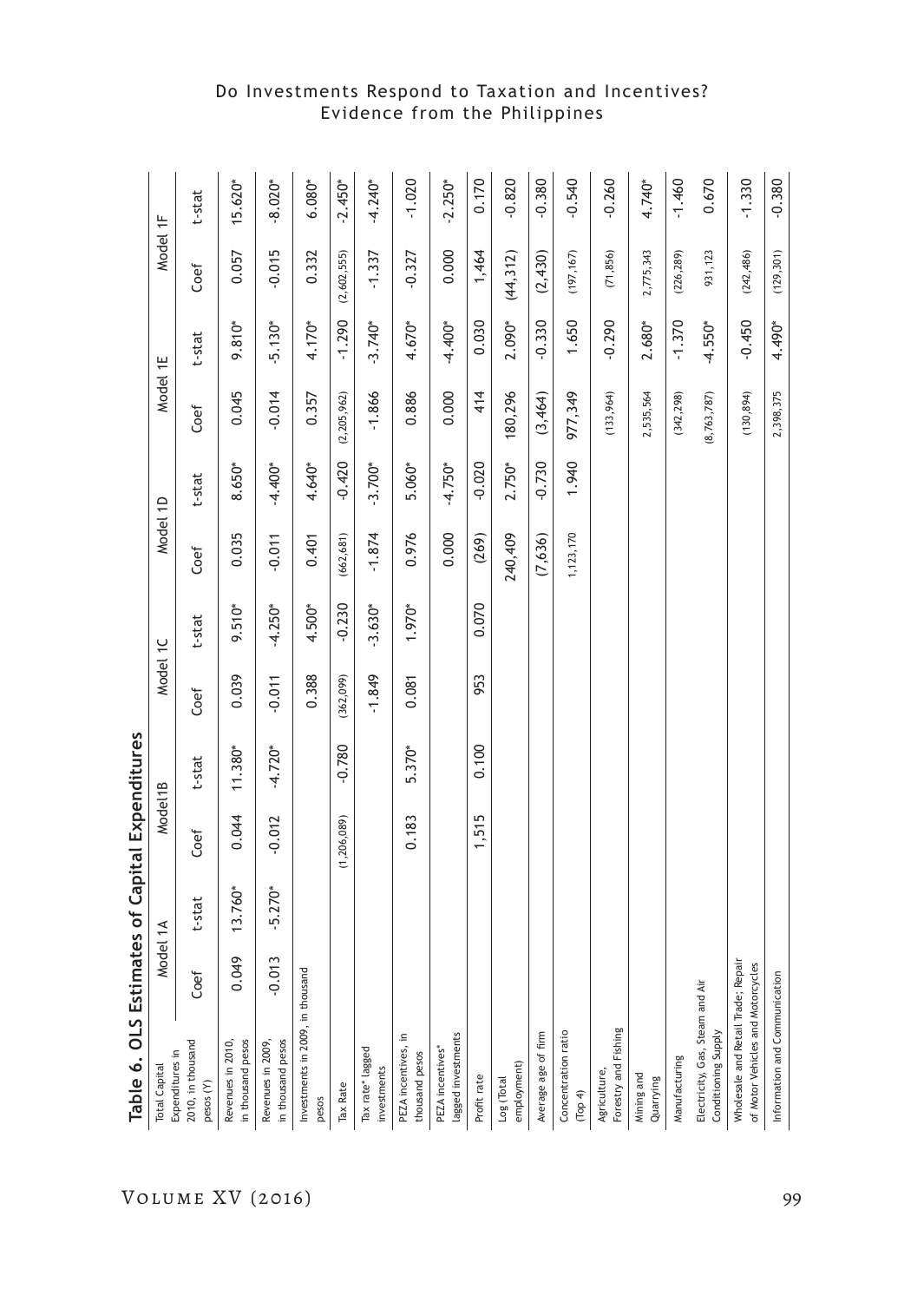**Table 6. OLS Estimates of Capital Expenditures**

| Total Capital Expenditures in 2010, in thousand pesos (Y) | Model 1A | | Model1B | | Model 1C | | Model 1D | | Model 1E | | Model 1F | |
|---|---|---|---|---|---|---|---|---|---|---|---|---|
| | Coef | t-stat | Coef | t-stat | Coef | t-stat | Coef | t-stat | Coef | t-stat | Coef | t-stat |
| Revenues in 2010, in thousand pesos | 0.049 | 13.760* | 0.044 | 11.380* | 0.039 | 9.510* | 0.035 | 8.650* | 0.045 | 9.810* | 0.057 | 15.620* |
| Revenues in 2009, in thousand pesos | -0.013 | -5.270* | -0.012 | -4.720* | -0.011 | -4.250* | -0.011 | -4.400* | -0.014 | -5.130* | -0.015 | -8.020* |
| Investments in 2009, in thousand pesos | | | | | 0.388 | 4.500* | 0.401 | 4.640* | 0.357 | 4.170* | 0.332 | 6.080* |
| Tax Rate | | | (1,206,089) | -0.780 | (362,099) | -0.230 | (662,681) | -0.420 | (2,205,962) | -1.290 | (2,602,555) | -2.450* |
| Tax rate* lagged investments | | | | | -1.849 | -3.630* | -1.874 | -3.700* | -1.866 | -3.740* | -1.337 | -4.240* |
| PEZA incentives, in thousand pesos | | | 0.183 | 5.370* | 0.081 | 1.970* | 0.976 | 5.060* | 0.886 | 4.670* | -0.327 | -1.020 |
| PEZA incentives* lagged investments | | | | | | | 0.000 | -4.750* | 0.000 | -4.400* | 0.000 | -2.250* |
| Profit rate | | | 1,515 | 0.100 | 953 | 0.070 | (269) | -0.020 | 414 | 0.030 | 1,464 | 0.170 |
| Log (Total employment) | | | | | | | 240,409 | 2.750* | 180,296 | 2.090* | (44,312) | -0.820 |
| Average age of firm | | | | | | | (7,636) | -0.730 | (3,464) | -0.330 | (2,430) | -0.380 |
| Concentration ratio (Top 4) | | | | | | | 1,123,170 | 1.940 | 977,349 | 1.650 | (197,167) | -0.540 |
| Agriculture, Forestry and Fishing | | | | | | | | | (133,964) | -0.290 | (71,856) | -0.260 |
| Mining and Quarrying | | | | | | | | | 2,535,564 | 2.680* | 2,775,343 | 4.740* |
| Manufacturing | | | | | | | | | (342,298) | -1.370 | (226,289) | -1.460 |
| Electricity, Gas, Steam and Air Conditioning Supply | | | | | | | | | (8,763,787) | -4.550* | 931,123 | 0.670 |
| Wholesale and Retail Trade; Repair of Motor Vehicles and Motorcycles | | | | | | | | | (130,894) | -0.450 | (242,486) | -1.330 |
| Information and Communication | | | | | | | | | 2,398,375 | 4.490* | (129,301) | -0.380 |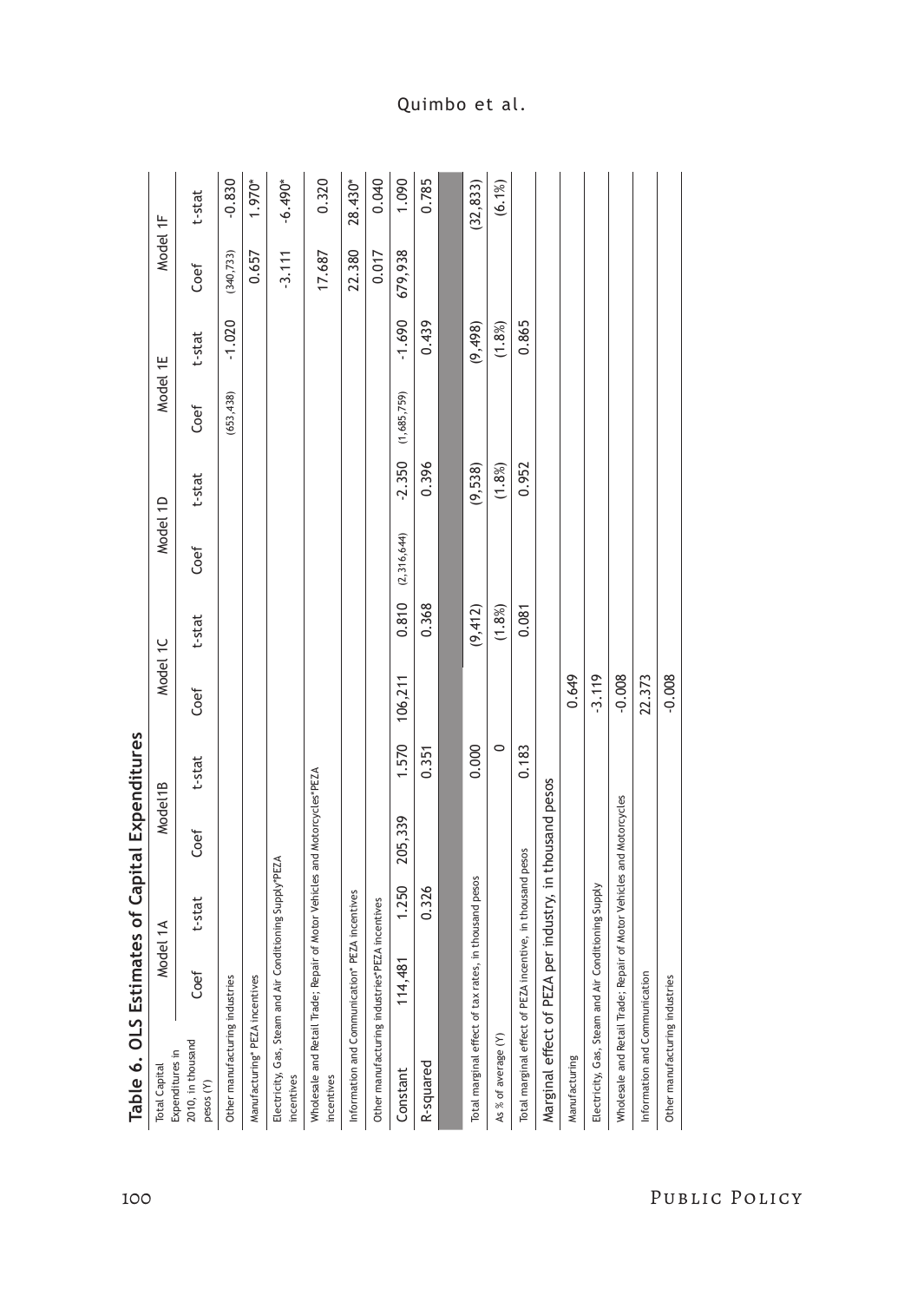## Table 6. OLS Estimates of Capital Expenditures

| Total Capital Expenditures in 2010, in thousand pesos (Y) | Model 1A | | Model1B | | Model 1C | | Model 1D | | Model 1E | | Model 1F | |
|---|---|---|---|---|---|---|---|---|---|---|---|---|
| | Coef | t-stat | Coef | t-stat | Coef | t-stat | Coef | t-stat | Coef | t-stat | Coef | t-stat |
| Other manufacturing industries | | | | | | | | | (653,438) | -1.020 | (340,733) | -0.830 |
| Manufacturing* PEZA incentives | | | | | | | | | | | 0.657 | 1.970* |
| Electricity, Gas, Steam and Air Conditioning Supply*PEZA incentives | | | | | | | | | | | -3.111 | -6.490* |
| Wholesale and Retail Trade; Repair of Motor Vehicles and Motorcycles*PEZA incentives | | | | | | | | | | | 17.687 | 0.320 |
| Information and Communication* PEZA incentives | | | | | | | | | | | 22.380 | 28.430* |
| Other manufacturing industries*PEZA incentives | | | | | | | | | | | 0.017 | 0.040 |
| Constant | 114,481 | 1.250 | 205,339 | 1.570 | 106,211 | 0.810 | (2,316,644) | -2.350 | (1,685,759) | -1.690 | 679,938 | 1.090 |
| R-squared | | 0.326 | | 0.351 | | 0.368 | | 0.396 | | 0.439 | | 0.785 |
| | | | | | | | | | | | | |
| Total marginal effect of tax rates, in thousand pesos | | | | 0.000 | | (9,412) | | (9,538) | | (9,498) | | (32,833) |
| As % of average (Y) | | | | 0 | | (1.8%) | | (1.8%) | | (1.8%) | | (6.1%) |
| Total marginal effect of PEZA incentive, in thousand pesos | | | | 0.183 | | 0.081 | | 0.952 | | 0.865 | | |
| Marginal effect of PEZA per industry, in thousand pesos | | | | | | | | | | | | |
| Manufacturing | | | | | 0.649 | | | | | | | |
| Electricity, Gas, Steam and Air Conditioning Supply | | | | | -3.119 | | | | | | | |
| Wholesale and Retail Trade; Repair of Motor Vehicles and Motorcycles | | | | | -0.008 | | | | | | | |
| Information and Communication | | | | | 22.373 | | | | | | | |
| Other manufacturing industries | | | | | -0.008 | | | | | | | |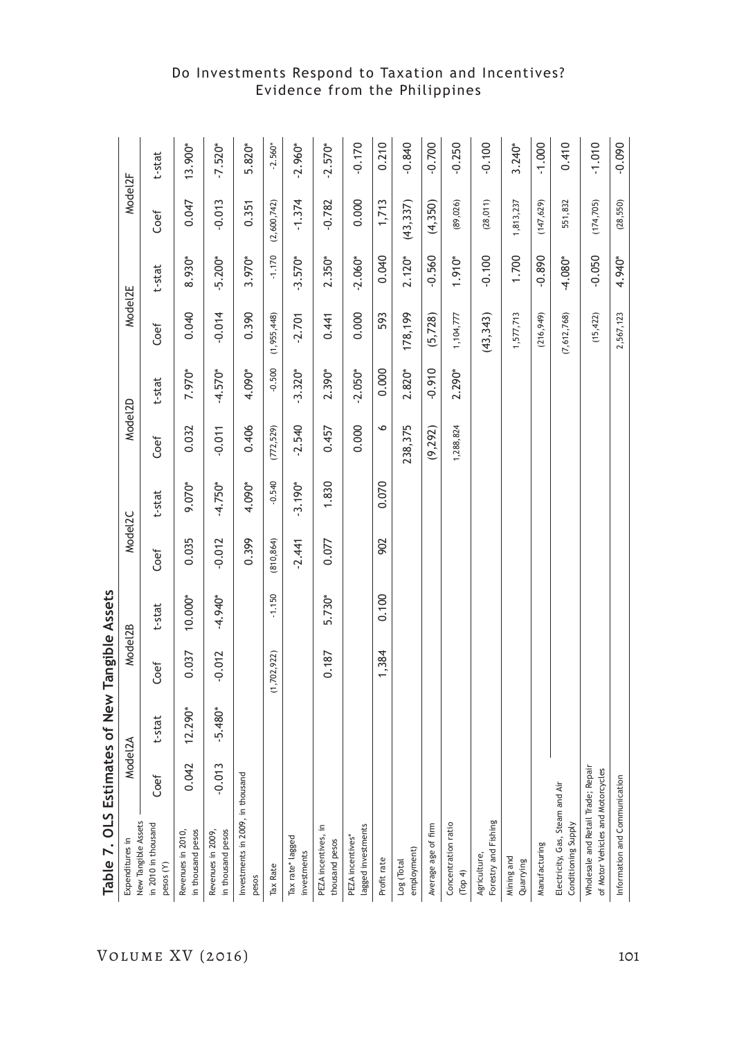## Table 7. OLS Estimates of New Tangible Assets

| Expenditures in New Tangible Assets in 2010 in thousand pesos (Y) | Model2A | | Model2B | | Model2C | | Model2D | | Model2E | | Model2F | |
|---|---|---|---|---|---|---|---|---|---|---|---|---|
| | Coef | t-stat | Coef | t-stat | Coef | t-stat | Coef | t-stat | Coef | t-stat | Coef | t-stat |
| Revenues in 2010, in thousand pesos | 0.042 | 12.290* | 0.037 | 10.000* | 0.035 | 9.070* | 0.032 | 7.970* | 0.040 | 8.930* | 0.047 | 13.900* |
| Revenues in 2009, in thousand pesos | -0.013 | -5.480* | -0.012 | -4.940* | -0.012 | -4.750* | -0.011 | -4.570* | -0.014 | -5.200* | -0.013 | -7.520* |
| Investments in 2009, in thousand pesos | | | | | 0.399 | 4.090* | 0.406 | 4.090* | 0.390 | 3.970* | 0.351 | 5.820* |
| Tax Rate | | | (1,702,922) | -1.150 | (810,864) | -0.540 | (772,529) | -0.500 | (1,955,448) | -1.170 | (2,600,742) | -2.560* |
| Tax rate* lagged investments | | | | | -2.441 | -3.190* | -2.540 | -3.320* | -2.701 | -3.570* | -1.374 | -2.960* |
| PEZA incentives, in thousand pesos | | | 0.187 | 5.730* | 0.077 | 1.830 | 0.457 | 2.390* | 0.441 | 2.350* | -0.782 | -2.570* |
| PEZA incentives* lagged investments | | | | | | | 0.000 | -2.050* | 0.000 | -2.060* | 0.000 | -0.170 |
| Profit rate | | | 1,384 | 0.100 | 902 | 0.070 | 6 | 0.000 | 593 | 0.040 | 1,713 | 0.210 |
| Log (Total employment) | | | | | | | 238,375 | 2.820* | 178,199 | 2.120* | (43,337) | -0.840 |
| Average age of firm | | | | | | | (9,292) | -0.910 | (5,728) | -0.560 | (4,350) | -0.700 |
| Concentration ratio (Top 4) | | | | | | | 1,288,824 | 2.290* | 1,104,777 | 1.910* | (89,026) | -0.250 |
| Agriculture, Forestry and Fishing | | | | | | | | | (43,343) | -0.100 | (28,011) | -0.100 |
| Mining and Quarrying | | | | | | | | | 1,577,713 | 1.700 | 1,813,237 | 3.240* |
| Manufacturing | | | | | | | | | (216,949) | -0.890 | (147,629) | -1.000 |
| Electricity, Gas, Steam and Air Conditioning Supply | | | | | | | | | (7,612,768) | -4.080* | 551,832 | 0.410 |
| Wholesale and Retail Trade; Repair of Motor Vehicles and Motorcycles | | | | | | | | | (15,422) | -0.050 | (174,705) | -1.010 |
| Information and Communication | | | | | | | | | 2,567,123 | 4.940* | (28,550) | -0.090 |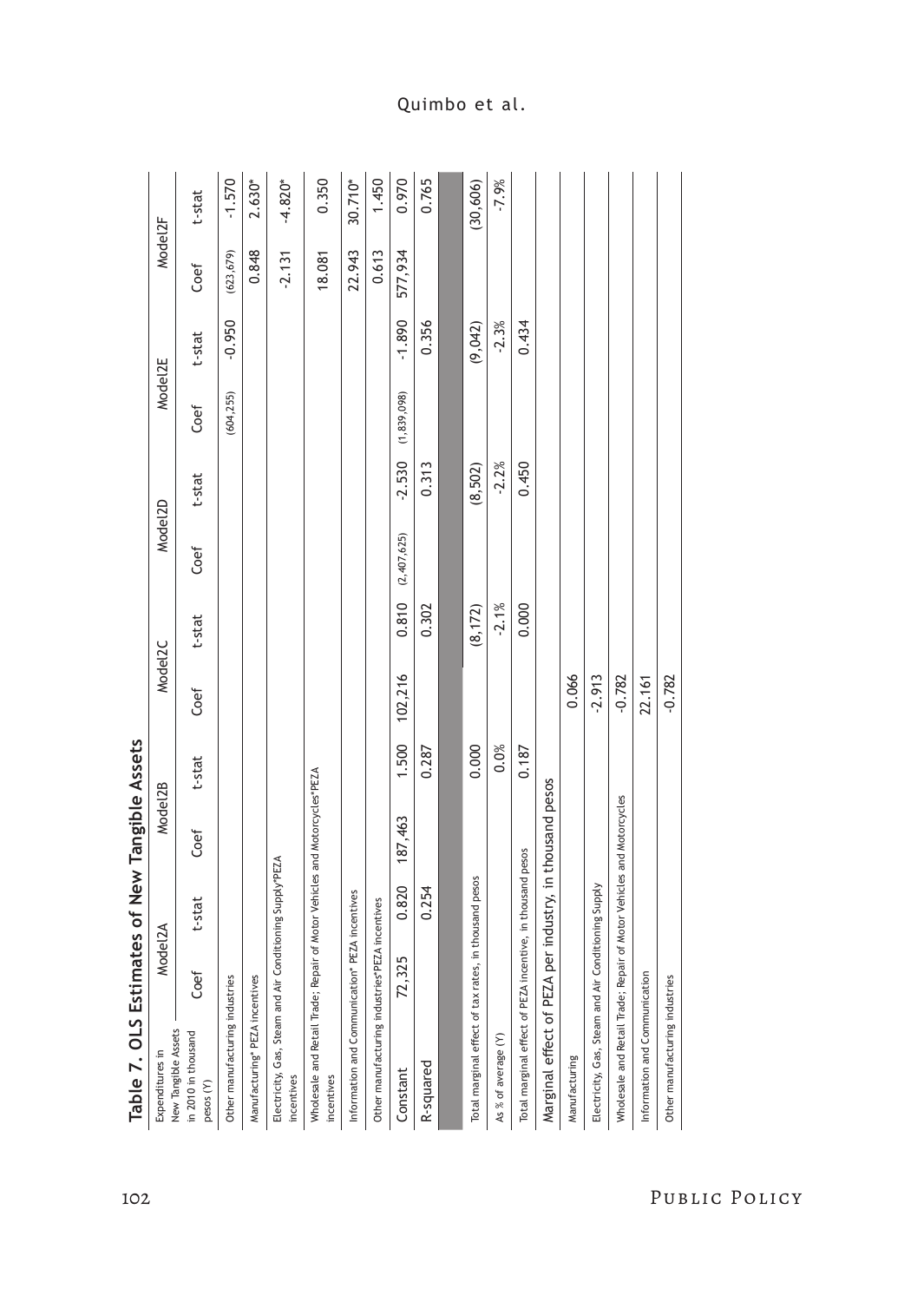## Table 7. OLS Estimates of New Tangible Assets

| Expenditures in New Tangible Assets in 2010 in thousand pesos (Y) | Model2A | | Model2B | | Model2C | | Model2D | | Model2E | | Model2F | |
|---|---|---|---|---|---|---|---|---|---|---|---|---|
| | Coef | t-stat | Coef | t-stat | Coef | t-stat | Coef | t-stat | Coef | t-stat | Coef | t-stat |
| Other manufacturing industries | | | | | | | | | (604,255) | -0.950 | (623,679) | -1.570 |
| Manufacturing* PEZA incentives | | | | | | | | | | | 0.848 | 2.630* |
| Electricity, Gas, Steam and Air Conditioning Supply*PEZA incentives | | | | | | | | | | | -2.131 | -4.820* |
| Wholesale and Retail Trade; Repair of Motor Vehicles and Motorcycles*PEZA incentives | | | | | | | | | | | 18.081 | 0.350 |
| Information and Communication* PEZA incentives | | | | | | | | | | | 22.943 | 30.710* |
| Other manufacturing industries*PEZA incentives | | | | | | | | | | | 0.613 | 1.450 |
| Constant | 72,325 | 0.820 | 187,463 | 1.500 | 102,216 | 0.810 | (2,407,625) | -2.530 | (1,839,098) | -1.890 | 577,934 | 0.970 |
| R-squared | | 0.254 | | 0.287 | | 0.302 | | 0.313 | | 0.356 | | 0.765 |
| | | | | | | | | | | | | |
| Total marginal effect of tax rates, in thousand pesos | | | | 0.000 | | (8,172) | | (8,502) | | (9,042) | | (30,606) |
| As % of average (Y) | | | | 0.0% | | -2.1% | | -2.2% | | -2.3% | | -7.9% |
| Total marginal effect of PEZA incentive, in thousand pesos | | | | 0.187 | | 0.000 | | 0.450 | | 0.434 | | |
| **Marginal effect of PEZA per industry, in thousand pesos** | | | | | | | | | | | | |
| Manufacturing | | | | | 0.066 | | | | | | | |
| Electricity, Gas, Steam and Air Conditioning Supply | | | | | -2.913 | | | | | | | |
| Wholesale and Retail Trade; Repair of Motor Vehicles and Motorcycles | | | | | -0.782 | | | | | | | |
| Information and Communication | | | | | 22.161 | | | | | | | |
| Other manufacturing industries | | | | | -0.782 | | | | | | | |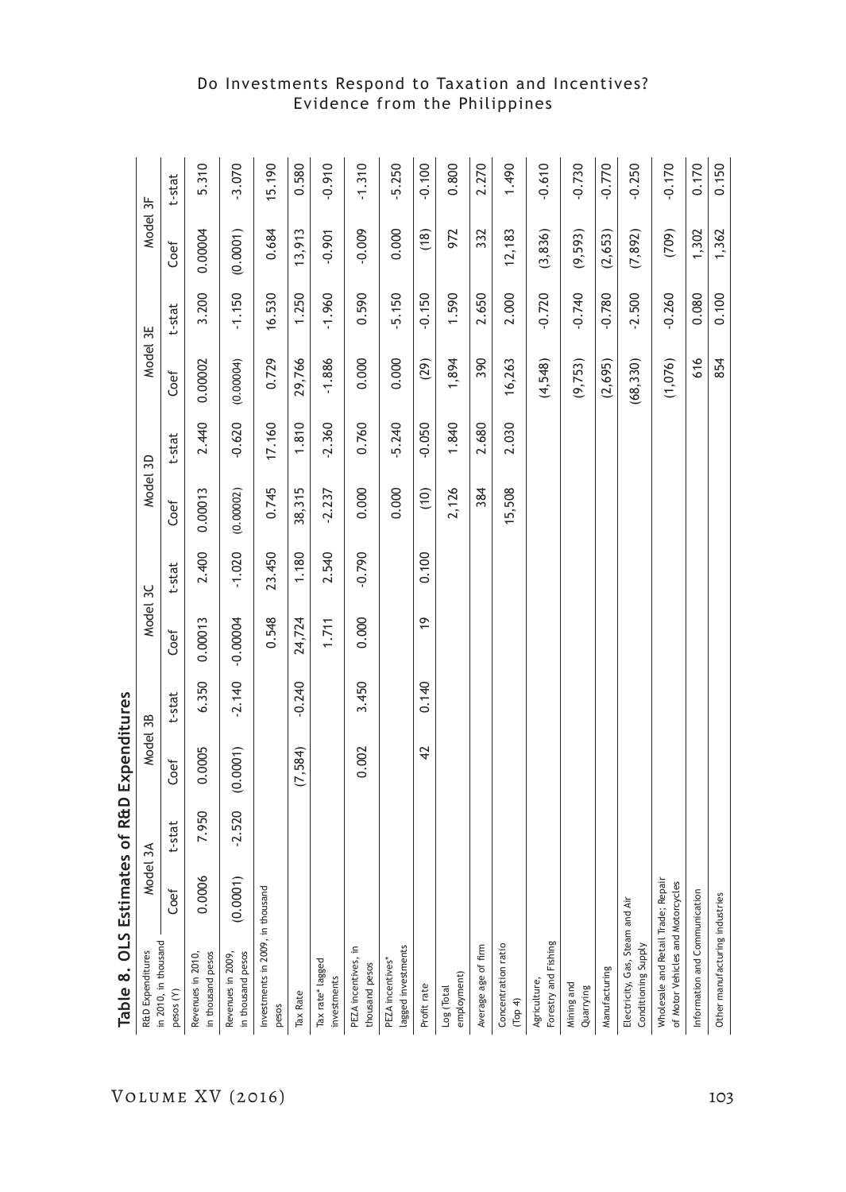## Table 8. OLS Estimates of R&D Expenditures

| R&D Expenditures in 2010, in thousand pesos (Y) | Model 3A | | Model 3B | | Model 3C | | Model 3D | | Model 3E | | Model 3F | |
|---|---|---|---|---|---|---|---|---|---|---|---|---|
| | Coef | t-stat | Coef | t-stat | Coef | t-stat | Coef | t-stat | Coef | t-stat | Coef | t-stat |
| Revenues in 2010, in thousand pesos | 0.0006 | 7.950 | 0.0005 | 6.350 | 0.00013 | 2.400 | 0.00013 | 2.440 | 0.00002 | 3.200 | 0.00004 | 5.310 |
| Revenues in 2009, in thousand pesos | (0.0001) | -2.520 | (0.0001) | -2.140 | -0.00004 | -1.020 | (0.00002) | -0.620 | (0.00004) | -1.150 | (0.0001) | -3.070 |
| Investments in 2009, in thousand pesos | | | | | 0.548 | 23.450 | 0.745 | 17.160 | 0.729 | 16.530 | 0.684 | 15.190 |
| Tax Rate | | | (7,584) | -0.240 | 24,724 | 1.180 | 38,315 | 1.810 | 29,766 | 1.250 | 13,913 | 0.580 |
| Tax rate* lagged investments | | | | | 1.711 | 2.540 | -2.237 | -2.360 | -1.886 | -1.960 | -0.901 | -0.910 |
| PEZA incentives, in thousand pesos | | | 0.002 | 3.450 | 0.000 | -0.790 | 0.000 | 0.760 | 0.000 | 0.590 | -0.009 | -1.310 |
| PEZA incentives* lagged investments | | | | | | | 0.000 | -5.240 | 0.000 | -5.150 | 0.000 | -5.250 |
| Profit rate | | | 42 | 0.140 | 19 | 0.100 | (10) | -0.050 | (29) | -0.150 | (18) | -0.100 |
| Log (Total employment) | | | | | | | 2,126 | 1.840 | 1,894 | 1.590 | 972 | 0.800 |
| Average age of firm | | | | | | | 384 | 2.680 | 390 | 2.650 | 332 | 2.270 |
| Concentration ratio (Top 4) | | | | | | | 15,508 | 2.030 | 16,263 | 2.000 | 12,183 | 1.490 |
| Agriculture, Forestry and Fishing | | | | | | | | | (4,548) | -0.720 | (3,836) | -0.610 |
| Mining and Quarrying | | | | | | | | | (9,753) | -0.740 | (9,593) | -0.730 |
| Manufacturing | | | | | | | | | (2,695) | -0.780 | (2,653) | -0.770 |
| Electricity, Gas, Steam and Air Conditioning Supply | | | | | | | | | (68,330) | -2.500 | (7,892) | -0.250 |
| Wholesale and Retail Trade; Repair of Motor Vehicles and Motorcycles | | | | | | | | | (1,076) | -0.260 | (709) | -0.170 |
| Information and Communication | | | | | | | | | 616 | 0.080 | 1,302 | 0.170 |
| Other manufacturing industries | | | | | | | | | 854 | 0.100 | 1,362 | 0.150 |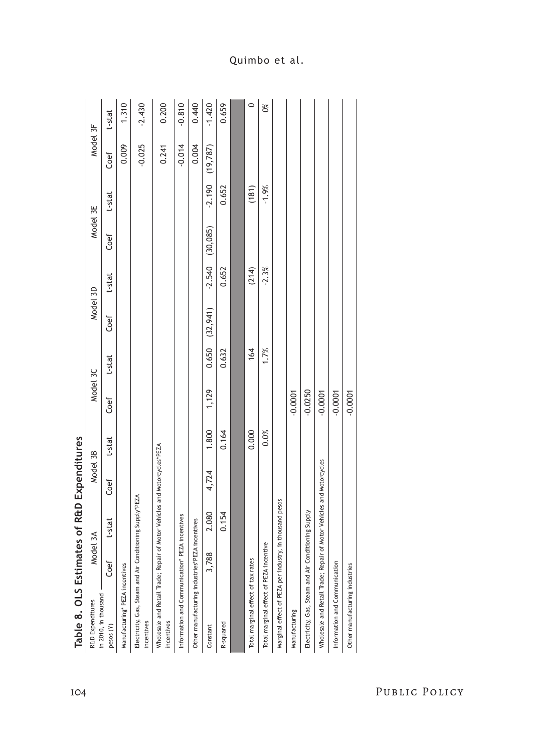## Table 8. OLS Estimates of R&D Expenditures

| R&D Expenditures in 2010, in thousand pesos (Y) | Model 3A | | Model 3B | | Model 3C | | Model 3D | | Model 3E | | Model 3F | |
|---|---|---|---|---|---|---|---|---|---|---|---|---|
| | Coef | t-stat | Coef | t-stat | Coef | t-stat | Coef | t-stat | Coef | t-stat | Coef | t-stat |
| Manufacturing* PEZA incentives | | | | | | | | | | | 0.009 | 1.310 |
| Electricity, Gas, Steam and Air Conditioning Supply*PEZA incentives | | | | | | | | | | | -0.025 | -2.430 |
| Wholesale and Retail Trade; Repair of Motor Vehicles and Motorcycles*PEZA incentives | | | | | | | | | | | 0.241 | 0.200 |
| Information and Communication* PEZA incentives | | | | | | | | | | | -0.014 | -0.810 |
| Other manufacturing industries*PEZA incentives | | | | | | | | | | | 0.004 | 0.440 |
| Constant | 3,788 | 2.080 | 4,724 | 1.800 | 1,129 | 0.650 | (32,941) | -2.540 | (30,085) | -2.190 | (19,787) | -1.420 |
| R-squared | | 0.154 | | 0.164 | | 0.632 | | 0.652 | | 0.652 | | 0.659 |
| | | | | | | | | | | | | |
| Total marginal effect of tax rates | | | | 0.000 | | 164 | | (214) | | (181) | | 0 |
| Total marginal effect of PEZA incentive | | | | 0.0% | | 1.7% | | -2.3% | | -1.9% | | 0% |
| Marginal effect of PEZA per industry, in thousand pesos | | | | | | | | | | | | |
| Manufacturing | | | | | -0.0001 | | | | | | | |
| Electricity, Gas, Steam and Air Conditioning Supply | | | | | -0.0250 | | | | | | | |
| Wholesale and Retail Trade; Repair of Motor Vehicles and Motorcycles | | | | | -0.0001 | | | | | | | |
| Information and Communication | | | | | -0.0001 | | | | | | | |
| Other manufacturing industries | | | | | -0.0001 | | | | | | | |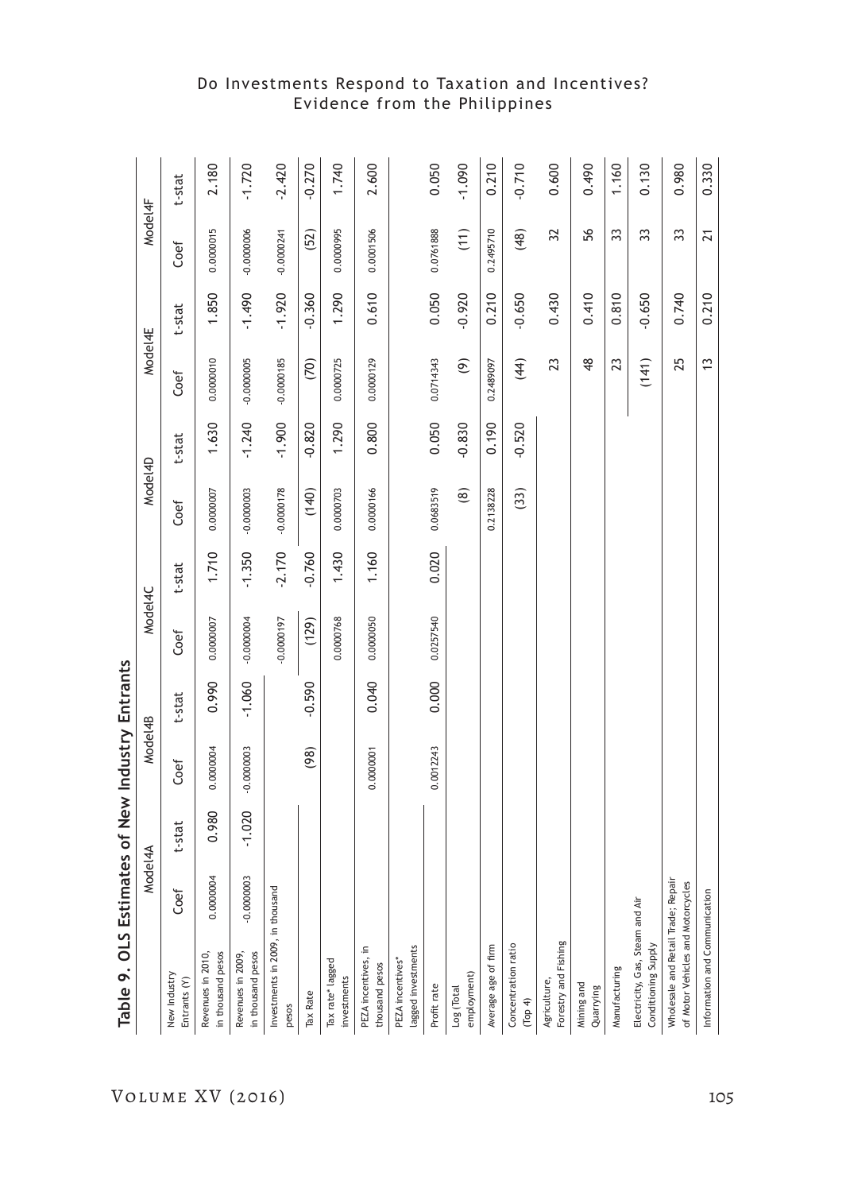**Table 9. OLS Estimates of New Industry Entrants**

| New Industry Entrants (Y) | Model4A | | Model4B | | Model4C | | Model4D | | Model4E | | Model4F | |
|---|---|---|---|---|---|---|---|---|---|---|---|---|
| | Coef | t-stat | Coef | t-stat | Coef | t-stat | Coef | t-stat | Coef | t-stat | Coef | t-stat |
| Revenues in 2010, in thousand pesos | 0.0000004 | 0.980 | 0.0000004 | 0.990 | 0.0000007 | 1.710 | 0.0000007 | 1.630 | 0.0000010 | 1.850 | 0.0000015 | 2.180 |
| Revenues in 2009, in thousand pesos | -0.0000003 | -1.020 | -0.0000003 | -1.060 | -0.0000004 | -1.350 | -0.0000003 | -1.240 | -0.0000005 | -1.490 | -0.0000006 | -1.720 |
| Investments in 2009, in thousand pesos | | | | | -0.0000197 | -2.170 | -0.0000178 | -1.900 | -0.0000185 | -1.920 | -0.0000241 | -2.420 |
| Tax Rate | | | (98) | -0.590 | (129) | -0.760 | (140) | -0.820 | (70) | -0.360 | (52) | -0.270 |
| Tax rate* lagged investments | | | | | 0.0000768 | 1.430 | 0.0000703 | 1.290 | 0.0000725 | 1.290 | 0.0000995 | 1.740 |
| PEZA incentives, in thousand pesos | | | 0.0000001 | 0.040 | 0.0000050 | 1.160 | 0.0000166 | 0.800 | 0.0000129 | 0.610 | 0.0001506 | 2.600 |
| PEZA incentives* lagged investments | | | | | | | | | | | | |
| Profit rate | | | 0.0012243 | 0.000 | 0.0257540 | 0.020 | 0.0683519 | 0.050 | 0.0714343 | 0.050 | 0.0761888 | 0.050 |
| Log (Total employment) | | | | | | | (8) | -0.830 | (9) | -0.920 | (11) | -1.090 |
| Average age of firm | | | | | | | 0.2138228 | 0.190 | 0.2489097 | 0.210 | 0.2495710 | 0.210 |
| Concentration ratio (Top 4) | | | | | | | (33) | -0.520 | (44) | -0.650 | (48) | -0.710 |
| Agriculture, Forestry and Fishing | | | | | | | | | 23 | 0.430 | 32 | 0.600 |
| Mining and Quarrying | | | | | | | | | 48 | 0.410 | 56 | 0.490 |
| Manufacturing | | | | | | | | | 23 | 0.810 | 33 | 1.160 |
| Electricity, Gas, Steam and Air Conditioning Supply | | | | | | | | | (141) | -0.650 | 33 | 0.130 |
| Wholesale and Retail Trade; Repair of Motor Vehicles and Motorcycles | | | | | | | | | 25 | 0.740 | 33 | 0.980 |
| Information and Communication | | | | | | | | | 13 | 0.210 | 21 | 0.330 |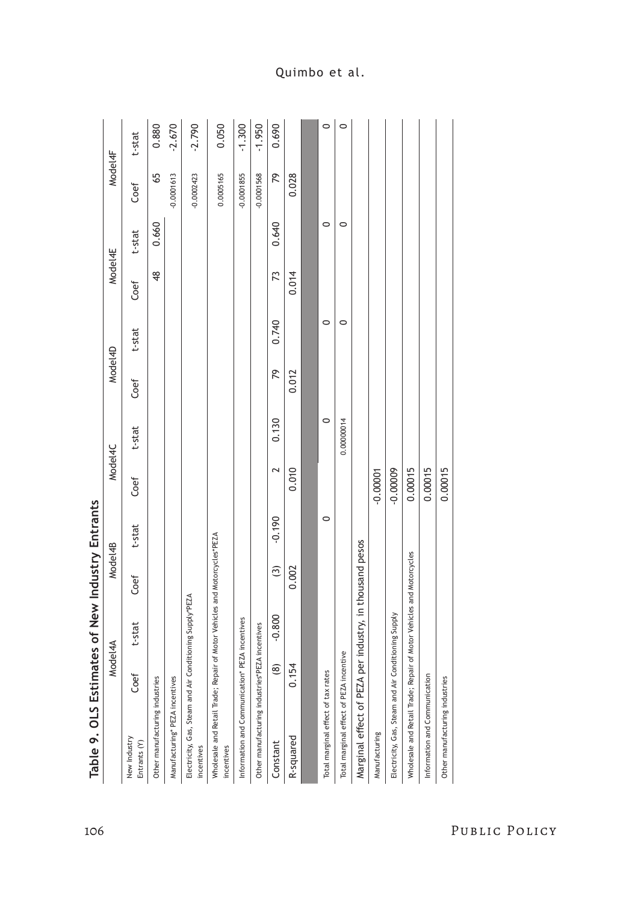## Table 9. OLS Estimates of New Industry Entrants

| New Industry Entrants (Y) | Model4A Coef | Model4A t-stat | Model4B Coef | Model4B t-stat | Model4C Coef | Model4C t-stat | Model4D Coef | Model4D t-stat | Model4E Coef | Model4E t-stat | Model4F Coef | Model4F t-stat |
|---|---|---|---|---|---|---|---|---|---|---|---|---|
| Other manufacturing industries | | | | | | | | | 48 | 0.660 | 65 | 0.880 |
| Manufacturing* PEZA incentives | | | | | | | | | | | -0.0001613 | -2.670 |
| Electricity, Gas, Steam and Air Conditioning Supply*PEZA incentives | | | | | | | | | | | -0.0002423 | -2.790 |
| Wholesale and Retail Trade; Repair of Motor Vehicles and Motorcycles*PEZA incentives | | | | | | | | | | | 0.0005165 | 0.050 |
| Information and Communication* PEZA incentives | | | | | | | | | | | -0.0001855 | -1.300 |
| Other manufacturing industries*PEZA incentives | | | | | | | | | | | -0.0001568 | -1.950 |
| Constant | (8) | -0.800 | (3) | -0.190 | 2 | 0.130 | 79 | 0.740 | 73 | 0.640 | 79 | 0.690 |
| R-squared | 0.154 | | 0.002 | | 0.010 | | 0.012 | | 0.014 | | 0.028 | |
| | | | | | | | | | | | | |
| Total marginal effect of tax rates | | | | 0 | | 0 | | 0 | | 0 | | 0 |
| Total marginal effect of PEZA incentive | | | | | | 0.00000014 | | 0 | | 0 | | 0 |
| Marginal effect of PEZA per industry, in thousand pesos | | | | | | | | | | | | |
| Manufacturing | | | | | -0.00001 | | | | | | | |
| Electricity, Gas, Steam and Air Conditioning Supply | | | | | -0.00009 | | | | | | | |
| Wholesale and Retail Trade; Repair of Motor Vehicles and Motorcycles | | | | | 0.00015 | | | | | | | |
| Information and Communication | | | | | 0.00015 | | | | | | | |
| Other manufacturing industries | | | | | 0.00015 | | | | | | | |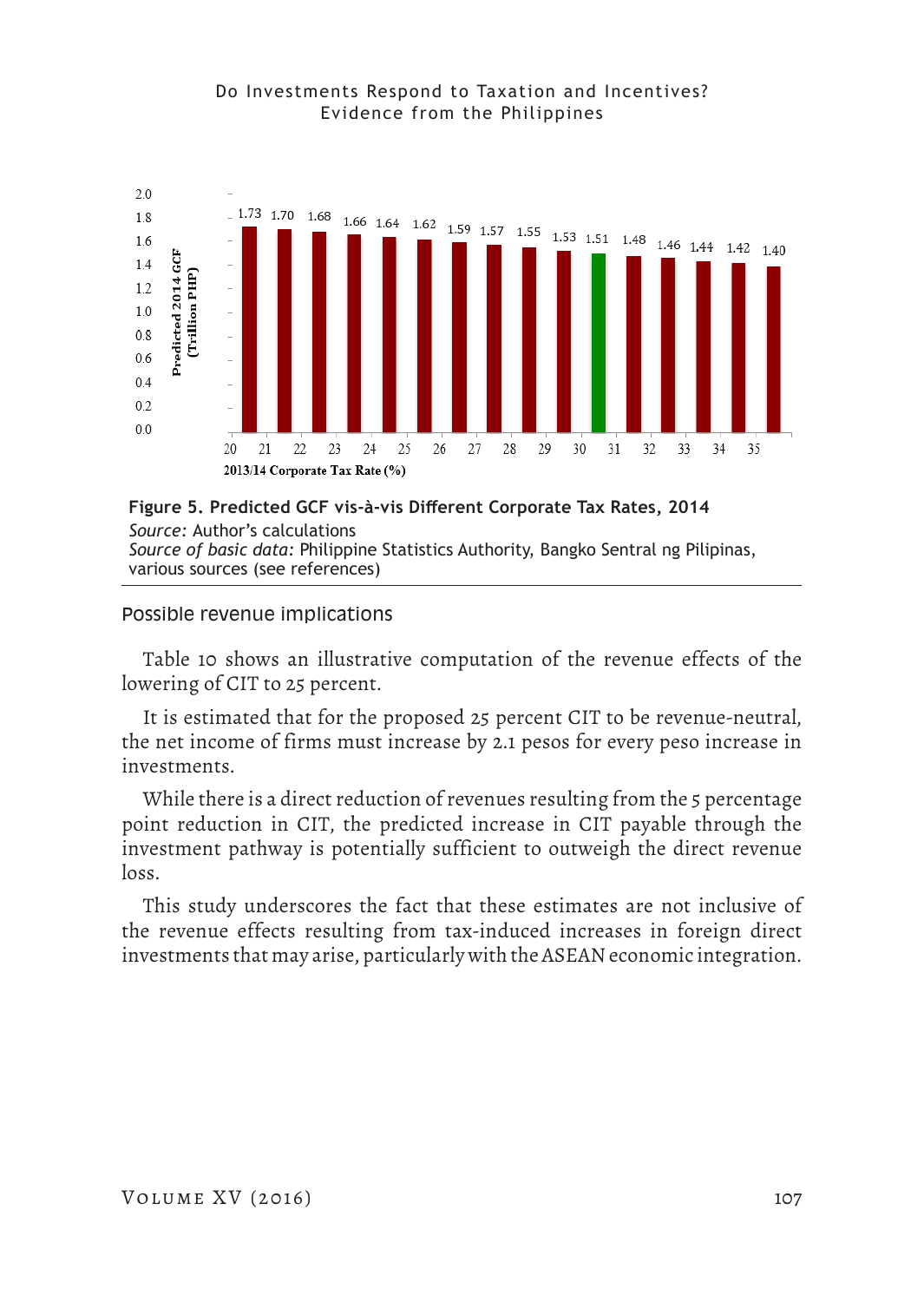**Figure 5. Predicted GCF vis-à-vis Different Corporate Tax Rates, 2014**

*Source:* Author's calculations
*Source of basic data:* Philippine Statistics Authority, Bangko Sentral ng Pilipinas, various sources (see references)

## Possible revenue implications

Table 10 shows an illustrative computation of the revenue effects of the lowering of CIT to 25 percent.

It is estimated that for the proposed 25 percent CIT to be revenue-neutral, the net income of firms must increase by 2.1 pesos for every peso increase in investments.

While there is a direct reduction of revenues resulting from the 5 percentage point reduction in CIT, the predicted increase in CIT payable through the investment pathway is potentially sufficient to outweigh the direct revenue loss.

This study underscores the fact that these estimates are not inclusive of the revenue effects resulting from tax-induced increases in foreign direct investments that may arise, particularly with the ASEAN economic integration.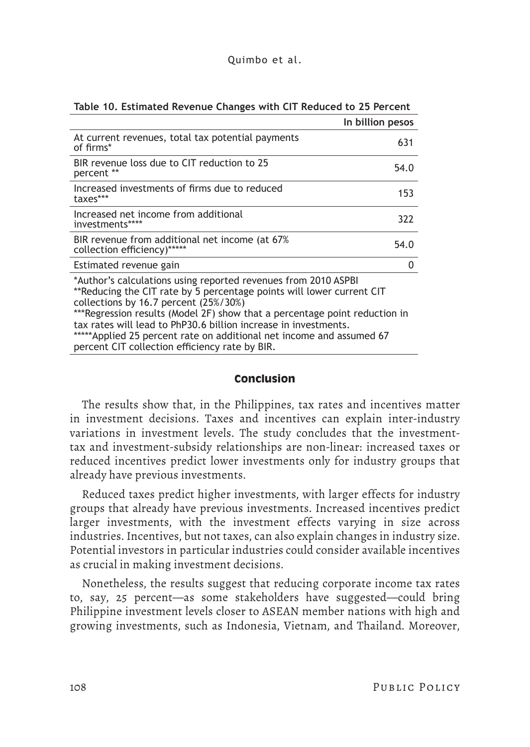**Table 10. Estimated Revenue Changes with CIT Reduced to 25 Percent**

| | In billion pesos |
|---|---|
| At current revenues, total tax potential payments of firms* | 631 |
| BIR revenue loss due to CIT reduction to 25 percent ** | 54.0 |
| Increased investments of firms due to reduced taxes*** | 153 |
| Increased net income from additional investments**** | 322 |
| BIR revenue from additional net income (at 67% collection efficiency)***** | 54.0 |
| Estimated revenue gain | 0 |

*Author's calculations using reported revenues from 2010 ASPBI
**Reducing the CIT rate by 5 percentage points will lower current CIT collections by 16.7 percent (25%/30%)
***Regression results (Model 2F) show that a percentage point reduction in tax rates will lead to PhP30.6 billion increase in investments.
*****Applied 25 percent rate on additional net income and assumed 67 percent CIT collection efficiency rate by BIR.

## Conclusion

The results show that, in the Philippines, tax rates and incentives matter in investment decisions. Taxes and incentives can explain inter-industry variations in investment levels. The study concludes that the investment-tax and investment-subsidy relationships are non-linear: increased taxes or reduced incentives predict lower investments only for industry groups that already have previous investments.

Reduced taxes predict higher investments, with larger effects for industry groups that already have previous investments. Increased incentives predict larger investments, with the investment effects varying in size across industries. Incentives, but not taxes, can also explain changes in industry size. Potential investors in particular industries could consider available incentives as crucial in making investment decisions.

Nonetheless, the results suggest that reducing corporate income tax rates to, say, 25 percent—as some stakeholders have suggested—could bring Philippine investment levels closer to ASEAN member nations with high and growing investments, such as Indonesia, Vietnam, and Thailand. Moreover,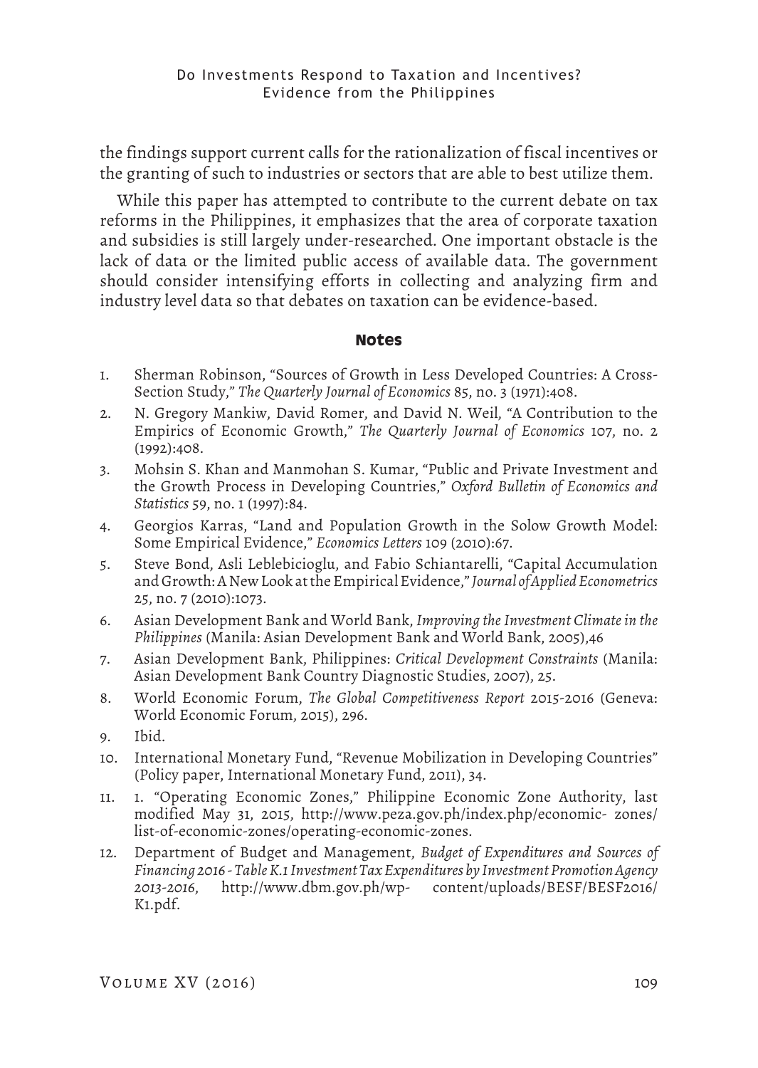the findings support current calls for the rationalization of fiscal incentives or the granting of such to industries or sectors that are able to best utilize them.

While this paper has attempted to contribute to the current debate on tax reforms in the Philippines, it emphasizes that the area of corporate taxation and subsidies is still largely under-researched. One important obstacle is the lack of data or the limited public access of available data. The government should consider intensifying efforts in collecting and analyzing firm and industry level data so that debates on taxation can be evidence-based.

## Notes

1. Sherman Robinson, "Sources of Growth in Less Developed Countries: A Cross-Section Study," *The Quarterly Journal of Economics* 85, no. 3 (1971):408.
2. N. Gregory Mankiw, David Romer, and David N. Weil, "A Contribution to the Empirics of Economic Growth," *The Quarterly Journal of Economics* 107, no. 2 (1992):408.
3. Mohsin S. Khan and Manmohan S. Kumar, "Public and Private Investment and the Growth Process in Developing Countries," *Oxford Bulletin of Economics and Statistics* 59, no. 1 (1997):84.
4. Georgios Karras, "Land and Population Growth in the Solow Growth Model: Some Empirical Evidence," *Economics Letters* 109 (2010):67.
5. Steve Bond, Asli Leblebicioglu, and Fabio Schiantarelli, "Capital Accumulation and Growth: A New Look at the Empirical Evidence," *Journal of Applied Econometrics* 25, no. 7 (2010):1073.
6. Asian Development Bank and World Bank, *Improving the Investment Climate in the Philippines* (Manila: Asian Development Bank and World Bank, 2005),46
7. Asian Development Bank, Philippines: *Critical Development Constraints* (Manila: Asian Development Bank Country Diagnostic Studies, 2007), 25.
8. World Economic Forum, *The Global Competitiveness Report* 2015-2016 (Geneva: World Economic Forum, 2015), 296.
9. Ibid.
10. International Monetary Fund, "Revenue Mobilization in Developing Countries" (Policy paper, International Monetary Fund, 2011), 34.
11. 1. "Operating Economic Zones," Philippine Economic Zone Authority, last modified May 31, 2015, http://www.peza.gov.ph/index.php/economic- zones/list-of-economic-zones/operating-economic-zones.
12. Department of Budget and Management, *Budget of Expenditures and Sources of Financing 2016 - Table K.1 Investment Tax Expenditures by Investment Promotion Agency 2013-2016*, http://www.dbm.gov.ph/wp- content/uploads/BESF/BESF2016/K1.pdf.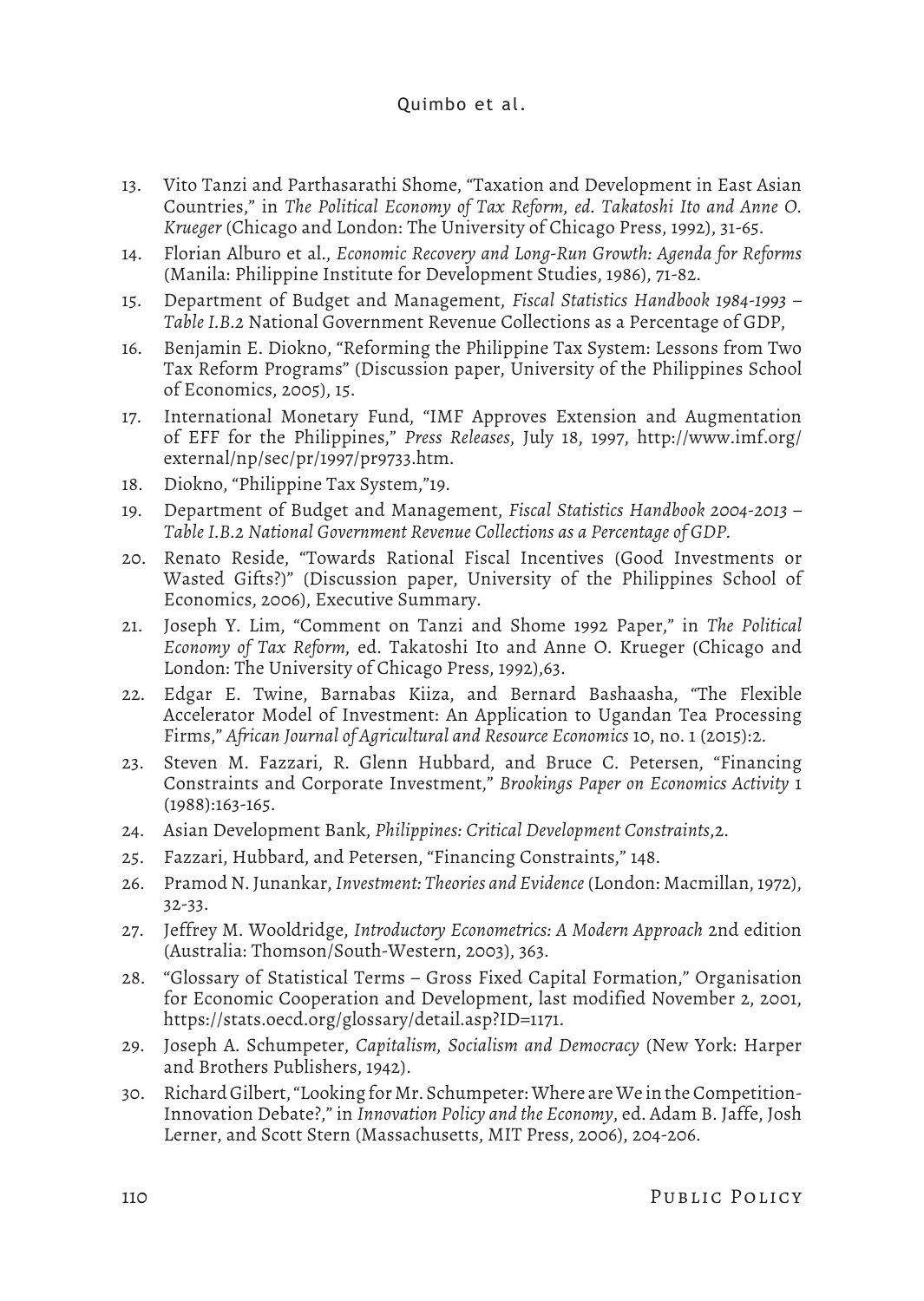13. Vito Tanzi and Parthasarathi Shome, "Taxation and Development in East Asian Countries," in *The Political Economy of Tax Reform, ed. Takatoshi Ito and Anne O. Krueger* (Chicago and London: The University of Chicago Press, 1992), 31-65.
14. Florian Alburo et al., *Economic Recovery and Long-Run Growth: Agenda for Reforms* (Manila: Philippine Institute for Development Studies, 1986), 71-82.
15. Department of Budget and Management, *Fiscal Statistics Handbook 1984-1993 – Table I.B.2* National Government Revenue Collections as a Percentage of GDP,
16. Benjamin E. Diokno, "Reforming the Philippine Tax System: Lessons from Two Tax Reform Programs" (Discussion paper, University of the Philippines School of Economics, 2005), 15.
17. International Monetary Fund, "IMF Approves Extension and Augmentation of EFF for the Philippines," *Press Releases*, July 18, 1997, http://www.imf.org/external/np/sec/pr/1997/pr9733.htm.
18. Diokno, "Philippine Tax System,"19.
19. Department of Budget and Management, *Fiscal Statistics Handbook 2004-2013 – Table I.B.2 National Government Revenue Collections as a Percentage of GDP.*
20. Renato Reside, "Towards Rational Fiscal Incentives (Good Investments or Wasted Gifts?)" (Discussion paper, University of the Philippines School of Economics, 2006), Executive Summary.
21. Joseph Y. Lim, "Comment on Tanzi and Shome 1992 Paper," in *The Political Economy of Tax Reform*, ed. Takatoshi Ito and Anne O. Krueger (Chicago and London: The University of Chicago Press, 1992),63.
22. Edgar E. Twine, Barnabas Kiiza, and Bernard Bashaasha, "The Flexible Accelerator Model of Investment: An Application to Ugandan Tea Processing Firms," *African Journal of Agricultural and Resource Economics* 10, no. 1 (2015):2.
23. Steven M. Fazzari, R. Glenn Hubbard, and Bruce C. Petersen, "Financing Constraints and Corporate Investment," *Brookings Paper on Economics Activity* 1 (1988):163-165.
24. Asian Development Bank, *Philippines: Critical Development Constraints*,2.
25. Fazzari, Hubbard, and Petersen, "Financing Constraints," 148.
26. Pramod N. Junankar, *Investment: Theories and Evidence* (London: Macmillan, 1972), 32-33.
27. Jeffrey M. Wooldridge, *Introductory Econometrics: A Modern Approach* 2nd edition (Australia: Thomson/South-Western, 2003), 363.
28. "Glossary of Statistical Terms – Gross Fixed Capital Formation," Organisation for Economic Cooperation and Development, last modified November 2, 2001, https://stats.oecd.org/glossary/detail.asp?ID=1171.
29. Joseph A. Schumpeter, *Capitalism, Socialism and Democracy* (New York: Harper and Brothers Publishers, 1942).
30. Richard Gilbert, "Looking for Mr. Schumpeter: Where are We in the Competition-Innovation Debate?," in *Innovation Policy and the Economy*, ed. Adam B. Jaffe, Josh Lerner, and Scott Stern (Massachusetts, MIT Press, 2006), 204-206.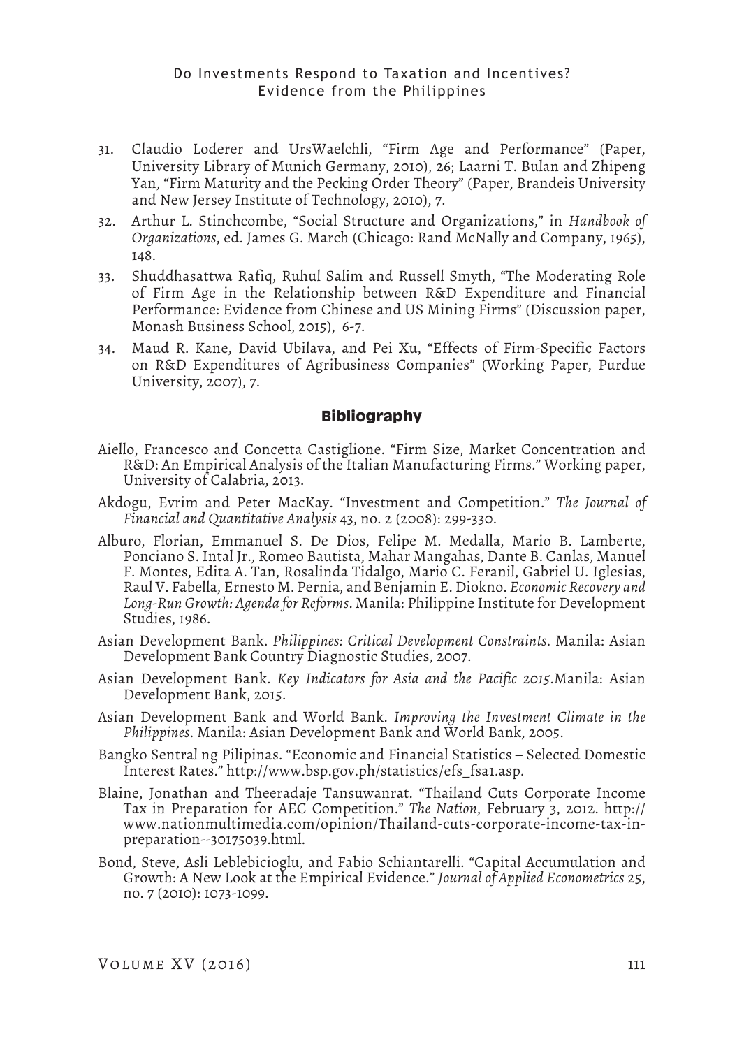31. Claudio Loderer and UrsWaelchli, "Firm Age and Performance" (Paper, University Library of Munich Germany, 2010), 26; Laarni T. Bulan and Zhipeng Yan, "Firm Maturity and the Pecking Order Theory" (Paper, Brandeis University and New Jersey Institute of Technology, 2010), 7.
32. Arthur L. Stinchcombe, "Social Structure and Organizations," in *Handbook of Organizations*, ed. James G. March (Chicago: Rand McNally and Company, 1965), 148.
33. Shuddhasattwa Rafiq, Ruhul Salim and Russell Smyth, "The Moderating Role of Firm Age in the Relationship between R&D Expenditure and Financial Performance: Evidence from Chinese and US Mining Firms" (Discussion paper, Monash Business School, 2015), 6-7.
34. Maud R. Kane, David Ubilava, and Pei Xu, "Effects of Firm-Specific Factors on R&D Expenditures of Agribusiness Companies" (Working Paper, Purdue University, 2007), 7.

## Bibliography

Aiello, Francesco and Concetta Castiglione. "Firm Size, Market Concentration and R&D: An Empirical Analysis of the Italian Manufacturing Firms." Working paper, University of Calabria, 2013.

Akdogu, Evrim and Peter MacKay. "Investment and Competition." *The Journal of Financial and Quantitative Analysis* 43, no. 2 (2008): 299-330.

Alburo, Florian, Emmanuel S. De Dios, Felipe M. Medalla, Mario B. Lamberte, Ponciano S. Intal Jr., Romeo Bautista, Mahar Mangahas, Dante B. Canlas, Manuel F. Montes, Edita A. Tan, Rosalinda Tidalgo, Mario C. Feranil, Gabriel U. Iglesias, Raul V. Fabella, Ernesto M. Pernia, and Benjamin E. Diokno. *Economic Recovery and Long-Run Growth: Agenda for Reforms*. Manila: Philippine Institute for Development Studies, 1986.

Asian Development Bank. *Philippines: Critical Development Constraints*. Manila: Asian Development Bank Country Diagnostic Studies, 2007.

Asian Development Bank. *Key Indicators for Asia and the Pacific 2015*.Manila: Asian Development Bank, 2015.

Asian Development Bank and World Bank. *Improving the Investment Climate in the Philippines*. Manila: Asian Development Bank and World Bank, 2005.

Bangko Sentral ng Pilipinas. "Economic and Financial Statistics – Selected Domestic Interest Rates." http://www.bsp.gov.ph/statistics/efs_fsa1.asp.

Blaine, Jonathan and Theeradaje Tansuwanrat. "Thailand Cuts Corporate Income Tax in Preparation for AEC Competition." *The Nation*, February 3, 2012. http://www.nationmultimedia.com/opinion/Thailand-cuts-corporate-income-tax-in-preparation--30175039.html.

Bond, Steve, Asli Leblebicioglu, and Fabio Schiantarelli. "Capital Accumulation and Growth: A New Look at the Empirical Evidence." *Journal of Applied Econometrics* 25, no. 7 (2010): 1073-1099.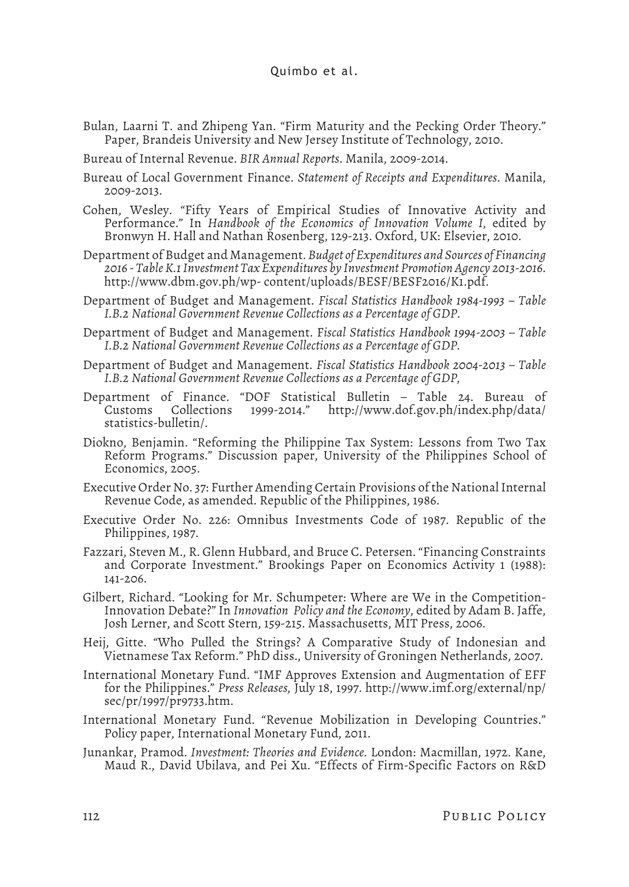Bulan, Laarni T. and Zhipeng Yan. “Firm Maturity and the Pecking Order Theory.” Paper, Brandeis University and New Jersey Institute of Technology, 2010.

Bureau of Internal Revenue. *BIR Annual Reports*. Manila, 2009-2014.

Bureau of Local Government Finance. *Statement of Receipts and Expenditures*. Manila, 2009-2013.

Cohen, Wesley. “Fifty Years of Empirical Studies of Innovative Activity and Performance.” In *Handbook of the Economics of Innovation Volume I*, edited by Bronwyn H. Hall and Nathan Rosenberg, 129-213. Oxford, UK: Elsevier, 2010.

Department of Budget and Management. *Budget of Expenditures and Sources of Financing 2016 - Table K.1 Investment Tax Expenditures by Investment Promotion Agency 2013-2016*. http://www.dbm.gov.ph/wp- content/uploads/BESF/BESF2016/K1.pdf.

Department of Budget and Management. *Fiscal Statistics Handbook 1984-1993 – Table I.B.2 National Government Revenue Collections as a Percentage of GDP*.

Department of Budget and Management. *Fiscal Statistics Handbook 1994-2003 – Table I.B.2 National Government Revenue Collections as a Percentage of GDP*.

Department of Budget and Management. *Fiscal Statistics Handbook 2004-2013 – Table I.B.2 National Government Revenue Collections as a Percentage of GDP*,

Department of Finance. “DOF Statistical Bulletin – Table 24. Bureau of Customs Collections 1999-2014.” http://www.dof.gov.ph/index.php/data/statistics-bulletin/.

Diokno, Benjamin. “Reforming the Philippine Tax System: Lessons from Two Tax Reform Programs.” Discussion paper, University of the Philippines School of Economics, 2005.

Executive Order No. 37: Further Amending Certain Provisions of the National Internal Revenue Code, as amended. Republic of the Philippines, 1986.

Executive Order No. 226: Omnibus Investments Code of 1987. Republic of the Philippines, 1987.

Fazzari, Steven M., R. Glenn Hubbard, and Bruce C. Petersen. “Financing Constraints and Corporate Investment.” Brookings Paper on Economics Activity 1 (1988): 141-206.

Gilbert, Richard. “Looking for Mr. Schumpeter: Where are We in the Competition-Innovation Debate?” In *Innovation Policy and the Economy*, edited by Adam B. Jaffe, Josh Lerner, and Scott Stern, 159-215. Massachusetts, MIT Press, 2006.

Heij, Gitte. “Who Pulled the Strings? A Comparative Study of Indonesian and Vietnamese Tax Reform.” PhD diss., University of Groningen Netherlands, 2007.

International Monetary Fund. “IMF Approves Extension and Augmentation of EFF for the Philippines.” *Press Releases*, July 18, 1997. http://www.imf.org/external/np/sec/pr/1997/pr9733.htm.

International Monetary Fund. “Revenue Mobilization in Developing Countries.” Policy paper, International Monetary Fund, 2011.

Junankar, Pramod. *Investment: Theories and Evidence.* London: Macmillan, 1972. Kane, Maud R., David Ubilava, and Pei Xu. “Effects of Firm-Specific Factors on R&D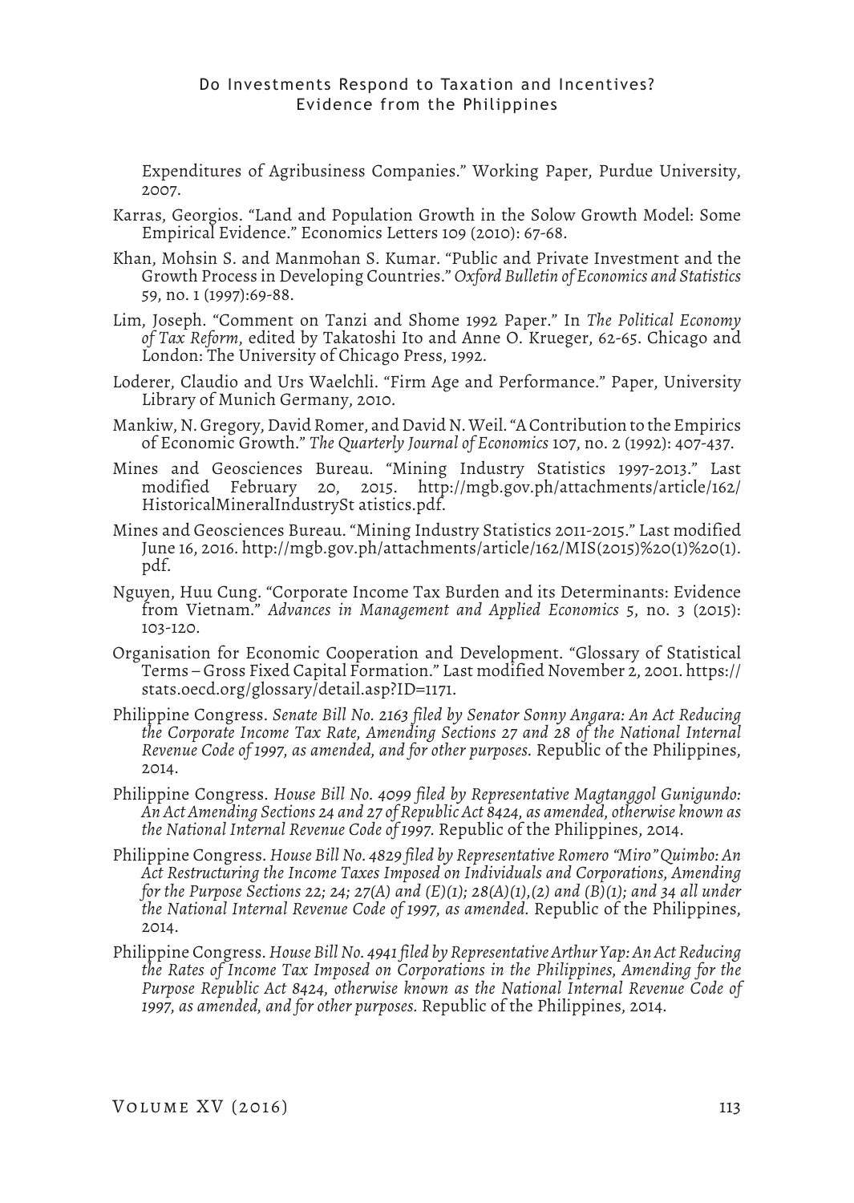Expenditures of Agribusiness Companies." Working Paper, Purdue University, 2007.

Karras, Georgios. "Land and Population Growth in the Solow Growth Model: Some Empirical Evidence." Economics Letters 109 (2010): 67-68.

Khan, Mohsin S. and Manmohan S. Kumar. "Public and Private Investment and the Growth Process in Developing Countries." *Oxford Bulletin of Economics and Statistics* 59, no. 1 (1997):69-88.

Lim, Joseph. "Comment on Tanzi and Shome 1992 Paper." In *The Political Economy of Tax Reform*, edited by Takatoshi Ito and Anne O. Krueger, 62-65. Chicago and London: The University of Chicago Press, 1992.

Loderer, Claudio and Urs Waelchli. "Firm Age and Performance." Paper, University Library of Munich Germany, 2010.

Mankiw, N. Gregory, David Romer, and David N. Weil. "A Contribution to the Empirics of Economic Growth." *The Quarterly Journal of Economics* 107, no. 2 (1992): 407-437.

Mines and Geosciences Bureau. "Mining Industry Statistics 1997-2013." Last modified February 20, 2015. http://mgb.gov.ph/attachments/article/162/HistoricalMineralIndustrySt atistics.pdf.

Mines and Geosciences Bureau. "Mining Industry Statistics 2011-2015." Last modified June 16, 2016. http://mgb.gov.ph/attachments/article/162/MIS(2015)%20(1)%20(1).pdf.

Nguyen, Huu Cung. "Corporate Income Tax Burden and its Determinants: Evidence from Vietnam." *Advances in Management and Applied Economics* 5, no. 3 (2015): 103-120.

Organisation for Economic Cooperation and Development. "Glossary of Statistical Terms – Gross Fixed Capital Formation." Last modified November 2, 2001. https://stats.oecd.org/glossary/detail.asp?ID=1171.

Philippine Congress. *Senate Bill No. 2163 filed by Senator Sonny Angara: An Act Reducing the Corporate Income Tax Rate, Amending Sections 27 and 28 of the National Internal Revenue Code of 1997, as amended, and for other purposes.* Republic of the Philippines, 2014.

Philippine Congress. *House Bill No. 4099 filed by Representative Magtanggol Gunigundo: An Act Amending Sections 24 and 27 of Republic Act 8424, as amended, otherwise known as the National Internal Revenue Code of 1997.* Republic of the Philippines, 2014.

Philippine Congress. *House Bill No. 4829 filed by Representative Romero "Miro" Quimbo: An Act Restructuring the Income Taxes Imposed on Individuals and Corporations, Amending for the Purpose Sections 22; 24; 27(A) and (E)(1); 28(A)(1),(2) and (B)(1); and 34 all under the National Internal Revenue Code of 1997, as amended.* Republic of the Philippines, 2014.

Philippine Congress. *House Bill No. 4941 filed by Representative Arthur Yap: An Act Reducing the Rates of Income Tax Imposed on Corporations in the Philippines, Amending for the Purpose Republic Act 8424, otherwise known as the National Internal Revenue Code of 1997, as amended, and for other purposes.* Republic of the Philippines, 2014.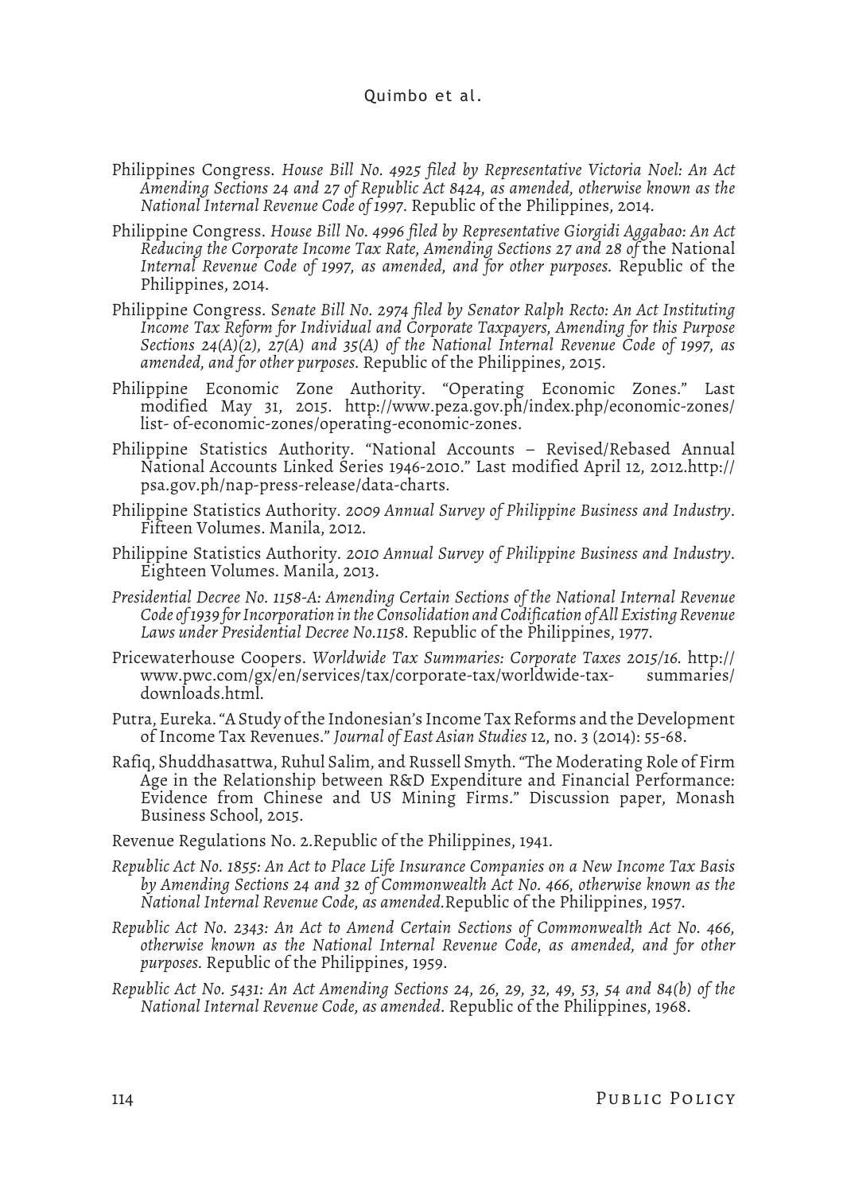Philippines Congress. *House Bill No. 4925 filed by Representative Victoria Noel: An Act Amending Sections 24 and 27 of Republic Act 8424, as amended, otherwise known as the National Internal Revenue Code of 1997*. Republic of the Philippines, 2014.

Philippine Congress. *House Bill No. 4996 filed by Representative Giorgidi Aggabao: An Act Reducing the Corporate Income Tax Rate, Amending Sections 27 and 28 of* the National *Internal Revenue Code of 1997, as amended, and for other purposes.* Republic of the Philippines, 2014.

Philippine Congress. S*enate Bill No. 2974 filed by Senator Ralph Recto: An Act Instituting Income Tax Reform for Individual and Corporate Taxpayers, Amending for this Purpose Sections 24(A)(2), 27(A) and 35(A) of the National Internal Revenue Code of 1997, as amended, and for other purposes.* Republic of the Philippines, 2015.

Philippine Economic Zone Authority. "Operating Economic Zones." Last modified May 31, 2015. http://www.peza.gov.ph/index.php/economic-zones/list- of-economic-zones/operating-economic-zones.

Philippine Statistics Authority. "National Accounts – Revised/Rebased Annual National Accounts Linked Series 1946-2010." Last modified April 12, 2012.http://psa.gov.ph/nap-press-release/data-charts.

Philippine Statistics Authority. *2009 Annual Survey of Philippine Business and Industry*. Fifteen Volumes. Manila, 2012.

Philippine Statistics Authority. *2010 Annual Survey of Philippine Business and Industry*. Eighteen Volumes. Manila, 2013.

*Presidential Decree No. 1158-A: Amending Certain Sections of the National Internal Revenue Code of 1939 for Incorporation in the Consolidation and Codification of All Existing Revenue Laws under Presidential Decree No.1158.* Republic of the Philippines, 1977.

Pricewaterhouse Coopers. *Worldwide Tax Summaries: Corporate Taxes 2015/16.* http://www.pwc.com/gx/en/services/tax/corporate-tax/worldwide-tax- summaries/downloads.html.

Putra, Eureka. "A Study of the Indonesian's Income Tax Reforms and the Development of Income Tax Revenues." *Journal of East Asian Studies* 12, no. 3 (2014): 55-68.

Rafiq, Shuddhasattwa, Ruhul Salim, and Russell Smyth. "The Moderating Role of Firm Age in the Relationship between R&D Expenditure and Financial Performance: Evidence from Chinese and US Mining Firms." Discussion paper, Monash Business School, 2015.

Revenue Regulations No. 2.Republic of the Philippines, 1941.

*Republic Act No. 1855: An Act to Place Life Insurance Companies on a New Income Tax Basis by Amending Sections 24 and 32 of Commonwealth Act No. 466, otherwise known as the National Internal Revenue Code, as amended.*Republic of the Philippines, 1957.

*Republic Act No. 2343: An Act to Amend Certain Sections of Commonwealth Act No. 466, otherwise known as the National Internal Revenue Code, as amended, and for other purposes.* Republic of the Philippines, 1959.

*Republic Act No. 5431: An Act Amending Sections 24, 26, 29, 32, 49, 53, 54 and 84(b) of the National Internal Revenue Code, as amended*. Republic of the Philippines, 1968.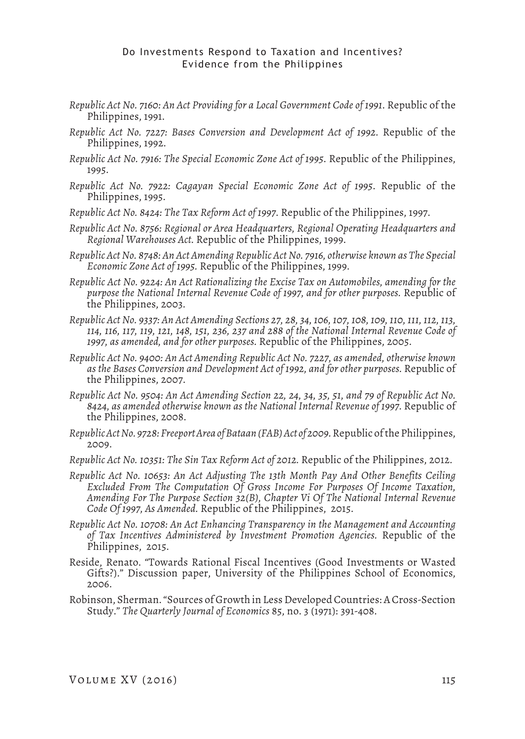*Republic Act No. 7160: An Act Providing for a Local Government Code of 1991*. Republic of the Philippines, 1991.

*Republic Act No. 7227: Bases Conversion and Development Act of 1992*. Republic of the Philippines, 1992.

*Republic Act No. 7916: The Special Economic Zone Act of 1995*. Republic of the Philippines, 1995.

*Republic Act No. 7922: Cagayan Special Economic Zone Act of 1995*. Republic of the Philippines, 1995.

*Republic Act No. 8424: The Tax Reform Act of 1997*. Republic of the Philippines, 1997.

*Republic Act No. 8756: Regional or Area Headquarters, Regional Operating Headquarters and Regional Warehouses Act*. Republic of the Philippines, 1999.

*Republic Act No. 8748: An Act Amending Republic Act No. 7916, otherwise known as The Special Economic Zone Act of 1995*. Republic of the Philippines, 1999.

*Republic Act No. 9224: An Act Rationalizing the Excise Tax on Automobiles, amending for the purpose the National Internal Revenue Code of 1997, and for other purposes*. Republic of the Philippines, 2003.

*Republic Act No. 9337: An Act Amending Sections 27, 28, 34, 106, 107, 108, 109, 110, 111, 112, 113, 114, 116, 117, 119, 121, 148, 151, 236, 237 and 288 of the National Internal Revenue Code of 1997, as amended, and for other purposes*. Republic of the Philippines, 2005.

*Republic Act No. 9400: An Act Amending Republic Act No. 7227, as amended, otherwise known as the Bases Conversion and Development Act of 1992, and for other purposes*. Republic of the Philippines, 2007.

*Republic Act No. 9504: An Act Amending Section 22, 24, 34, 35, 51, and 79 of Republic Act No. 8424, as amended otherwise known as the National Internal Revenue of 1997*. Republic of the Philippines, 2008.

*Republic Act No. 9728: Freeport Area of Bataan (FAB) Act of 2009*. Republic of the Philippines, 2009.

*Republic Act No. 10351: The Sin Tax Reform Act of 2012*. Republic of the Philippines, 2012.

*Republic Act No. 10653: An Act Adjusting The 13th Month Pay And Other Benefits Ceiling Excluded From The Computation Of Gross Income For Purposes Of Income Taxation, Amending For The Purpose Section 32(B), Chapter Vi Of The National Internal Revenue Code Of 1997, As Amended*. Republic of the Philippines, 2015.

*Republic Act No. 10708: An Act Enhancing Transparency in the Management and Accounting of Tax Incentives Administered by Investment Promotion Agencies*. Republic of the Philippines, 2015.

Reside, Renato. "Towards Rational Fiscal Incentives (Good Investments or Wasted Gifts?)." Discussion paper, University of the Philippines School of Economics, 2006.

Robinson, Sherman. "Sources of Growth in Less Developed Countries: A Cross-Section Study." *The Quarterly Journal of Economics* 85, no. 3 (1971): 391-408.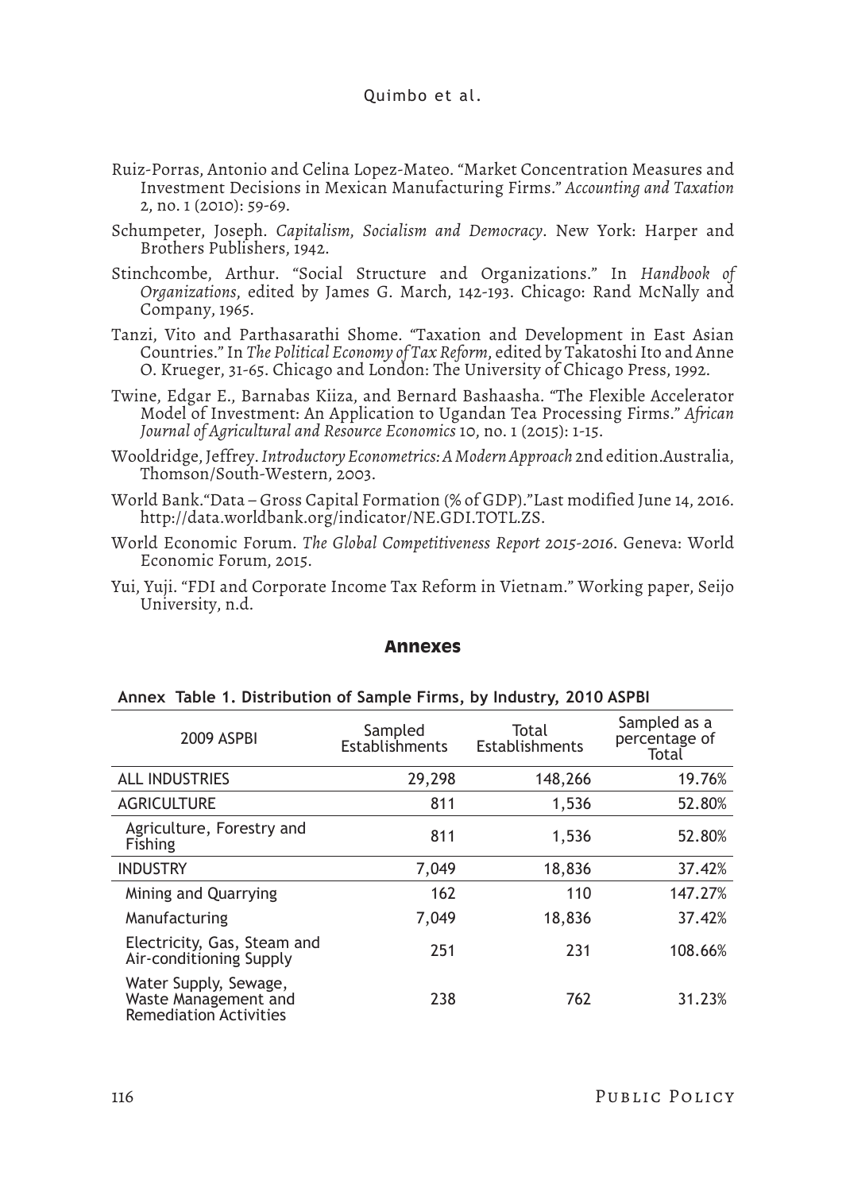Ruiz-Porras, Antonio and Celina Lopez-Mateo. "Market Concentration Measures and Investment Decisions in Mexican Manufacturing Firms." *Accounting and Taxation* 2, no. 1 (2010): 59-69.

Schumpeter, Joseph. *Capitalism, Socialism and Democracy*. New York: Harper and Brothers Publishers, 1942.

Stinchcombe, Arthur. "Social Structure and Organizations." In *Handbook of Organizations*, edited by James G. March, 142-193. Chicago: Rand McNally and Company, 1965.

Tanzi, Vito and Parthasarathi Shome. "Taxation and Development in East Asian Countries." In *The Political Economy of Tax Reform*, edited by Takatoshi Ito and Anne O. Krueger, 31-65. Chicago and London: The University of Chicago Press, 1992.

Twine, Edgar E., Barnabas Kiiza, and Bernard Bashaasha. "The Flexible Accelerator Model of Investment: An Application to Ugandan Tea Processing Firms." *African Journal of Agricultural and Resource Economics* 10, no. 1 (2015): 1-15.

Wooldridge, Jeffrey. *Introductory Econometrics: A Modern Approach* 2nd edition.Australia, Thomson/South-Western, 2003.

World Bank."Data – Gross Capital Formation (% of GDP)."Last modified June 14, 2016. http://data.worldbank.org/indicator/NE.GDI.TOTL.ZS.

World Economic Forum. *The Global Competitiveness Report 2015-2016*. Geneva: World Economic Forum, 2015.

Yui, Yuji. "FDI and Corporate Income Tax Reform in Vietnam." Working paper, Seijo University, n.d.

## Annexes

**Annex Table 1. Distribution of Sample Firms, by Industry, 2010 ASPBI**

| 2009 ASPBI | Sampled Establishments | Total Establishments | Sampled as a percentage of Total |
|---|---|---|---|
| ALL INDUSTRIES | 29,298 | 148,266 | 19.76% |
| AGRICULTURE | 811 | 1,536 | 52.80% |
| Agriculture, Forestry and Fishing | 811 | 1,536 | 52.80% |
| INDUSTRY | 7,049 | 18,836 | 37.42% |
| Mining and Quarrying | 162 | 110 | 147.27% |
| Manufacturing | 7,049 | 18,836 | 37.42% |
| Electricity, Gas, Steam and Air-conditioning Supply | 251 | 231 | 108.66% |
| Water Supply, Sewage, Waste Management and Remediation Activities | 238 | 762 | 31.23% |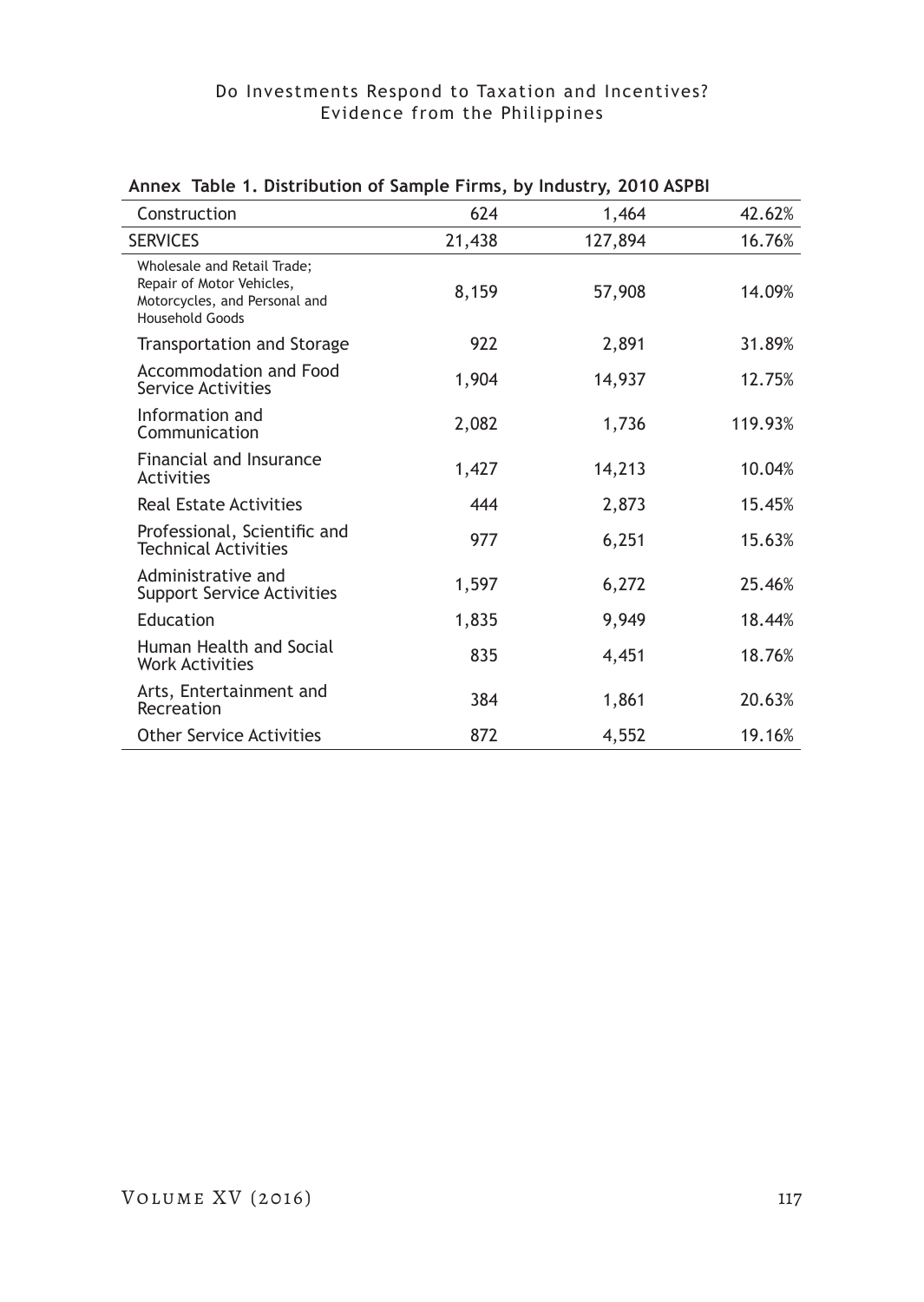**Annex Table 1. Distribution of Sample Firms, by Industry, 2010 ASPBI**

| | | | |
|---|---|---|---|
| Construction | 624 | 1,464 | 42.62% |
| SERVICES | 21,438 | 127,894 | 16.76% |
| Wholesale and Retail Trade; Repair of Motor Vehicles, Motorcycles, and Personal and Household Goods | 8,159 | 57,908 | 14.09% |
| Transportation and Storage | 922 | 2,891 | 31.89% |
| Accommodation and Food Service Activities | 1,904 | 14,937 | 12.75% |
| Information and Communication | 2,082 | 1,736 | 119.93% |
| Financial and Insurance Activities | 1,427 | 14,213 | 10.04% |
| Real Estate Activities | 444 | 2,873 | 15.45% |
| Professional, Scientific and Technical Activities | 977 | 6,251 | 15.63% |
| Administrative and Support Service Activities | 1,597 | 6,272 | 25.46% |
| Education | 1,835 | 9,949 | 18.44% |
| Human Health and Social Work Activities | 835 | 4,451 | 18.76% |
| Arts, Entertainment and Recreation | 384 | 1,861 | 20.63% |
| Other Service Activities | 872 | 4,552 | 19.16% |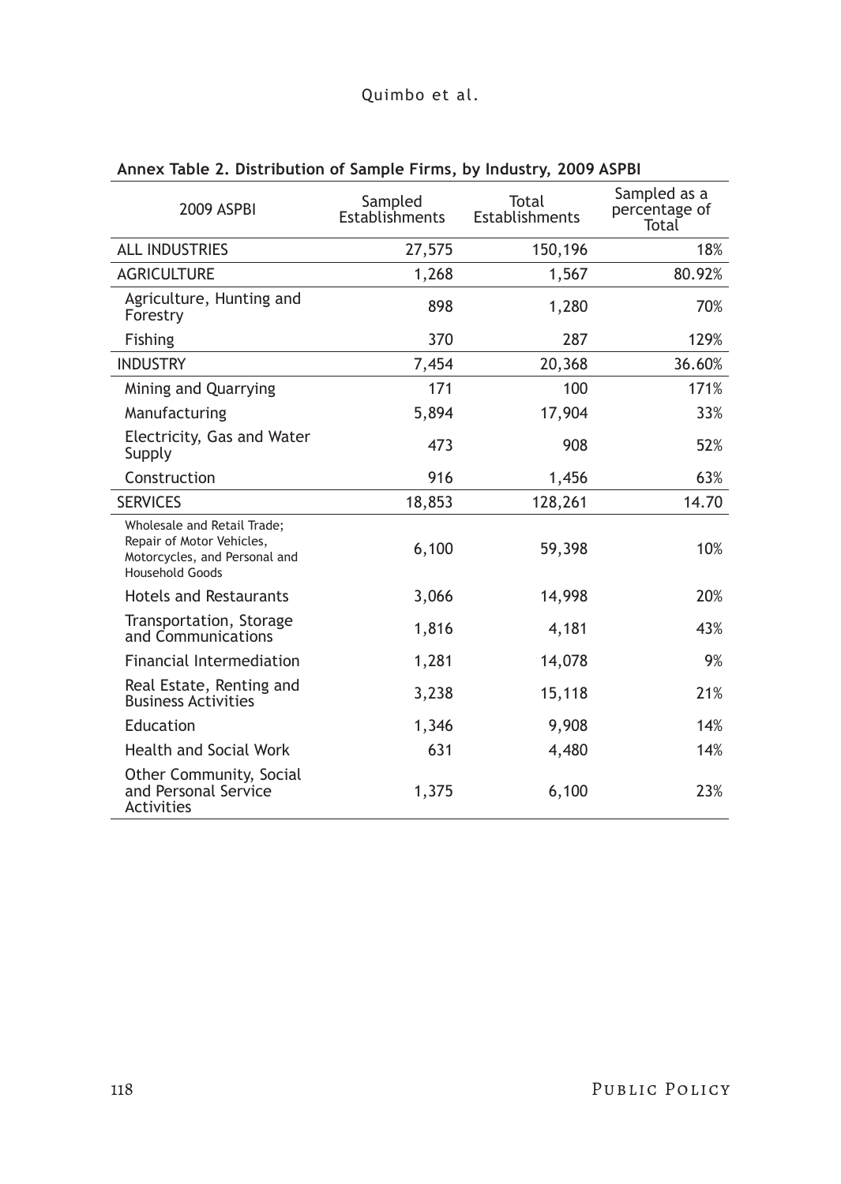**Annex Table 2. Distribution of Sample Firms, by Industry, 2009 ASPBI**

| 2009 ASPBI | Sampled Establishments | Total Establishments | Sampled as a percentage of Total |
|---|---|---|---|
| ALL INDUSTRIES | 27,575 | 150,196 | 18% |
| AGRICULTURE | 1,268 | 1,567 | 80.92% |
| Agriculture, Hunting and Forestry | 898 | 1,280 | 70% |
| Fishing | 370 | 287 | 129% |
| INDUSTRY | 7,454 | 20,368 | 36.60% |
| Mining and Quarrying | 171 | 100 | 171% |
| Manufacturing | 5,894 | 17,904 | 33% |
| Electricity, Gas and Water Supply | 473 | 908 | 52% |
| Construction | 916 | 1,456 | 63% |
| SERVICES | 18,853 | 128,261 | 14.70 |
| Wholesale and Retail Trade; Repair of Motor Vehicles, Motorcycles, and Personal and Household Goods | 6,100 | 59,398 | 10% |
| Hotels and Restaurants | 3,066 | 14,998 | 20% |
| Transportation, Storage and Communications | 1,816 | 4,181 | 43% |
| Financial Intermediation | 1,281 | 14,078 | 9% |
| Real Estate, Renting and Business Activities | 3,238 | 15,118 | 21% |
| Education | 1,346 | 9,908 | 14% |
| Health and Social Work | 631 | 4,480 | 14% |
| Other Community, Social and Personal Service Activities | 1,375 | 6,100 | 23% |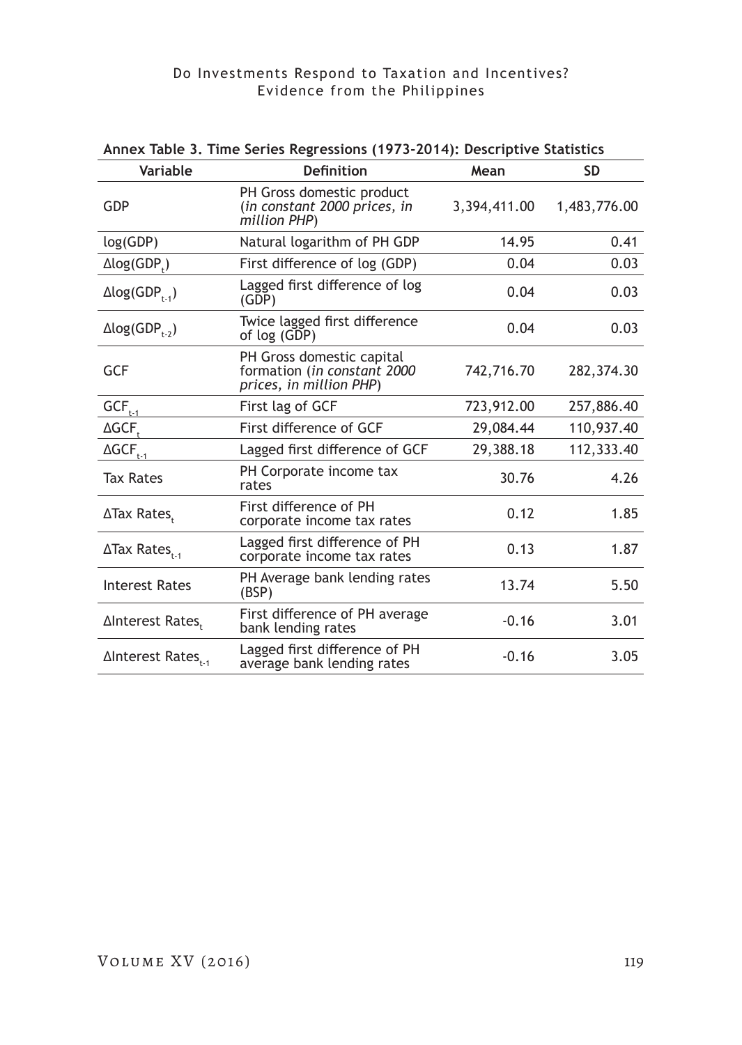**Annex Table 3. Time Series Regressions (1973-2014): Descriptive Statistics**

| Variable | Definition | Mean | SD |
|---|---|---|---|
| GDP | PH Gross domestic product (*in constant 2000 prices, in million PHP*) | 3,394,411.00 | 1,483,776.00 |
| log(GDP) | Natural logarithm of PH GDP | 14.95 | 0.41 |
| $\Delta log(GDP_t)$ | First difference of log (GDP) | 0.04 | 0.03 |
| $\Delta log(GDP_{t-1})$ | Lagged first difference of log (GDP) | 0.04 | 0.03 |
| $\Delta log(GDP_{t-2})$ | Twice lagged first difference of log (GDP) | 0.04 | 0.03 |
| GCF | PH Gross domestic capital formation (*in constant 2000 prices, in million PHP*) | 742,716.70 | 282,374.30 |
| $GCF_{t-1}$ | First lag of GCF | 723,912.00 | 257,886.40 |
| $\Delta GCF_t$ | First difference of GCF | 29,084.44 | 110,937.40 |
| $\Delta GCF_{t-1}$ | Lagged first difference of GCF | 29,388.18 | 112,333.40 |
| Tax Rates | PH Corporate income tax rates | 30.76 | 4.26 |
| $\Delta$Tax $Rates_t$ | First difference of PH corporate income tax rates | 0.12 | 1.85 |
| $\Delta$Tax $Rates_{t-1}$ | Lagged first difference of PH corporate income tax rates | 0.13 | 1.87 |
| Interest Rates | PH Average bank lending rates (BSP) | 13.74 | 5.50 |
| $\Delta$Interest $Rates_t$ | First difference of PH average bank lending rates | -0.16 | 3.01 |
| $\Delta$Interest $Rates_{t-1}$ | Lagged first difference of PH average bank lending rates | -0.16 | 3.05 |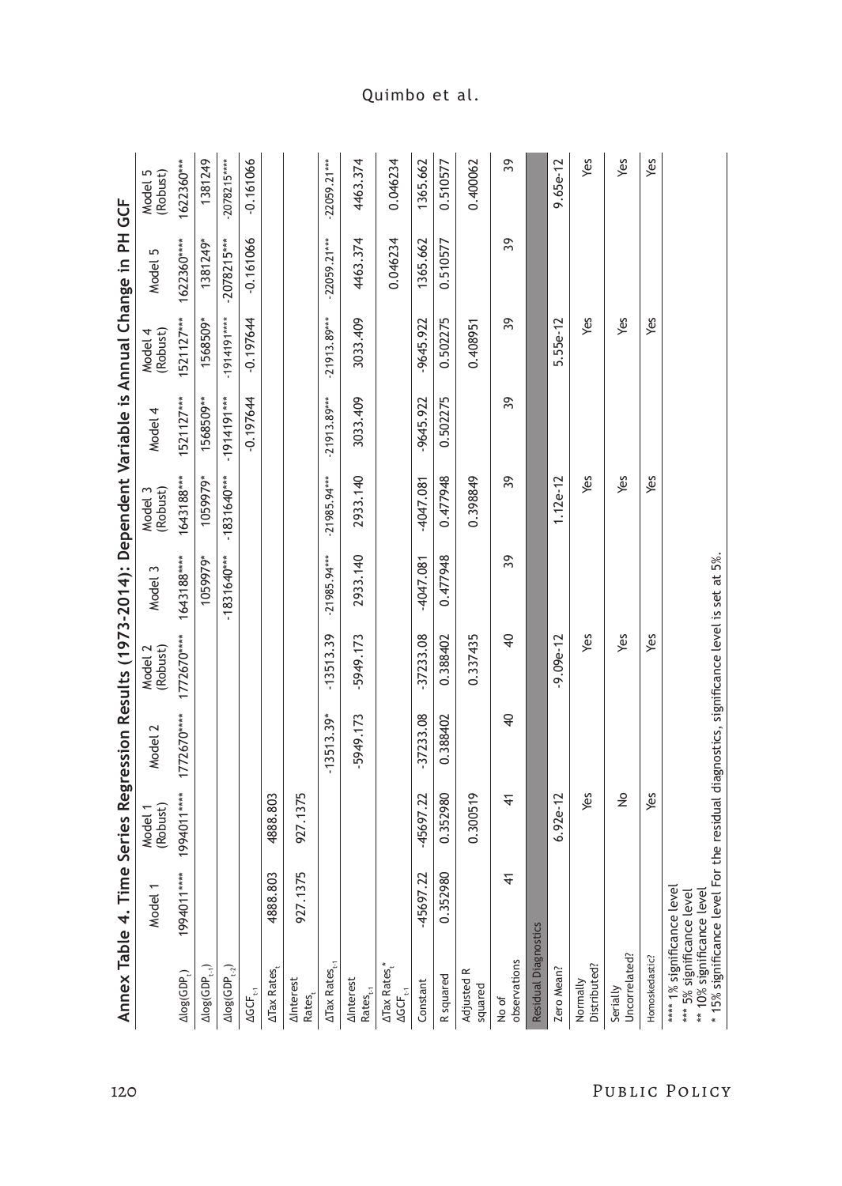# Annex Table 4. Time Series Regression Results (1973-2014): Dependent Variable is Annual Change in PH GCF

| | Model 1 | Model 1 (Robust) | Model 2 | Model 2 (Robust) | Model 3 | Model 3 (Robust) | Model 4 | Model 4 (Robust) | Model 5 | Model 5 (Robust) |
|---|---|---|---|---|---|---|---|---|---|---|
| $\Delta\log(GDP_t)$ | 1994011**** | 1994011**** | 1772670**** | 1772670**** | 1643188**** | 1643188*** | 1521127*** | 1521127*** | 1622360**** | 1622360*** |
| $\Delta\log(GDP_{t-1})$ | | | | | 1059979* | 1059979* | 1568509** | 1568509* | 1381249* | 1381249 |
| $\Delta\log(GDP_{t-2})$ | | | | | -1831640*** | -1831640*** | -1914191*** | -1914191**** | -2078215*** | -2078215**** |
| $\Delta GCF_{t-1}$ | | | | | | | -0.197644 | -0.197644 | -0.161066 | -0.161066 |
| $\Delta$Tax $Rates_t$ | 4888.803 | 4888.803 | | | | | | | | |
| $\Delta$Interest $Rates_t$ | 927.1375 | 927.1375 | | | | | | | | |
| $\Delta$Tax $Rates_{t-1}$ | | | -13513.39* | -13513.39 | -21985.94*** | -21985.94*** | -21913.89*** | -21913.89*** | -22059.21*** | -22059.21*** |
| $\Delta$Interest $Rates_{t-1}$ | | | -5949.173 | -5949.173 | 2933.140 | 2933.140 | 3033.409 | 3033.409 | 4463.374 | 4463.374 |
| $\Delta$Tax $Rates_t$ * $\Delta GCF_{t-1}$ | | | | | | | | | 0.046234 | 0.046234 |
| Constant | -45697.22 | -45697.22 | -37233.08 | -37233.08 | -4047.081 | -4047.081 | -9645.922 | -9645.922 | 1365.662 | 1365.662 |
| R squared | 0.352980 | 0.352980 | 0.388402 | 0.388402 | 0.477948 | 0.477948 | 0.502275 | 0.502275 | 0.510577 | 0.510577 |
| Adjusted R squared | | 0.300519 | | 0.337435 | | 0.398849 | | 0.408951 | | 0.400062 |
| No of observations | 41 | 41 | 40 | 40 | 39 | 39 | 39 | 39 | 39 | 39 |
| **Residual Diagnostics** | | | | | | | | | | |
| Zero Mean? | | 6.92e-12 | | -9.09e-12 | | 1.12e-12 | | 5.55e-12 | | 9.65e-12 |
| Normally Distributed? | | Yes | | Yes | | Yes | | Yes | | Yes |
| Serially Uncorrelated? | | No | | Yes | | Yes | | Yes | | Yes |
| Homoskedastic? | | Yes | | Yes | | Yes | | Yes | | Yes |

**** 1% significance level
*** 5% significance level
** 10% significance level
* 15% significance level For the residual diagnostics, significance level is set at 5%.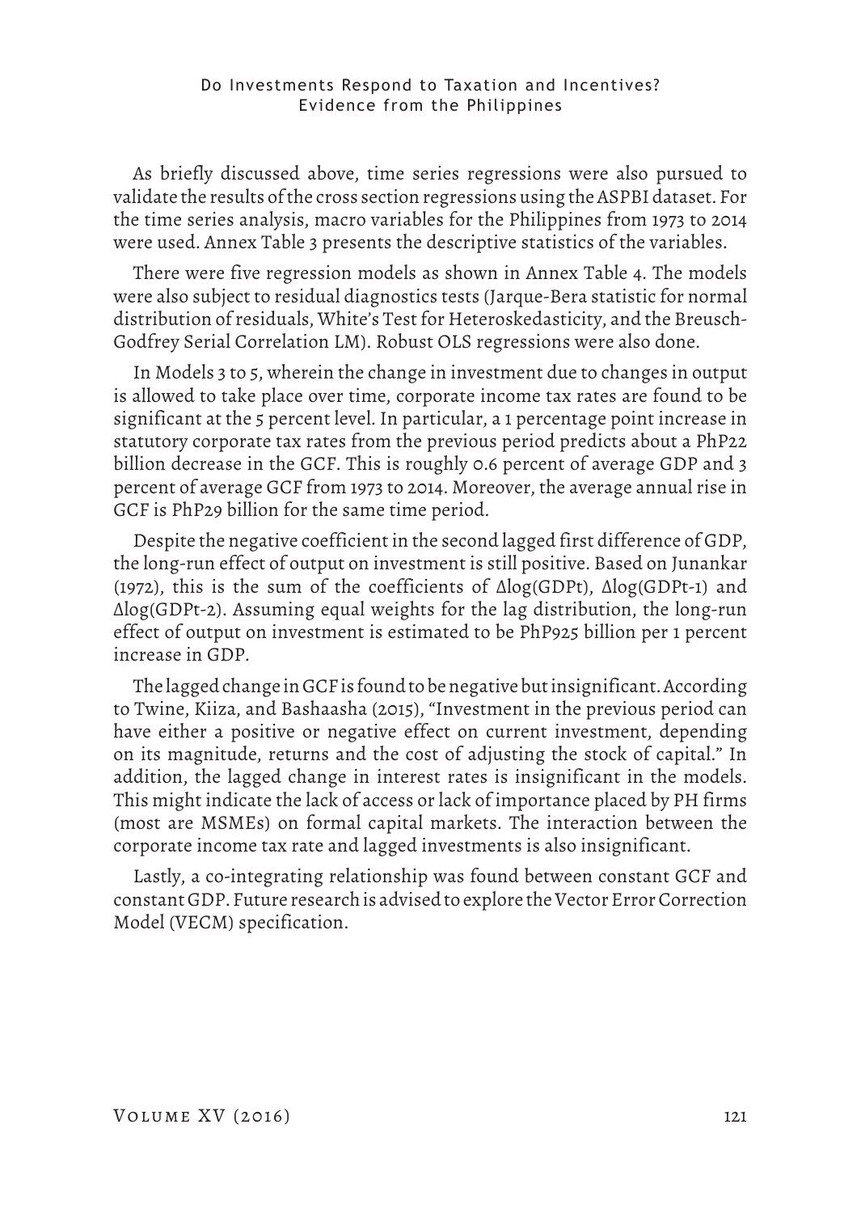As briefly discussed above, time series regressions were also pursued to validate the results of the cross section regressions using the ASPBI dataset. For the time series analysis, macro variables for the Philippines from 1973 to 2014 were used. Annex Table 3 presents the descriptive statistics of the variables.

There were five regression models as shown in Annex Table 4. The models were also subject to residual diagnostics tests (Jarque-Bera statistic for normal distribution of residuals, White's Test for Heteroskedasticity, and the Breusch-Godfrey Serial Correlation LM). Robust OLS regressions were also done.

In Models 3 to 5, wherein the change in investment due to changes in output is allowed to take place over time, corporate income tax rates are found to be significant at the 5 percent level. In particular, a 1 percentage point increase in statutory corporate tax rates from the previous period predicts about a PhP22 billion decrease in the GCF. This is roughly 0.6 percent of average GDP and 3 percent of average GCF from 1973 to 2014. Moreover, the average annual rise in GCF is PhP29 billion for the same time period.

Despite the negative coefficient in the second lagged first difference of GDP, the long-run effect of output on investment is still positive. Based on Junankar (1972), this is the sum of the coefficients of $\Delta\log(GDP_t)$, $\Delta\log(GDP_{t-1})$ and $\Delta\log(GDP_{t-2})$. Assuming equal weights for the lag distribution, the long-run effect of output on investment is estimated to be PhP925 billion per 1 percent increase in GDP.

The lagged change in GCF is found to be negative but insignificant. According to Twine, Kiiza, and Bashaasha (2015), "Investment in the previous period can have either a positive or negative effect on current investment, depending on its magnitude, returns and the cost of adjusting the stock of capital." In addition, the lagged change in interest rates is insignificant in the models. This might indicate the lack of access or lack of importance placed by PH firms (most are MSMEs) on formal capital markets. The interaction between the corporate income tax rate and lagged investments is also insignificant.

Lastly, a co-integrating relationship was found between constant GCF and constant GDP. Future research is advised to explore the Vector Error Correction Model (VECM) specification.